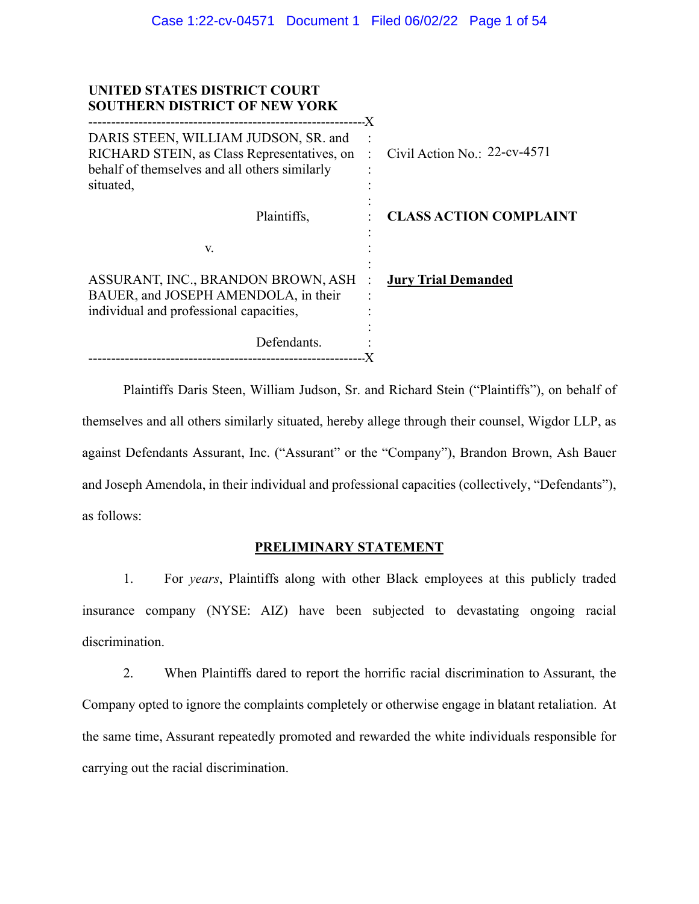**UNITED STATES DISTRICT COURT**
**SOUTHERN DISTRICT OF NEW YORK**

| | | |
|---|---|---|
| DARIS STEEN, WILLIAM JUDSON, SR. and RICHARD STEIN, as Class Representatives, on behalf of themselves and all others similarly situated, | : | Civil Action No.: 22-cv-4571 |
| Plaintiffs, | : | **CLASS ACTION COMPLAINT** |
| v. | : | |
| ASSURANT, INC., BRANDON BROWN, ASH BAUER, and JOSEPH AMENDOLA, in their individual and professional capacities, | : | **<u>Jury Trial Demanded</u>** |
| Defendants. | : | |

Plaintiffs Daris Steen, William Judson, Sr. and Richard Stein ("Plaintiffs"), on behalf of themselves and all others similarly situated, hereby allege through their counsel, Wigdor LLP, as against Defendants Assurant, Inc. ("Assurant" or the "Company"), Brandon Brown, Ash Bauer and Joseph Amendola, in their individual and professional capacities (collectively, "Defendants"), as follows:

## PRELIMINARY STATEMENT

1. For *years*, Plaintiffs along with other Black employees at this publicly traded insurance company (NYSE: AIZ) have been subjected to devastating ongoing racial discrimination.

2. When Plaintiffs dared to report the horrific racial discrimination to Assurant, the Company opted to ignore the complaints completely or otherwise engage in blatant retaliation. At the same time, Assurant repeatedly promoted and rewarded the white individuals responsible for carrying out the racial discrimination.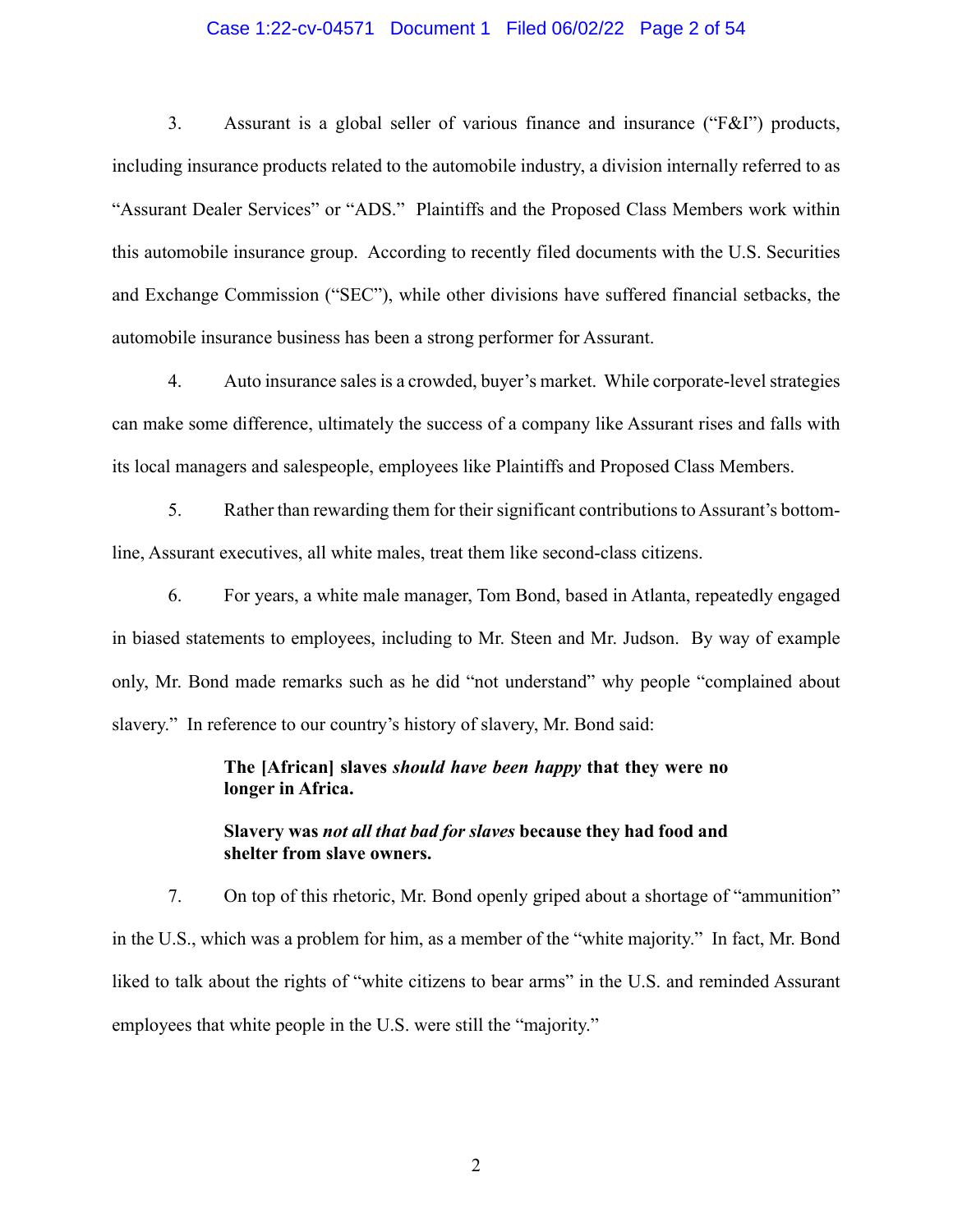3. Assurant is a global seller of various finance and insurance ("F&I") products, including insurance products related to the automobile industry, a division internally referred to as "Assurant Dealer Services" or "ADS." Plaintiffs and the Proposed Class Members work within this automobile insurance group. According to recently filed documents with the U.S. Securities and Exchange Commission ("SEC"), while other divisions have suffered financial setbacks, the automobile insurance business has been a strong performer for Assurant.

4. Auto insurance sales is a crowded, buyer's market. While corporate-level strategies can make some difference, ultimately the success of a company like Assurant rises and falls with its local managers and salespeople, employees like Plaintiffs and Proposed Class Members.

5. Rather than rewarding them for their significant contributions to Assurant's bottom-line, Assurant executives, all white males, treat them like second-class citizens.

6. For years, a white male manager, Tom Bond, based in Atlanta, repeatedly engaged in biased statements to employees, including to Mr. Steen and Mr. Judson. By way of example only, Mr. Bond made remarks such as he did "not understand" why people "complained about slavery." In reference to our country's history of slavery, Mr. Bond said:

> **The [African] slaves *should have been happy* that they were no longer in Africa.**
>
> **Slavery was *not all that bad for slaves* because they had food and shelter from slave owners.**

7. On top of this rhetoric, Mr. Bond openly griped about a shortage of "ammunition" in the U.S., which was a problem for him, as a member of the "white majority." In fact, Mr. Bond liked to talk about the rights of "white citizens to bear arms" in the U.S. and reminded Assurant employees that white people in the U.S. were still the "majority."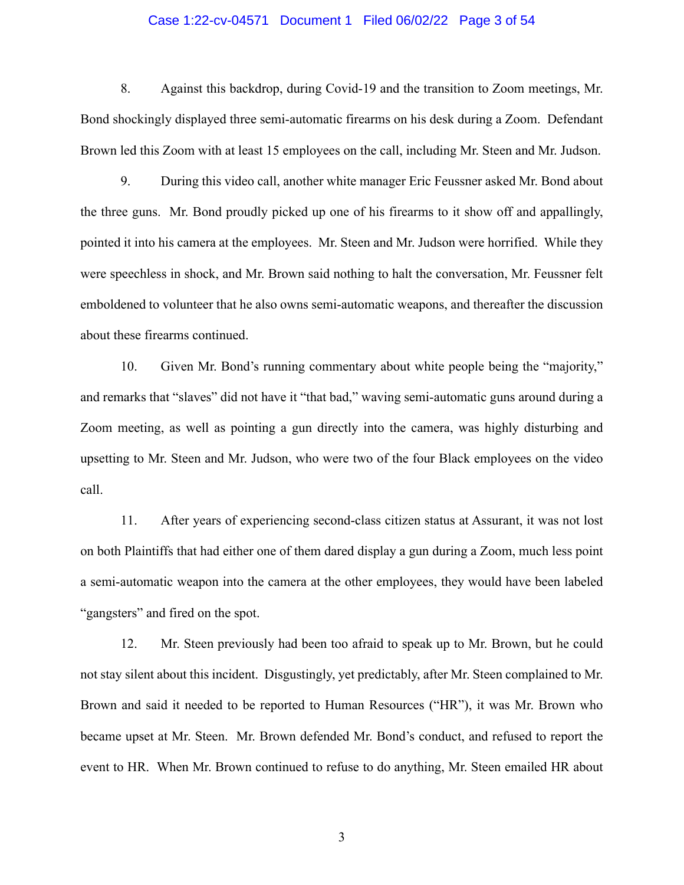8. Against this backdrop, during Covid-19 and the transition to Zoom meetings, Mr. Bond shockingly displayed three semi-automatic firearms on his desk during a Zoom. Defendant Brown led this Zoom with at least 15 employees on the call, including Mr. Steen and Mr. Judson.

9. During this video call, another white manager Eric Feussner asked Mr. Bond about the three guns. Mr. Bond proudly picked up one of his firearms to it show off and appallingly, pointed it into his camera at the employees. Mr. Steen and Mr. Judson were horrified. While they were speechless in shock, and Mr. Brown said nothing to halt the conversation, Mr. Feussner felt emboldened to volunteer that he also owns semi-automatic weapons, and thereafter the discussion about these firearms continued.

10. Given Mr. Bond's running commentary about white people being the "majority," and remarks that "slaves" did not have it "that bad," waving semi-automatic guns around during a Zoom meeting, as well as pointing a gun directly into the camera, was highly disturbing and upsetting to Mr. Steen and Mr. Judson, who were two of the four Black employees on the video call.

11. After years of experiencing second-class citizen status at Assurant, it was not lost on both Plaintiffs that had either one of them dared display a gun during a Zoom, much less point a semi-automatic weapon into the camera at the other employees, they would have been labeled "gangsters" and fired on the spot.

12. Mr. Steen previously had been too afraid to speak up to Mr. Brown, but he could not stay silent about this incident. Disgustingly, yet predictably, after Mr. Steen complained to Mr. Brown and said it needed to be reported to Human Resources ("HR"), it was Mr. Brown who became upset at Mr. Steen. Mr. Brown defended Mr. Bond's conduct, and refused to report the event to HR. When Mr. Brown continued to refuse to do anything, Mr. Steen emailed HR about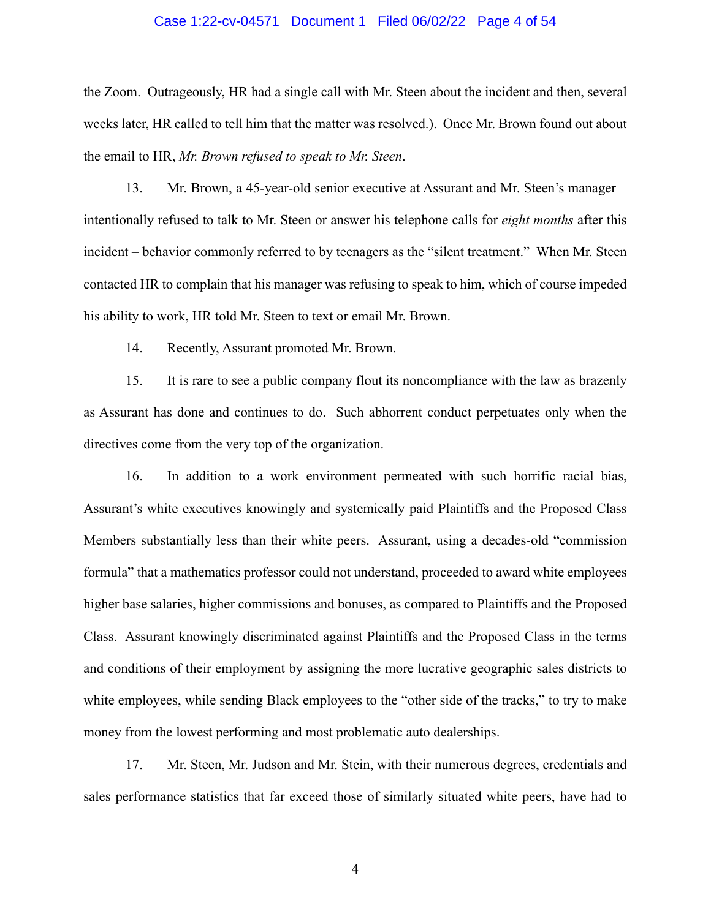the Zoom. Outrageously, HR had a single call with Mr. Steen about the incident and then, several weeks later, HR called to tell him that the matter was resolved.). Once Mr. Brown found out about the email to HR, *Mr. Brown refused to speak to Mr. Steen*.

13. Mr. Brown, a 45-year-old senior executive at Assurant and Mr. Steen's manager – intentionally refused to talk to Mr. Steen or answer his telephone calls for *eight months* after this incident – behavior commonly referred to by teenagers as the "silent treatment." When Mr. Steen contacted HR to complain that his manager was refusing to speak to him, which of course impeded his ability to work, HR told Mr. Steen to text or email Mr. Brown.

14. Recently, Assurant promoted Mr. Brown.

15. It is rare to see a public company flout its noncompliance with the law as brazenly as Assurant has done and continues to do. Such abhorrent conduct perpetuates only when the directives come from the very top of the organization.

16. In addition to a work environment permeated with such horrific racial bias, Assurant's white executives knowingly and systemically paid Plaintiffs and the Proposed Class Members substantially less than their white peers. Assurant, using a decades-old "commission formula" that a mathematics professor could not understand, proceeded to award white employees higher base salaries, higher commissions and bonuses, as compared to Plaintiffs and the Proposed Class. Assurant knowingly discriminated against Plaintiffs and the Proposed Class in the terms and conditions of their employment by assigning the more lucrative geographic sales districts to white employees, while sending Black employees to the "other side of the tracks," to try to make money from the lowest performing and most problematic auto dealerships.

17. Mr. Steen, Mr. Judson and Mr. Stein, with their numerous degrees, credentials and sales performance statistics that far exceed those of similarly situated white peers, have had to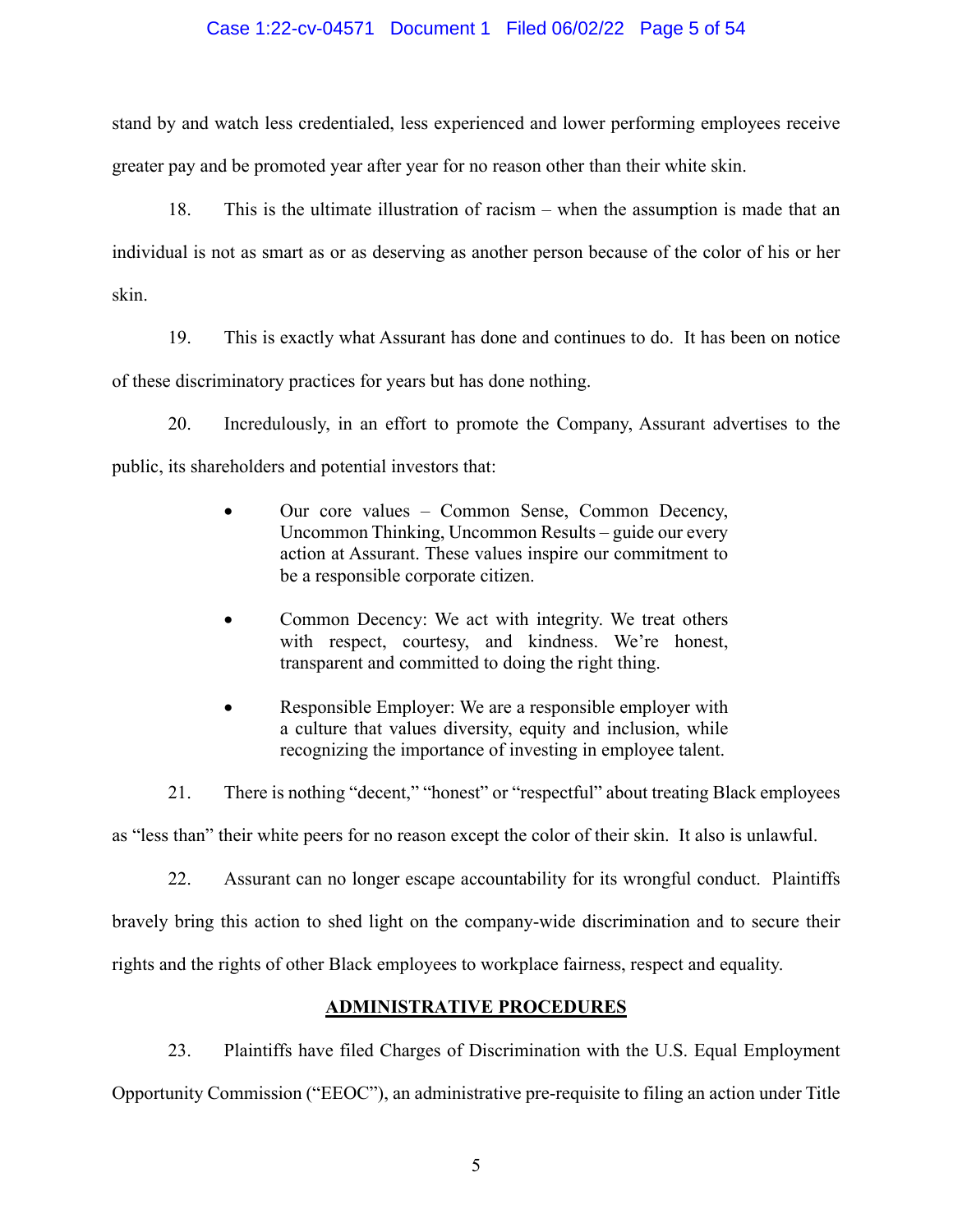stand by and watch less credentialed, less experienced and lower performing employees receive greater pay and be promoted year after year for no reason other than their white skin.

18. This is the ultimate illustration of racism – when the assumption is made that an individual is not as smart as or as deserving as another person because of the color of his or her skin.

19. This is exactly what Assurant has done and continues to do. It has been on notice of these discriminatory practices for years but has done nothing.

20. Incredulously, in an effort to promote the Company, Assurant advertises to the public, its shareholders and potential investors that:

- Our core values – Common Sense, Common Decency, Uncommon Thinking, Uncommon Results – guide our every action at Assurant. These values inspire our commitment to be a responsible corporate citizen.
- Common Decency: We act with integrity. We treat others with respect, courtesy, and kindness. We're honest, transparent and committed to doing the right thing.
- Responsible Employer: We are a responsible employer with a culture that values diversity, equity and inclusion, while recognizing the importance of investing in employee talent.

21. There is nothing "decent," "honest" or "respectful" about treating Black employees as "less than" their white peers for no reason except the color of their skin. It also is unlawful.

22. Assurant can no longer escape accountability for its wrongful conduct. Plaintiffs bravely bring this action to shed light on the company-wide discrimination and to secure their rights and the rights of other Black employees to workplace fairness, respect and equality.

## ADMINISTRATIVE PROCEDURES

23. Plaintiffs have filed Charges of Discrimination with the U.S. Equal Employment Opportunity Commission ("EEOC"), an administrative pre-requisite to filing an action under Title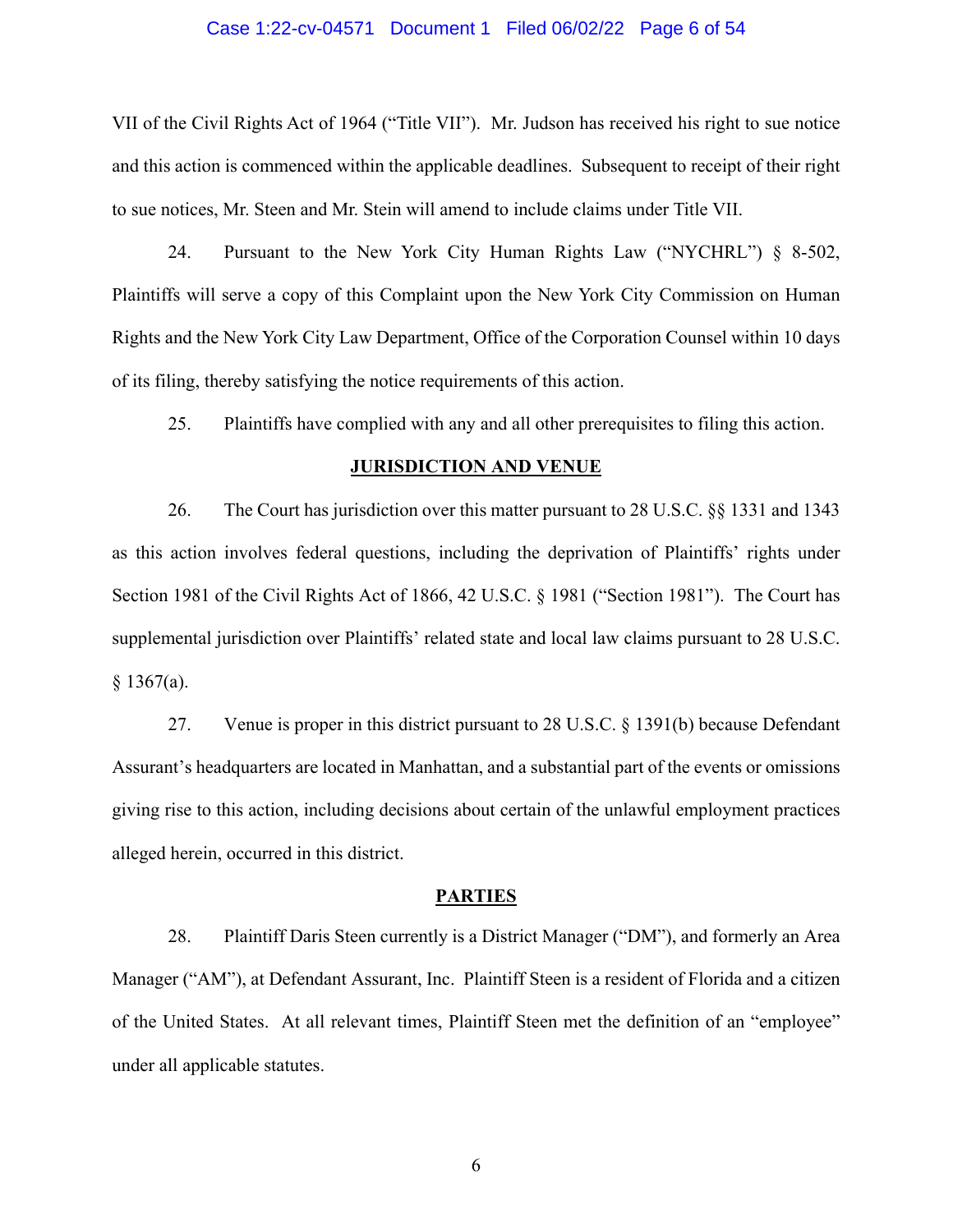VII of the Civil Rights Act of 1964 ("Title VII"). Mr. Judson has received his right to sue notice and this action is commenced within the applicable deadlines. Subsequent to receipt of their right to sue notices, Mr. Steen and Mr. Stein will amend to include claims under Title VII.

24. Pursuant to the New York City Human Rights Law ("NYCHRL") § 8-502, Plaintiffs will serve a copy of this Complaint upon the New York City Commission on Human Rights and the New York City Law Department, Office of the Corporation Counsel within 10 days of its filing, thereby satisfying the notice requirements of this action.

25. Plaintiffs have complied with any and all other prerequisites to filing this action.

## JURISDICTION AND VENUE

26. The Court has jurisdiction over this matter pursuant to 28 U.S.C. §§ 1331 and 1343 as this action involves federal questions, including the deprivation of Plaintiffs' rights under Section 1981 of the Civil Rights Act of 1866, 42 U.S.C. § 1981 ("Section 1981"). The Court has supplemental jurisdiction over Plaintiffs' related state and local law claims pursuant to 28 U.S.C. § 1367(a).

27. Venue is proper in this district pursuant to 28 U.S.C. § 1391(b) because Defendant Assurant's headquarters are located in Manhattan, and a substantial part of the events or omissions giving rise to this action, including decisions about certain of the unlawful employment practices alleged herein, occurred in this district.

## PARTIES

28. Plaintiff Daris Steen currently is a District Manager ("DM"), and formerly an Area Manager ("AM"), at Defendant Assurant, Inc. Plaintiff Steen is a resident of Florida and a citizen of the United States. At all relevant times, Plaintiff Steen met the definition of an "employee" under all applicable statutes.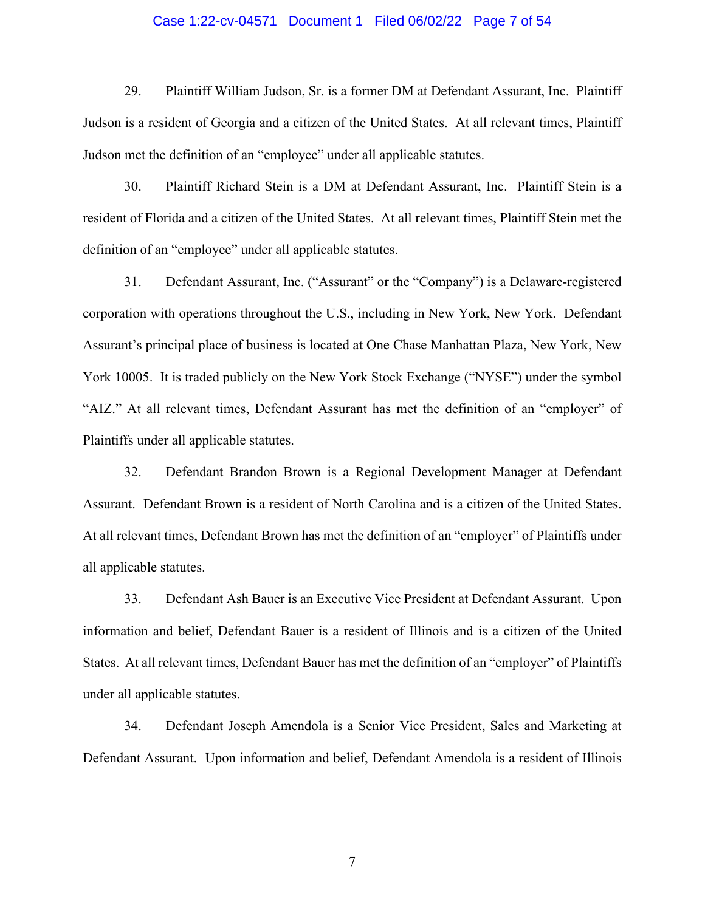29. Plaintiff William Judson, Sr. is a former DM at Defendant Assurant, Inc. Plaintiff Judson is a resident of Georgia and a citizen of the United States. At all relevant times, Plaintiff Judson met the definition of an "employee" under all applicable statutes.

30. Plaintiff Richard Stein is a DM at Defendant Assurant, Inc. Plaintiff Stein is a resident of Florida and a citizen of the United States. At all relevant times, Plaintiff Stein met the definition of an "employee" under all applicable statutes.

31. Defendant Assurant, Inc. ("Assurant" or the "Company") is a Delaware-registered corporation with operations throughout the U.S., including in New York, New York. Defendant Assurant's principal place of business is located at One Chase Manhattan Plaza, New York, New York 10005. It is traded publicly on the New York Stock Exchange ("NYSE") under the symbol "AIZ." At all relevant times, Defendant Assurant has met the definition of an "employer" of Plaintiffs under all applicable statutes.

32. Defendant Brandon Brown is a Regional Development Manager at Defendant Assurant. Defendant Brown is a resident of North Carolina and is a citizen of the United States. At all relevant times, Defendant Brown has met the definition of an "employer" of Plaintiffs under all applicable statutes.

33. Defendant Ash Bauer is an Executive Vice President at Defendant Assurant. Upon information and belief, Defendant Bauer is a resident of Illinois and is a citizen of the United States. At all relevant times, Defendant Bauer has met the definition of an "employer" of Plaintiffs under all applicable statutes.

34. Defendant Joseph Amendola is a Senior Vice President, Sales and Marketing at Defendant Assurant. Upon information and belief, Defendant Amendola is a resident of Illinois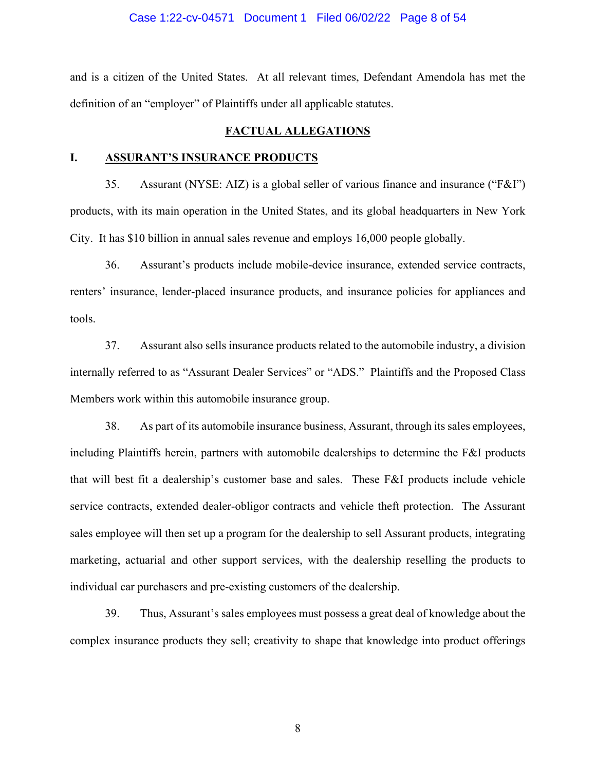and is a citizen of the United States. At all relevant times, Defendant Amendola has met the definition of an "employer" of Plaintiffs under all applicable statutes.

## FACTUAL ALLEGATIONS

### I. ASSURANT'S INSURANCE PRODUCTS

35. Assurant (NYSE: AIZ) is a global seller of various finance and insurance ("F&I") products, with its main operation in the United States, and its global headquarters in New York City. It has $10 billion in annual sales revenue and employs 16,000 people globally.

36. Assurant's products include mobile-device insurance, extended service contracts, renters' insurance, lender-placed insurance products, and insurance policies for appliances and tools.

37. Assurant also sells insurance products related to the automobile industry, a division internally referred to as "Assurant Dealer Services" or "ADS." Plaintiffs and the Proposed Class Members work within this automobile insurance group.

38. As part of its automobile insurance business, Assurant, through its sales employees, including Plaintiffs herein, partners with automobile dealerships to determine the F&I products that will best fit a dealership's customer base and sales. These F&I products include vehicle service contracts, extended dealer-obligor contracts and vehicle theft protection. The Assurant sales employee will then set up a program for the dealership to sell Assurant products, integrating marketing, actuarial and other support services, with the dealership reselling the products to individual car purchasers and pre-existing customers of the dealership.

39. Thus, Assurant's sales employees must possess a great deal of knowledge about the complex insurance products they sell; creativity to shape that knowledge into product offerings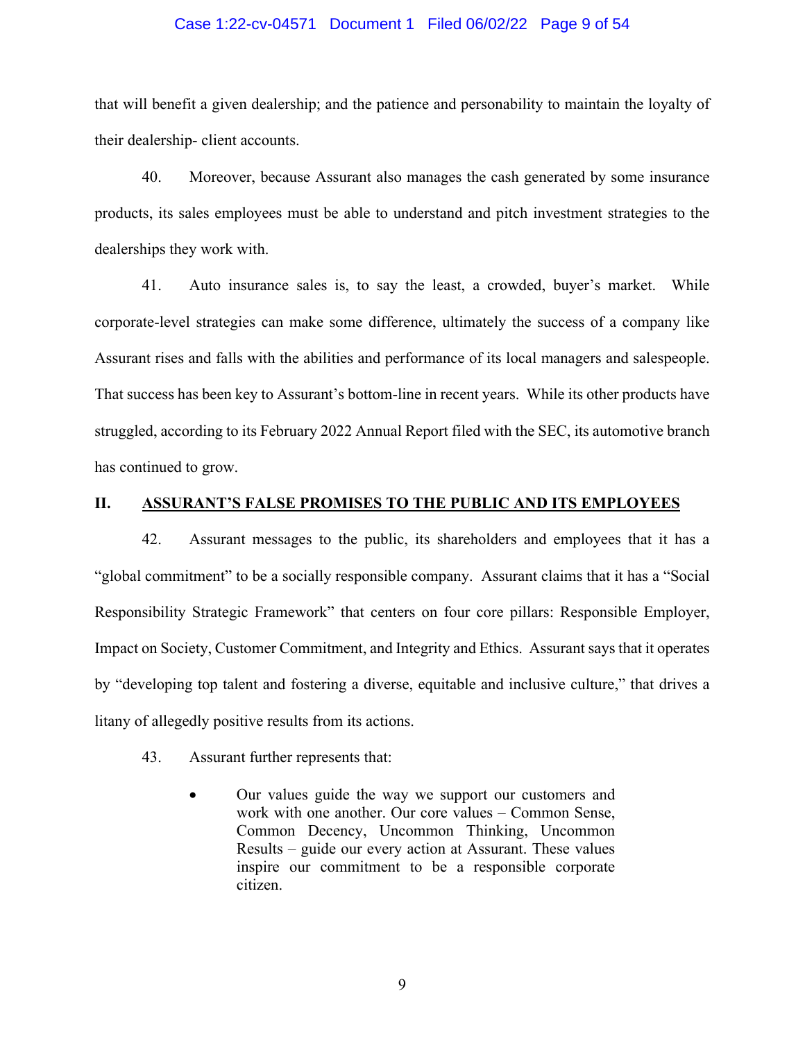that will benefit a given dealership; and the patience and personability to maintain the loyalty of their dealership- client accounts.

40. Moreover, because Assurant also manages the cash generated by some insurance products, its sales employees must be able to understand and pitch investment strategies to the dealerships they work with.

41. Auto insurance sales is, to say the least, a crowded, buyer's market. While corporate-level strategies can make some difference, ultimately the success of a company like Assurant rises and falls with the abilities and performance of its local managers and salespeople. That success has been key to Assurant's bottom-line in recent years. While its other products have struggled, according to its February 2022 Annual Report filed with the SEC, its automotive branch has continued to grow.

## II. ASSURANT'S FALSE PROMISES TO THE PUBLIC AND ITS EMPLOYEES

42. Assurant messages to the public, its shareholders and employees that it has a "global commitment" to be a socially responsible company. Assurant claims that it has a "Social Responsibility Strategic Framework" that centers on four core pillars: Responsible Employer, Impact on Society, Customer Commitment, and Integrity and Ethics. Assurant says that it operates by "developing top talent and fostering a diverse, equitable and inclusive culture," that drives a litany of allegedly positive results from its actions.

43. Assurant further represents that:

- Our values guide the way we support our customers and work with one another. Our core values – Common Sense, Common Decency, Uncommon Thinking, Uncommon Results – guide our every action at Assurant. These values inspire our commitment to be a responsible corporate citizen.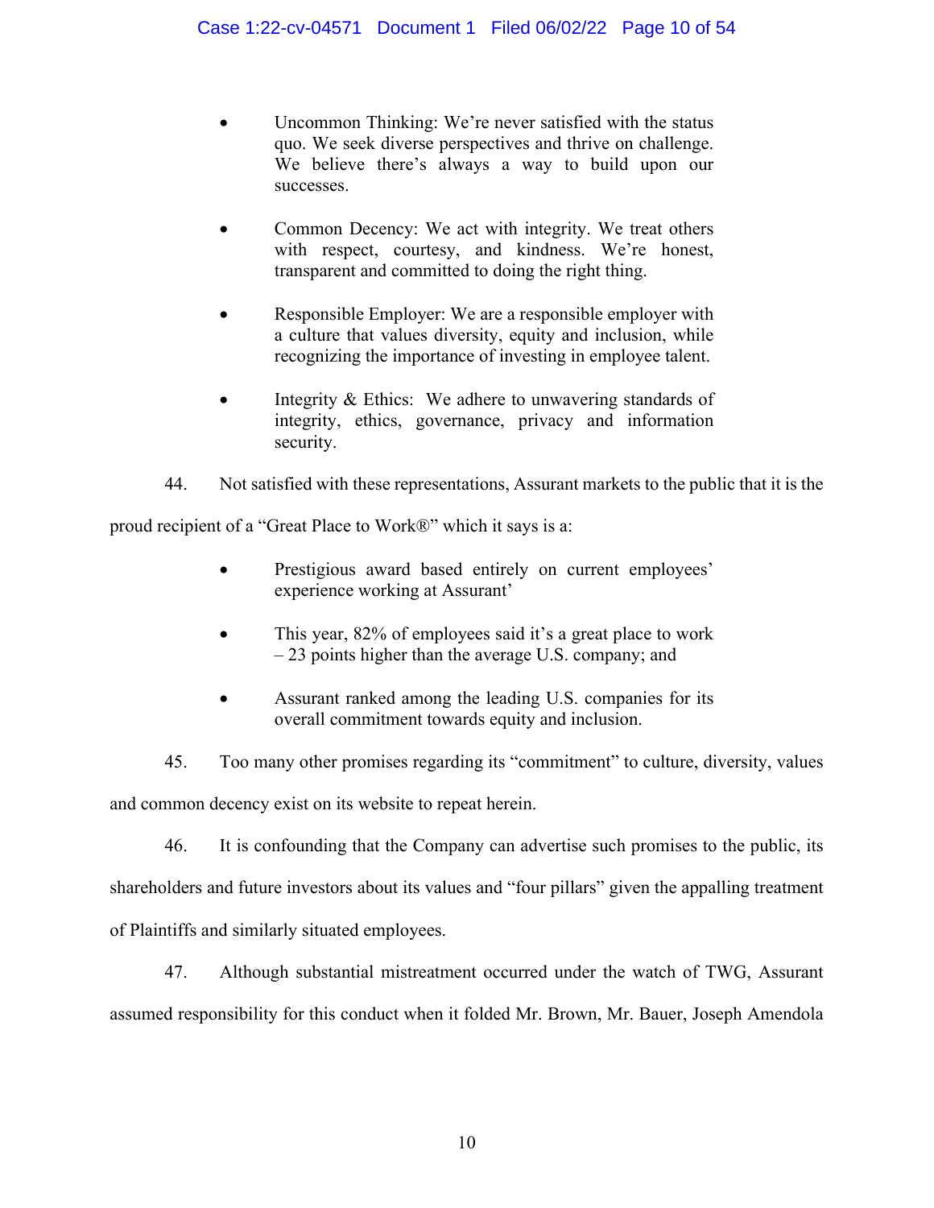- Uncommon Thinking: We're never satisfied with the status quo. We seek diverse perspectives and thrive on challenge. We believe there's always a way to build upon our successes.

- Common Decency: We act with integrity. We treat others with respect, courtesy, and kindness. We're honest, transparent and committed to doing the right thing.

- Responsible Employer: We are a responsible employer with a culture that values diversity, equity and inclusion, while recognizing the importance of investing in employee talent.

- Integrity & Ethics: We adhere to unwavering standards of integrity, ethics, governance, privacy and information security.

44. Not satisfied with these representations, Assurant markets to the public that it is the proud recipient of a "Great Place to Work®" which it says is a:

- Prestigious award based entirely on current employees' experience working at Assurant'

- This year, 82% of employees said it's a great place to work – 23 points higher than the average U.S. company; and

- Assurant ranked among the leading U.S. companies for its overall commitment towards equity and inclusion.

45. Too many other promises regarding its "commitment" to culture, diversity, values and common decency exist on its website to repeat herein.

46. It is confounding that the Company can advertise such promises to the public, its shareholders and future investors about its values and "four pillars" given the appalling treatment of Plaintiffs and similarly situated employees.

47. Although substantial mistreatment occurred under the watch of TWG, Assurant assumed responsibility for this conduct when it folded Mr. Brown, Mr. Bauer, Joseph Amendola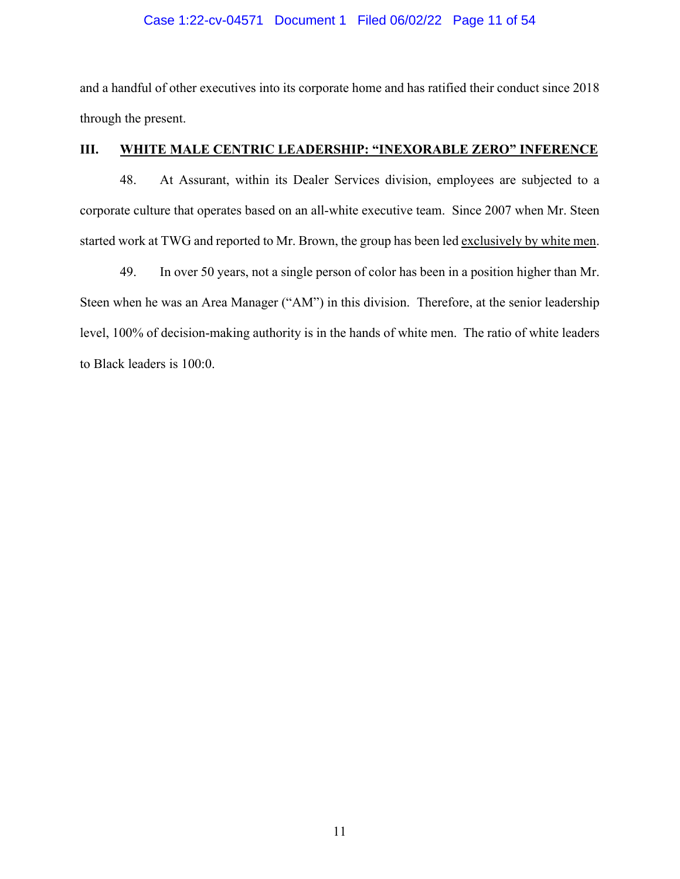and a handful of other executives into its corporate home and has ratified their conduct since 2018 through the present.

## III. <u>WHITE MALE CENTRIC LEADERSHIP: "INEXORABLE ZERO" INFERENCE</u>

48. At Assurant, within its Dealer Services division, employees are subjected to a corporate culture that operates based on an all-white executive team. Since 2007 when Mr. Steen started work at TWG and reported to Mr. Brown, the group has been led <u>exclusively by white men</u>.

49. In over 50 years, not a single person of color has been in a position higher than Mr. Steen when he was an Area Manager ("AM") in this division. Therefore, at the senior leadership level, 100% of decision-making authority is in the hands of white men. The ratio of white leaders to Black leaders is 100:0.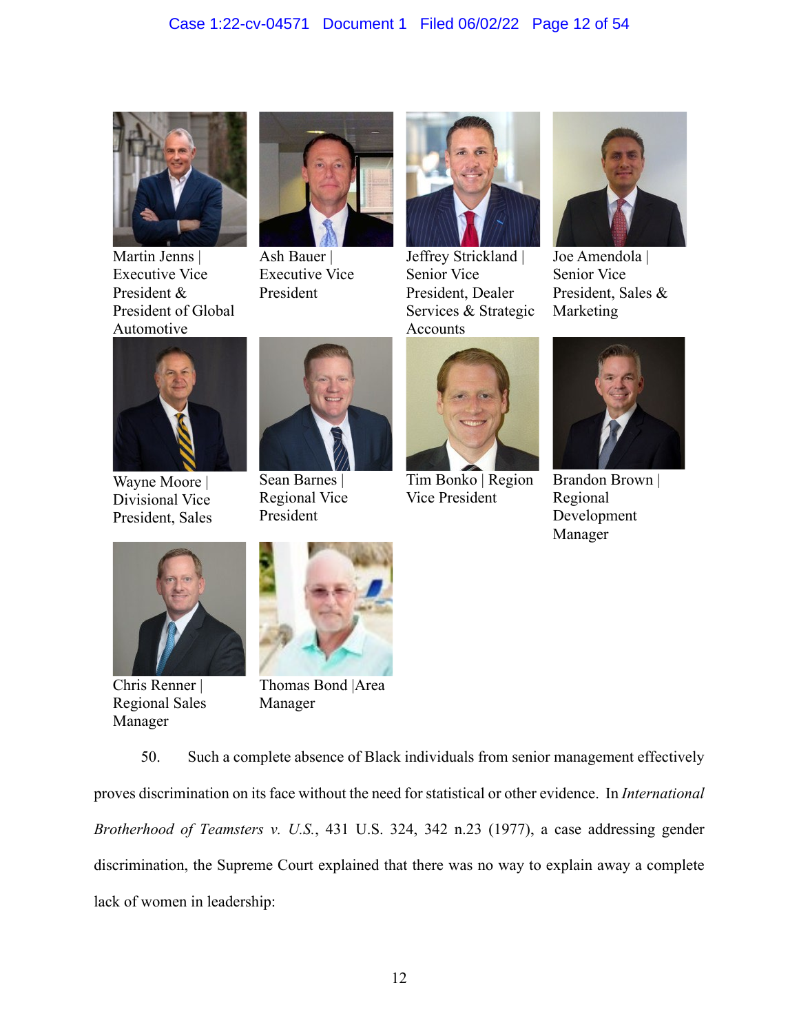Martin Jenns | Executive Vice President & President of Global Automotive

Ash Bauer | Executive Vice President

Jeffrey Strickland | Senior Vice President, Dealer Services & Strategic Accounts

Joe Amendola | Senior Vice President, Sales & Marketing

Wayne Moore | Divisional Vice President, Sales

Sean Barnes | Regional Vice President

Tim Bonko | Region Vice President

Brandon Brown | Regional Development Manager

Chris Renner | Regional Sales Manager

Thomas Bond |Area Manager

50. Such a complete absence of Black individuals from senior management effectively proves discrimination on its face without the need for statistical or other evidence. In *International Brotherhood of Teamsters v. U.S.*, 431 U.S. 324, 342 n.23 (1977), a case addressing gender discrimination, the Supreme Court explained that there was no way to explain away a complete lack of women in leadership: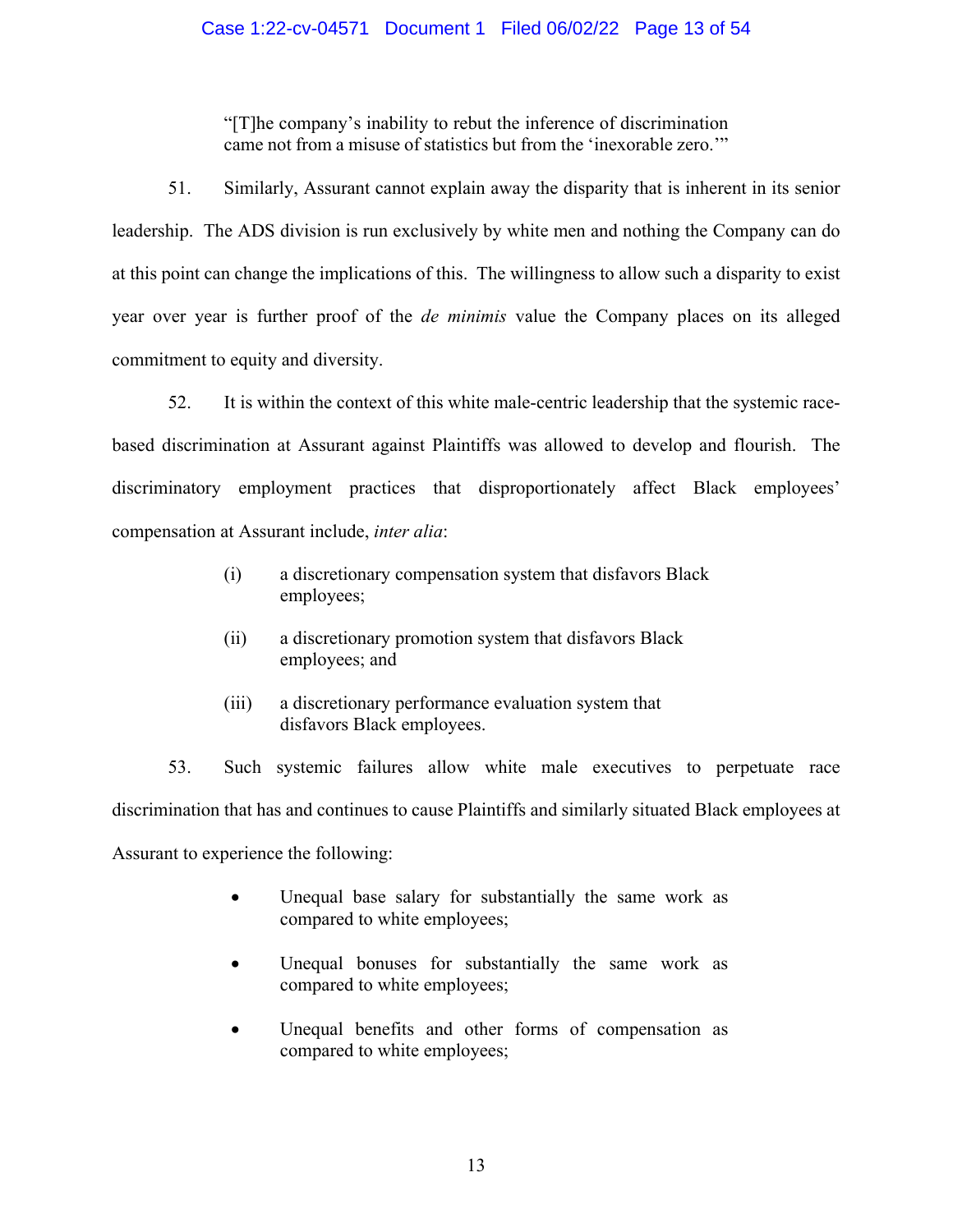> "[T]he company's inability to rebut the inference of discrimination came not from a misuse of statistics but from the 'inexorable zero.'"

51. Similarly, Assurant cannot explain away the disparity that is inherent in its senior leadership. The ADS division is run exclusively by white men and nothing the Company can do at this point can change the implications of this. The willingness to allow such a disparity to exist year over year is further proof of the *de minimis* value the Company places on its alleged commitment to equity and diversity.

52. It is within the context of this white male-centric leadership that the systemic race-based discrimination at Assurant against Plaintiffs was allowed to develop and flourish. The discriminatory employment practices that disproportionately affect Black employees' compensation at Assurant include, *inter alia*:

> (i) a discretionary compensation system that disfavors Black employees;
>
> (ii) a discretionary promotion system that disfavors Black employees; and
>
> (iii) a discretionary performance evaluation system that disfavors Black employees.

53. Such systemic failures allow white male executives to perpetuate race discrimination that has and continues to cause Plaintiffs and similarly situated Black employees at Assurant to experience the following:

- Unequal base salary for substantially the same work as compared to white employees;
- Unequal bonuses for substantially the same work as compared to white employees;
- Unequal benefits and other forms of compensation as compared to white employees;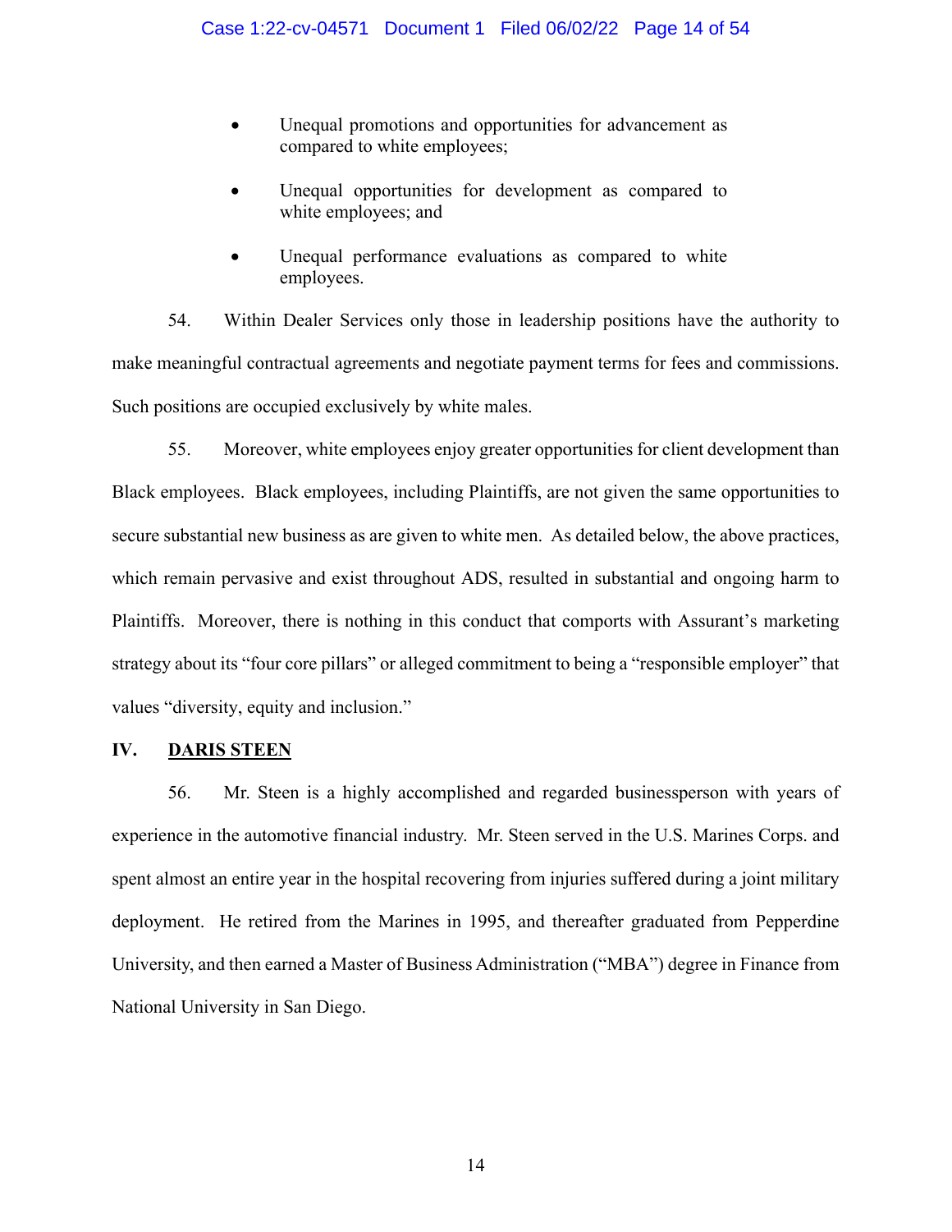- Unequal promotions and opportunities for advancement as compared to white employees;

- Unequal opportunities for development as compared to white employees; and

- Unequal performance evaluations as compared to white employees.

54. Within Dealer Services only those in leadership positions have the authority to make meaningful contractual agreements and negotiate payment terms for fees and commissions. Such positions are occupied exclusively by white males.

55. Moreover, white employees enjoy greater opportunities for client development than Black employees. Black employees, including Plaintiffs, are not given the same opportunities to secure substantial new business as are given to white men. As detailed below, the above practices, which remain pervasive and exist throughout ADS, resulted in substantial and ongoing harm to Plaintiffs. Moreover, there is nothing in this conduct that comports with Assurant's marketing strategy about its "four core pillars" or alleged commitment to being a "responsible employer" that values "diversity, equity and inclusion."

## IV. DARIS STEEN

56. Mr. Steen is a highly accomplished and regarded businessperson with years of experience in the automotive financial industry. Mr. Steen served in the U.S. Marines Corps. and spent almost an entire year in the hospital recovering from injuries suffered during a joint military deployment. He retired from the Marines in 1995, and thereafter graduated from Pepperdine University, and then earned a Master of Business Administration ("MBA") degree in Finance from National University in San Diego.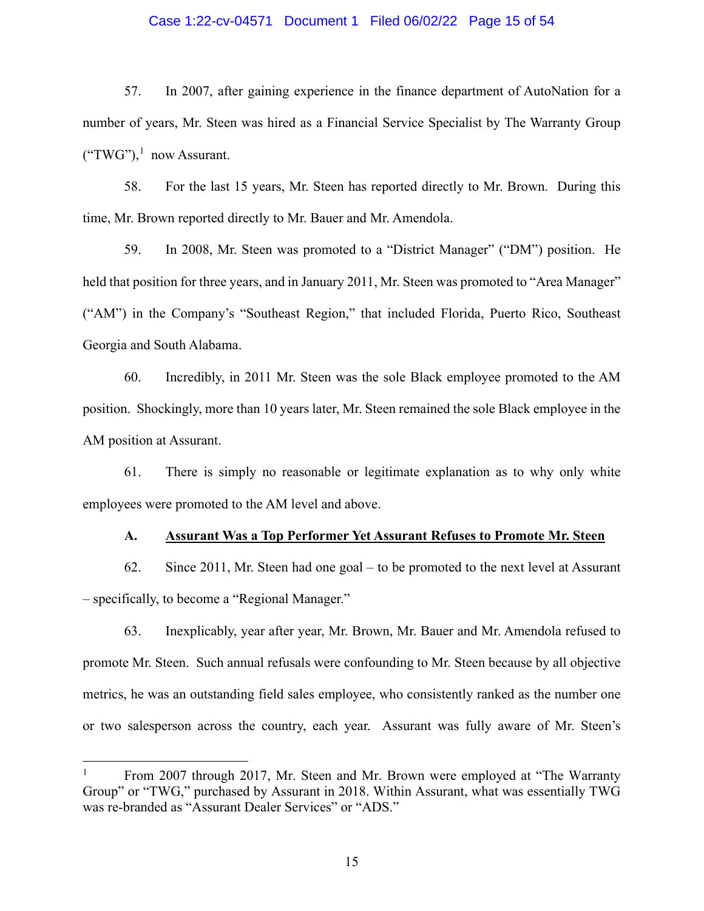57. In 2007, after gaining experience in the finance department of AutoNation for a number of years, Mr. Steen was hired as a Financial Service Specialist by The Warranty Group ("TWG"),[1] now Assurant.

58. For the last 15 years, Mr. Steen has reported directly to Mr. Brown. During this time, Mr. Brown reported directly to Mr. Bauer and Mr. Amendola.

59. In 2008, Mr. Steen was promoted to a "District Manager" ("DM") position. He held that position for three years, and in January 2011, Mr. Steen was promoted to "Area Manager" ("AM") in the Company's "Southeast Region," that included Florida, Puerto Rico, Southeast Georgia and South Alabama.

60. Incredibly, in 2011 Mr. Steen was the sole Black employee promoted to the AM position. Shockingly, more than 10 years later, Mr. Steen remained the sole Black employee in the AM position at Assurant.

61. There is simply no reasonable or legitimate explanation as to why only white employees were promoted to the AM level and above.

### A. <u>Assurant Was a Top Performer Yet Assurant Refuses to Promote Mr. Steen</u>

62. Since 2011, Mr. Steen had one goal – to be promoted to the next level at Assurant – specifically, to become a "Regional Manager."

63. Inexplicably, year after year, Mr. Brown, Mr. Bauer and Mr. Amendola refused to promote Mr. Steen. Such annual refusals were confounding to Mr. Steen because by all objective metrics, he was an outstanding field sales employee, who consistently ranked as the number one or two salesperson across the country, each year. Assurant was fully aware of Mr. Steen's

---

[1] From 2007 through 2017, Mr. Steen and Mr. Brown were employed at "The Warranty Group" or "TWG," purchased by Assurant in 2018. Within Assurant, what was essentially TWG was re-branded as "Assurant Dealer Services" or "ADS."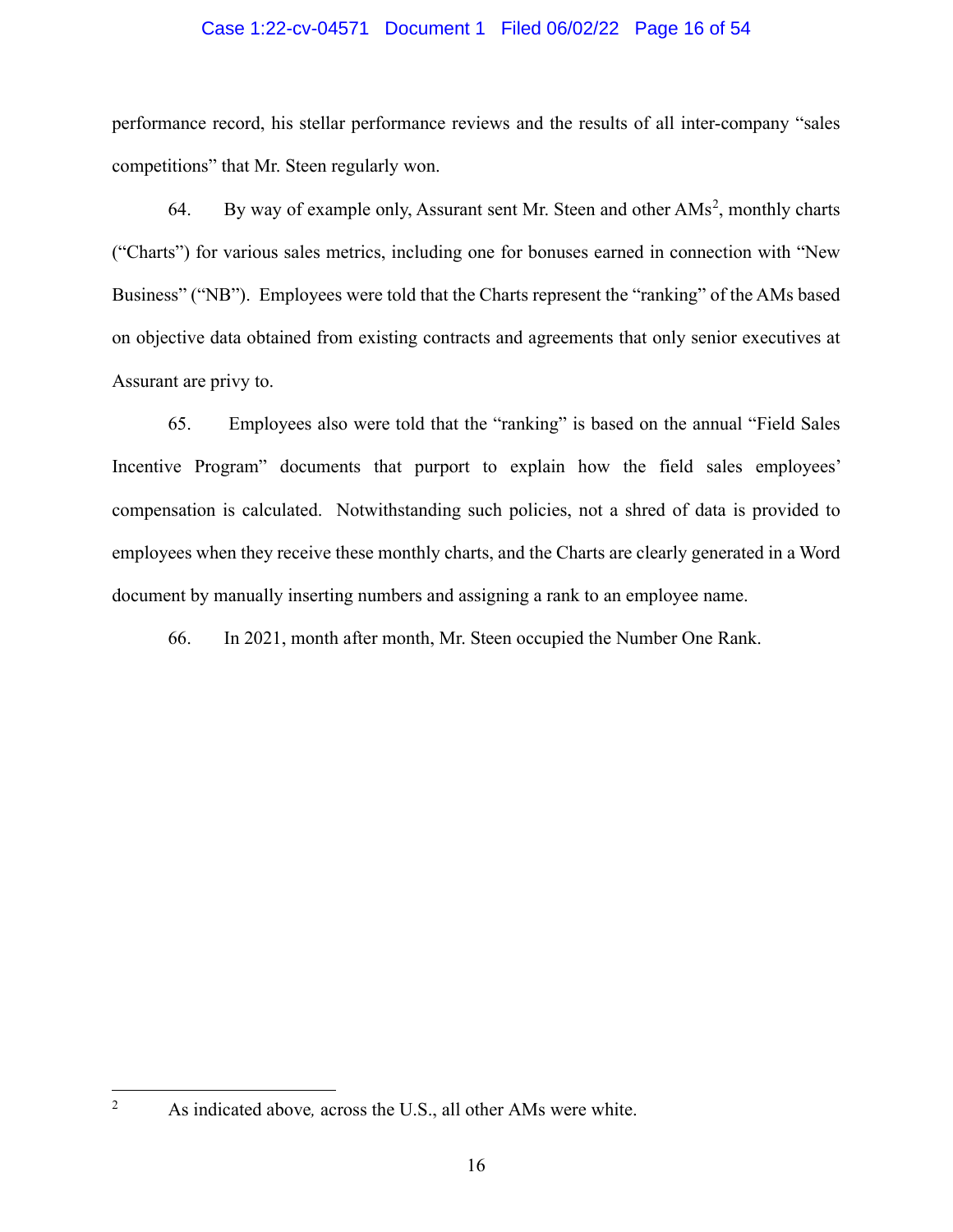performance record, his stellar performance reviews and the results of all inter-company "sales competitions" that Mr. Steen regularly won.

64. By way of example only, Assurant sent Mr. Steen and other AMs[2], monthly charts ("Charts") for various sales metrics, including one for bonuses earned in connection with "New Business" ("NB"). Employees were told that the Charts represent the "ranking" of the AMs based on objective data obtained from existing contracts and agreements that only senior executives at Assurant are privy to.

65. Employees also were told that the "ranking" is based on the annual "Field Sales Incentive Program" documents that purport to explain how the field sales employees' compensation is calculated. Notwithstanding such policies, not a shred of data is provided to employees when they receive these monthly charts, and the Charts are clearly generated in a Word document by manually inserting numbers and assigning a rank to an employee name.

66. In 2021, month after month, Mr. Steen occupied the Number One Rank.

---

[2] As indicated above*,* across the U.S., all other AMs were white.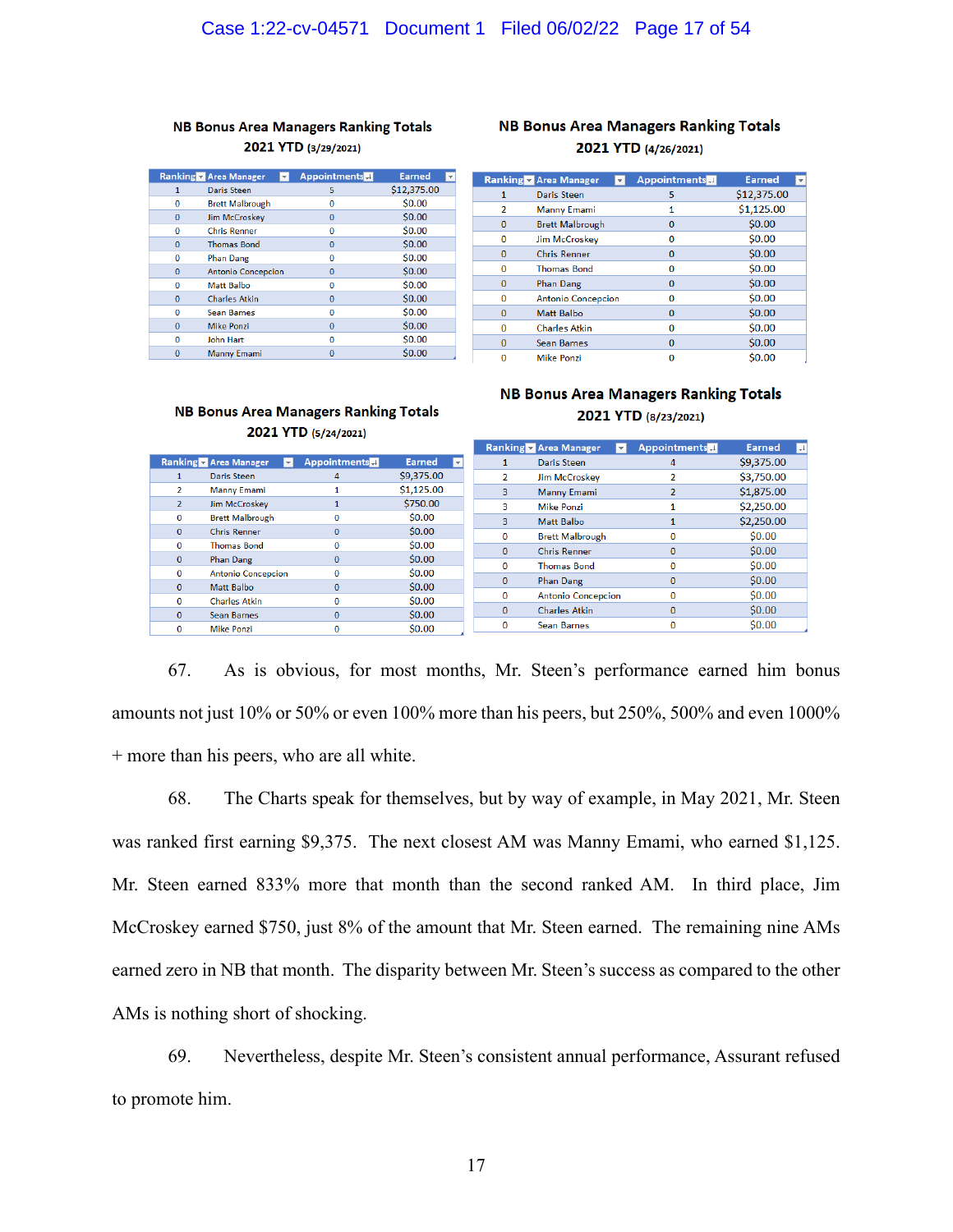**NB Bonus Area Managers Ranking Totals**
**2021 YTD** (3/29/2021)

| Ranking | Area Manager | Appointments | Earned |
|---|---|---|---|
| 1 | Daris Steen | 5 | $12,375.00 |
| 0 | Brett Malbrough | 0 | $0.00 |
| 0 | Jim McCroskey | 0 | $0.00 |
| 0 | Chris Renner | 0 | $0.00 |
| 0 | Thomas Bond | 0 | $0.00 |
| 0 | Phan Dang | 0 | $0.00 |
| 0 | Antonio Concepcion | 0 | $0.00 |
| 0 | Matt Balbo | 0 | $0.00 |
| 0 | Charles Atkin | 0 | $0.00 |
| 0 | Sean Barnes | 0 | $0.00 |
| 0 | Mike Ponzi | 0 | $0.00 |
| 0 | John Hart | 0 | $0.00 |
| 0 | Manny Emami | 0 | $0.00 |

**NB Bonus Area Managers Ranking Totals**
**2021 YTD** (4/26/2021)

| Ranking | Area Manager | Appointments | Earned |
|---|---|---|---|
| 1 | Daris Steen | 5 | $12,375.00 |
| 2 | Manny Emami | 1 | $1,125.00 |
| 0 | Brett Malbrough | 0 | $0.00 |
| 0 | Jim McCroskey | 0 | $0.00 |
| 0 | Chris Renner | 0 | $0.00 |
| 0 | Thomas Bond | 0 | $0.00 |
| 0 | Phan Dang | 0 | $0.00 |
| 0 | Antonio Concepcion | 0 | $0.00 |
| 0 | Matt Balbo | 0 | $0.00 |
| 0 | Charles Atkin | 0 | $0.00 |
| 0 | Sean Barnes | 0 | $0.00 |
| 0 | Mike Ponzi | 0 | $0.00 |

**NB Bonus Area Managers Ranking Totals**
**2021 YTD** (5/24/2021)

| Ranking | Area Manager | Appointments | Earned |
|---|---|---|---|
| 1 | Daris Steen | 4 | $9,375.00 |
| 2 | Manny Emami | 1 | $1,125.00 |
| 2 | Jim McCroskey | 1 | $750.00 |
| 0 | Brett Malbrough | 0 | $0.00 |
| 0 | Chris Renner | 0 | $0.00 |
| 0 | Thomas Bond | 0 | $0.00 |
| 0 | Phan Dang | 0 | $0.00 |
| 0 | Antonio Concepcion | 0 | $0.00 |
| 0 | Matt Balbo | 0 | $0.00 |
| 0 | Charles Atkin | 0 | $0.00 |
| 0 | Sean Barnes | 0 | $0.00 |
| 0 | Mike Ponzi | 0 | $0.00 |

**NB Bonus Area Managers Ranking Totals**
**2021 YTD** (8/23/2021)

| Ranking | Area Manager | Appointments | Earned |
|---|---|---|---|
| 1 | Daris Steen | 4 | $9,375.00 |
| 2 | Jim McCroskey | 2 | $3,750.00 |
| 3 | Manny Emami | 2 | $1,875.00 |
| 3 | Mike Ponzi | 1 | $2,250.00 |
| 3 | Matt Balbo | 1 | $2,250.00 |
| 0 | Brett Malbrough | 0 | $0.00 |
| 0 | Chris Renner | 0 | $0.00 |
| 0 | Thomas Bond | 0 | $0.00 |
| 0 | Phan Dang | 0 | $0.00 |
| 0 | Antonio Concepcion | 0 | $0.00 |
| 0 | Charles Atkin | 0 | $0.00 |
| 0 | Sean Barnes | 0 | $0.00 |

67. As is obvious, for most months, Mr. Steen's performance earned him bonus amounts not just 10% or 50% or even 100% more than his peers, but 250%, 500% and even 1000% + more than his peers, who are all white.

68. The Charts speak for themselves, but by way of example, in May 2021, Mr. Steen was ranked first earning $9,375. The next closest AM was Manny Emami, who earned $1,125. Mr. Steen earned 833% more that month than the second ranked AM. In third place, Jim McCroskey earned $750, just 8% of the amount that Mr. Steen earned. The remaining nine AMs earned zero in NB that month. The disparity between Mr. Steen's success as compared to the other AMs is nothing short of shocking.

69. Nevertheless, despite Mr. Steen's consistent annual performance, Assurant refused to promote him.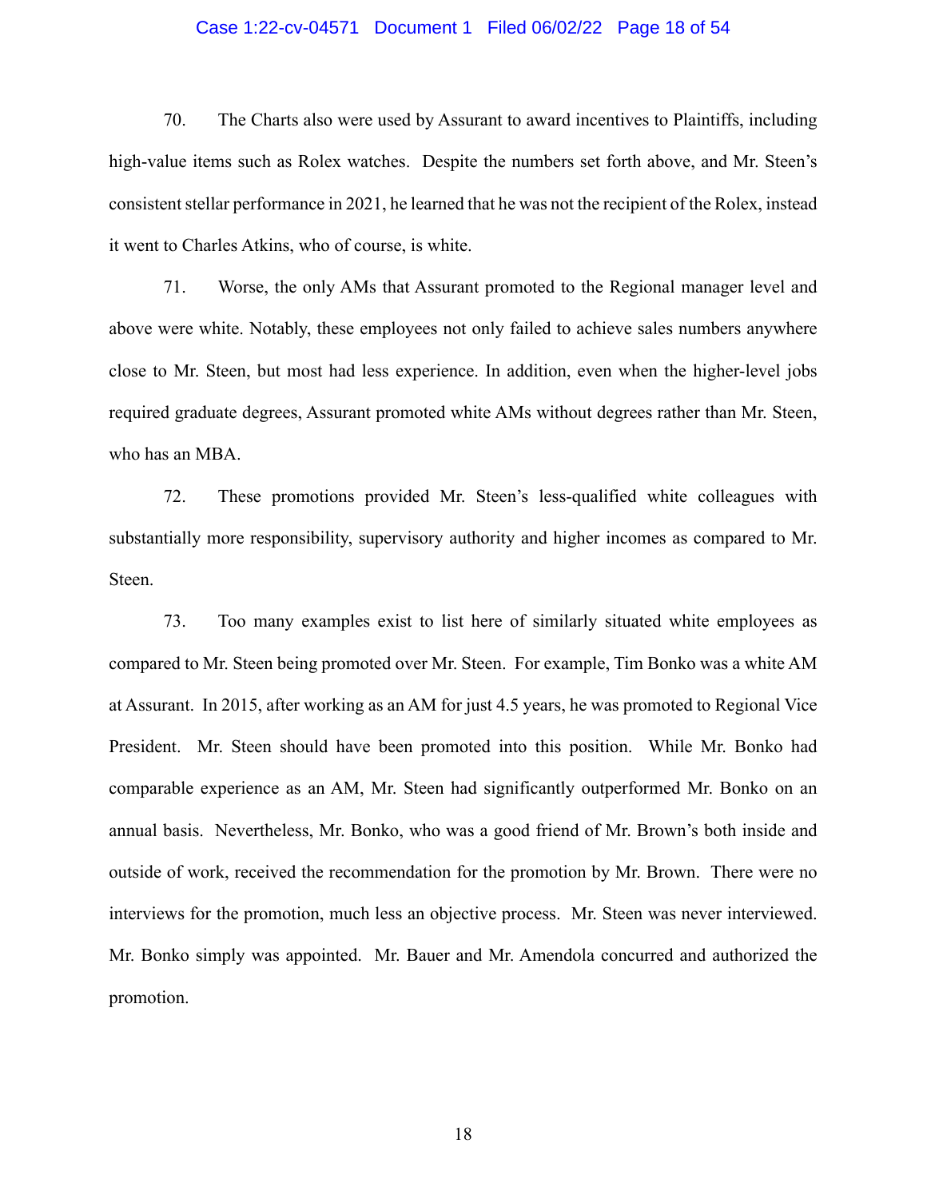70. The Charts also were used by Assurant to award incentives to Plaintiffs, including high-value items such as Rolex watches. Despite the numbers set forth above, and Mr. Steen's consistent stellar performance in 2021, he learned that he was not the recipient of the Rolex, instead it went to Charles Atkins, who of course, is white.

71. Worse, the only AMs that Assurant promoted to the Regional manager level and above were white. Notably, these employees not only failed to achieve sales numbers anywhere close to Mr. Steen, but most had less experience. In addition, even when the higher-level jobs required graduate degrees, Assurant promoted white AMs without degrees rather than Mr. Steen, who has an MBA.

72. These promotions provided Mr. Steen's less-qualified white colleagues with substantially more responsibility, supervisory authority and higher incomes as compared to Mr. Steen.

73. Too many examples exist to list here of similarly situated white employees as compared to Mr. Steen being promoted over Mr. Steen. For example, Tim Bonko was a white AM at Assurant. In 2015, after working as an AM for just 4.5 years, he was promoted to Regional Vice President. Mr. Steen should have been promoted into this position. While Mr. Bonko had comparable experience as an AM, Mr. Steen had significantly outperformed Mr. Bonko on an annual basis. Nevertheless, Mr. Bonko, who was a good friend of Mr. Brown's both inside and outside of work, received the recommendation for the promotion by Mr. Brown. There were no interviews for the promotion, much less an objective process. Mr. Steen was never interviewed. Mr. Bonko simply was appointed. Mr. Bauer and Mr. Amendola concurred and authorized the promotion.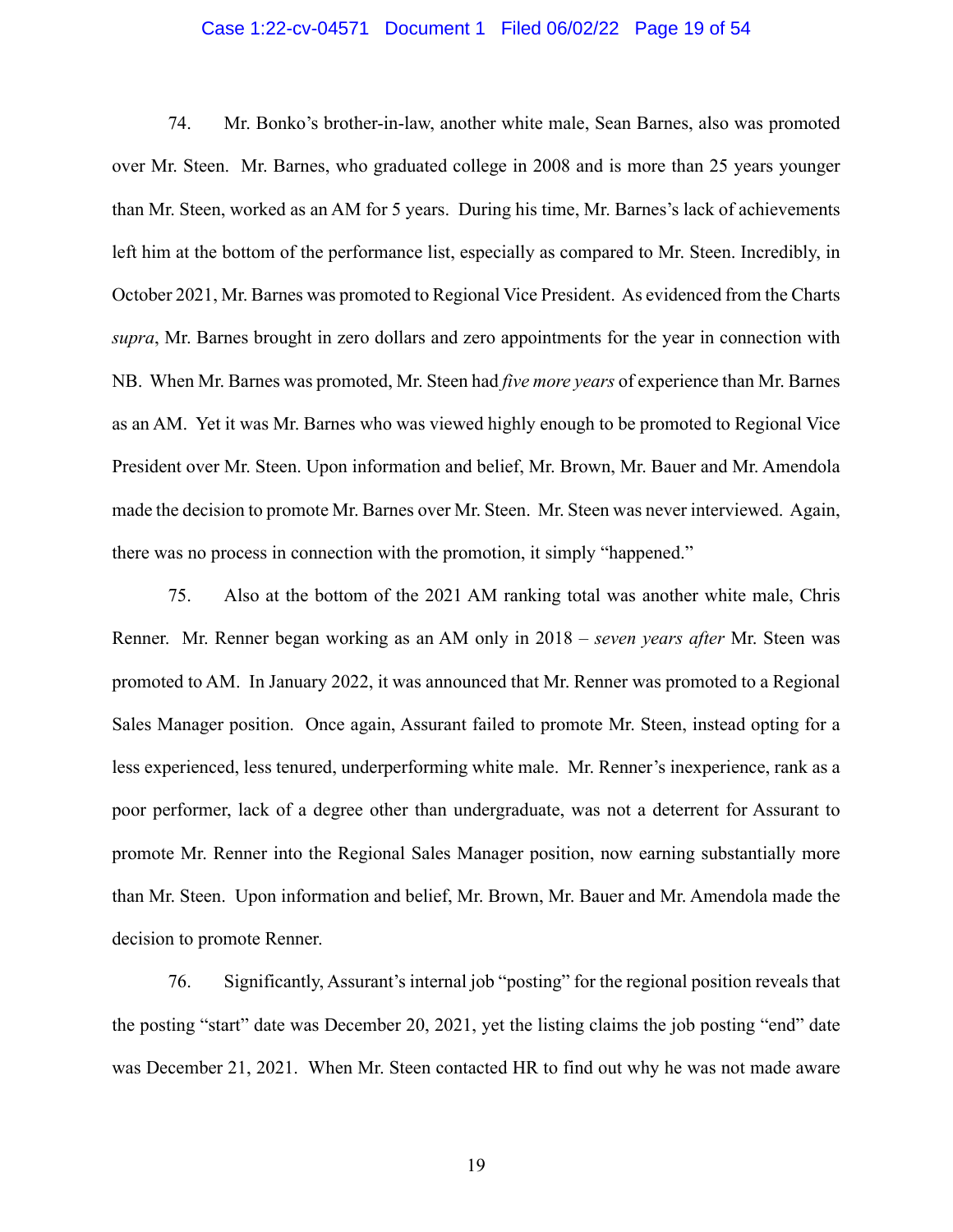74. Mr. Bonko's brother-in-law, another white male, Sean Barnes, also was promoted over Mr. Steen. Mr. Barnes, who graduated college in 2008 and is more than 25 years younger than Mr. Steen, worked as an AM for 5 years. During his time, Mr. Barnes's lack of achievements left him at the bottom of the performance list, especially as compared to Mr. Steen. Incredibly, in October 2021, Mr. Barnes was promoted to Regional Vice President. As evidenced from the Charts *supra*, Mr. Barnes brought in zero dollars and zero appointments for the year in connection with NB. When Mr. Barnes was promoted, Mr. Steen had *five more years* of experience than Mr. Barnes as an AM. Yet it was Mr. Barnes who was viewed highly enough to be promoted to Regional Vice President over Mr. Steen. Upon information and belief, Mr. Brown, Mr. Bauer and Mr. Amendola made the decision to promote Mr. Barnes over Mr. Steen. Mr. Steen was never interviewed. Again, there was no process in connection with the promotion, it simply "happened."

75. Also at the bottom of the 2021 AM ranking total was another white male, Chris Renner. Mr. Renner began working as an AM only in 2018 – *seven years after* Mr. Steen was promoted to AM. In January 2022, it was announced that Mr. Renner was promoted to a Regional Sales Manager position. Once again, Assurant failed to promote Mr. Steen, instead opting for a less experienced, less tenured, underperforming white male. Mr. Renner's inexperience, rank as a poor performer, lack of a degree other than undergraduate, was not a deterrent for Assurant to promote Mr. Renner into the Regional Sales Manager position, now earning substantially more than Mr. Steen. Upon information and belief, Mr. Brown, Mr. Bauer and Mr. Amendola made the decision to promote Renner.

76. Significantly, Assurant's internal job "posting" for the regional position reveals that the posting "start" date was December 20, 2021, yet the listing claims the job posting "end" date was December 21, 2021. When Mr. Steen contacted HR to find out why he was not made aware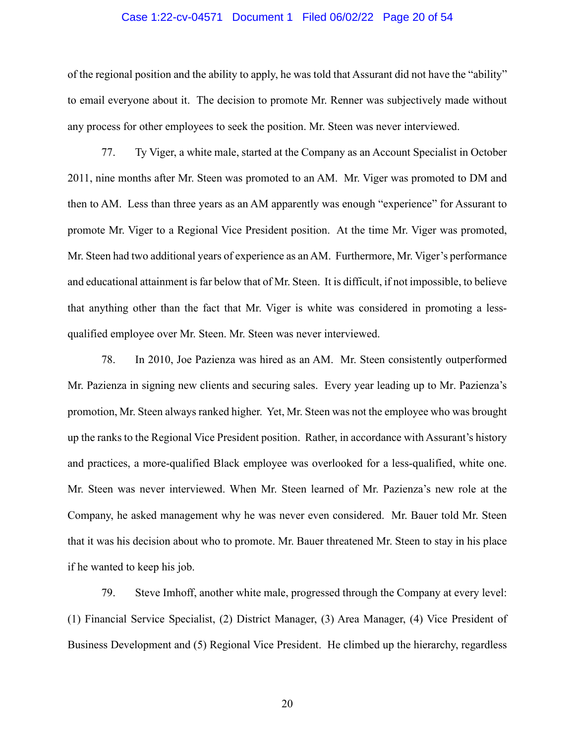of the regional position and the ability to apply, he was told that Assurant did not have the "ability" to email everyone about it. The decision to promote Mr. Renner was subjectively made without any process for other employees to seek the position. Mr. Steen was never interviewed.

77. Ty Viger, a white male, started at the Company as an Account Specialist in October 2011, nine months after Mr. Steen was promoted to an AM. Mr. Viger was promoted to DM and then to AM. Less than three years as an AM apparently was enough "experience" for Assurant to promote Mr. Viger to a Regional Vice President position. At the time Mr. Viger was promoted, Mr. Steen had two additional years of experience as an AM. Furthermore, Mr. Viger's performance and educational attainment is far below that of Mr. Steen. It is difficult, if not impossible, to believe that anything other than the fact that Mr. Viger is white was considered in promoting a less-qualified employee over Mr. Steen. Mr. Steen was never interviewed.

78. In 2010, Joe Pazienza was hired as an AM. Mr. Steen consistently outperformed Mr. Pazienza in signing new clients and securing sales. Every year leading up to Mr. Pazienza's promotion, Mr. Steen always ranked higher. Yet, Mr. Steen was not the employee who was brought up the ranks to the Regional Vice President position. Rather, in accordance with Assurant's history and practices, a more-qualified Black employee was overlooked for a less-qualified, white one. Mr. Steen was never interviewed. When Mr. Steen learned of Mr. Pazienza's new role at the Company, he asked management why he was never even considered. Mr. Bauer told Mr. Steen that it was his decision about who to promote. Mr. Bauer threatened Mr. Steen to stay in his place if he wanted to keep his job.

79. Steve Imhoff, another white male, progressed through the Company at every level: (1) Financial Service Specialist, (2) District Manager, (3) Area Manager, (4) Vice President of Business Development and (5) Regional Vice President. He climbed up the hierarchy, regardless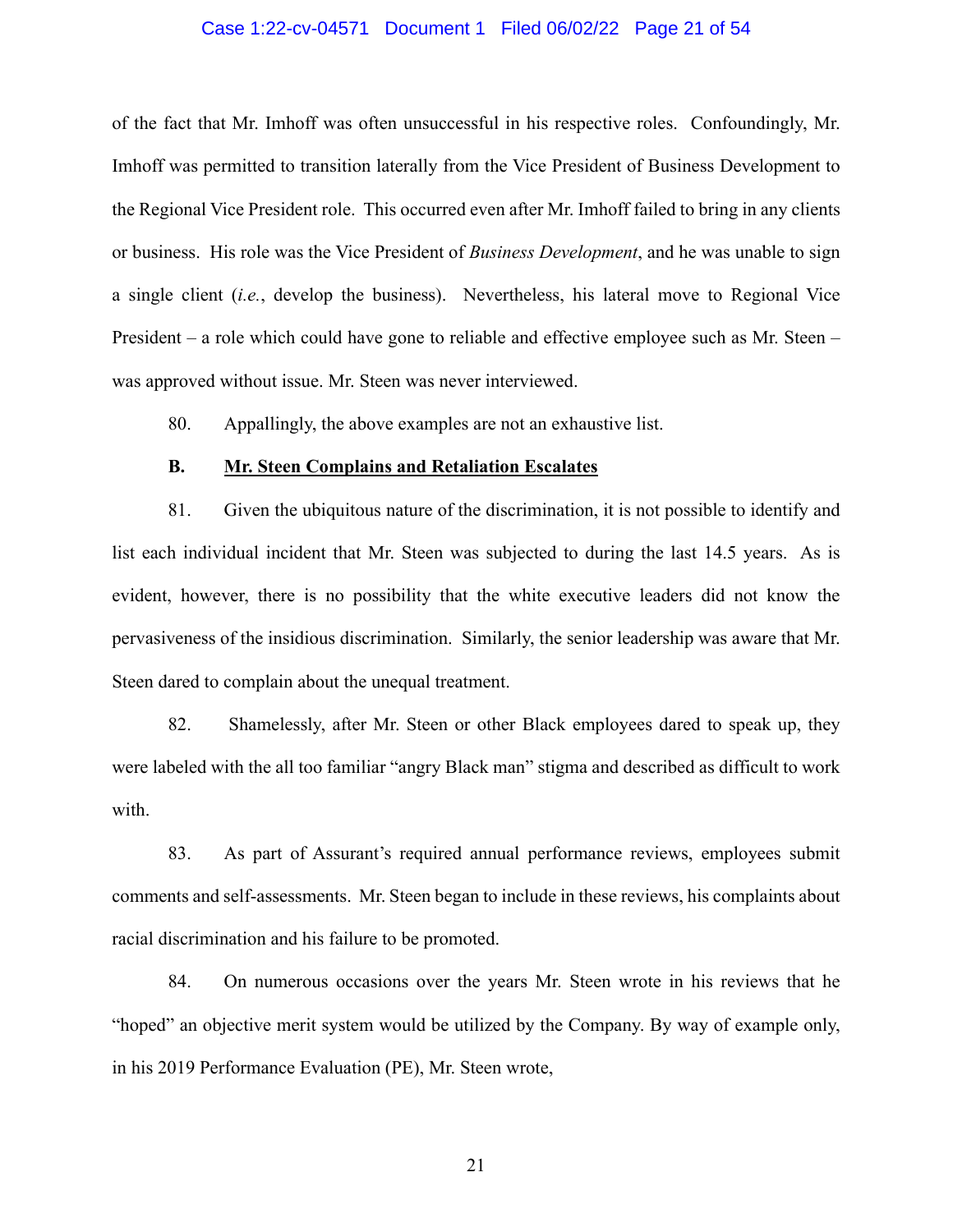of the fact that Mr. Imhoff was often unsuccessful in his respective roles. Confoundingly, Mr. Imhoff was permitted to transition laterally from the Vice President of Business Development to the Regional Vice President role. This occurred even after Mr. Imhoff failed to bring in any clients or business. His role was the Vice President of *Business Development*, and he was unable to sign a single client (*i.e.*, develop the business). Nevertheless, his lateral move to Regional Vice President – a role which could have gone to reliable and effective employee such as Mr. Steen – was approved without issue. Mr. Steen was never interviewed.

80. Appallingly, the above examples are not an exhaustive list.

### B. <u>Mr. Steen Complains and Retaliation Escalates</u>

81. Given the ubiquitous nature of the discrimination, it is not possible to identify and list each individual incident that Mr. Steen was subjected to during the last 14.5 years. As is evident, however, there is no possibility that the white executive leaders did not know the pervasiveness of the insidious discrimination. Similarly, the senior leadership was aware that Mr. Steen dared to complain about the unequal treatment.

82. Shamelessly, after Mr. Steen or other Black employees dared to speak up, they were labeled with the all too familiar "angry Black man" stigma and described as difficult to work with.

83. As part of Assurant's required annual performance reviews, employees submit comments and self-assessments. Mr. Steen began to include in these reviews, his complaints about racial discrimination and his failure to be promoted.

84. On numerous occasions over the years Mr. Steen wrote in his reviews that he "hoped" an objective merit system would be utilized by the Company. By way of example only, in his 2019 Performance Evaluation (PE), Mr. Steen wrote,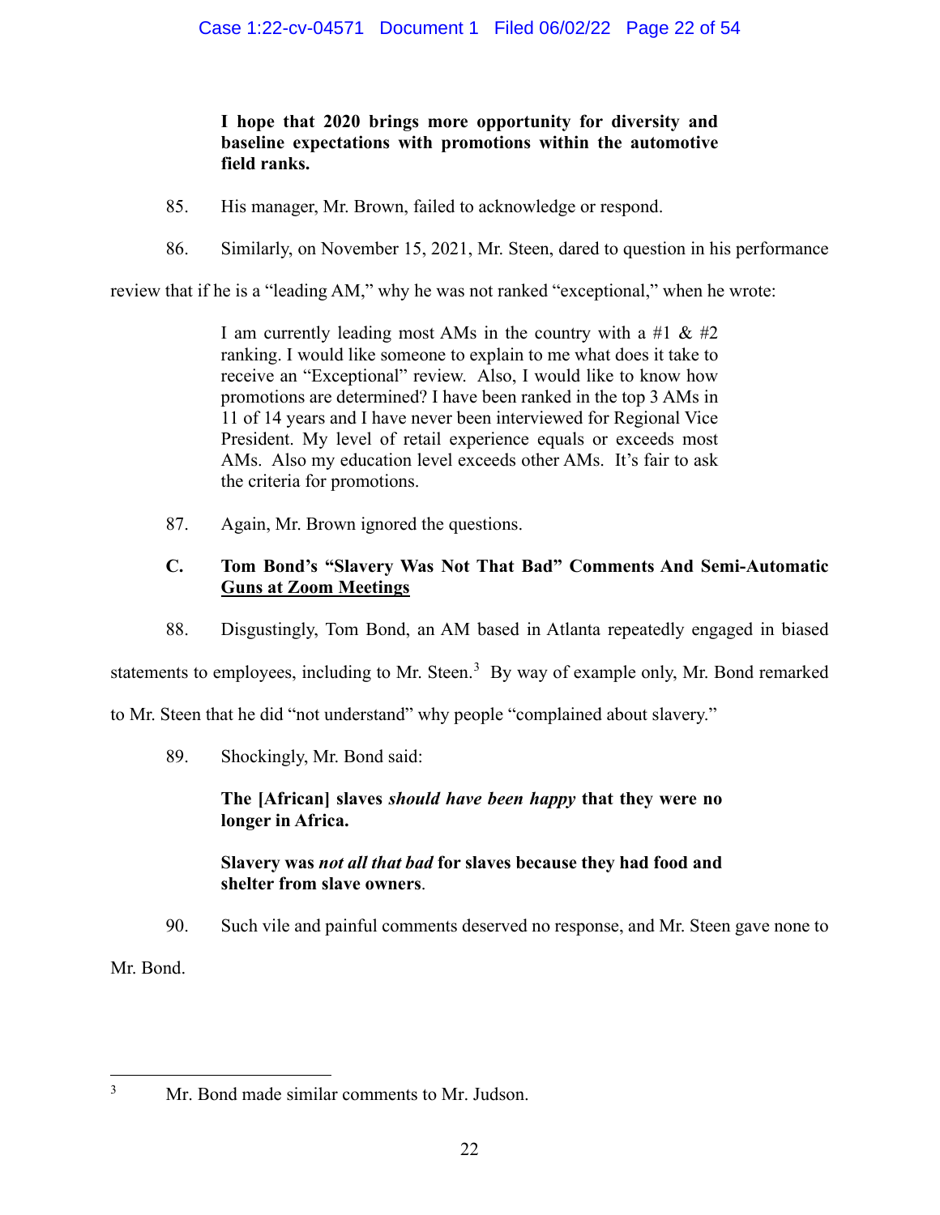**I hope that 2020 brings more opportunity for diversity and baseline expectations with promotions within the automotive field ranks.**

85. His manager, Mr. Brown, failed to acknowledge or respond.

86. Similarly, on November 15, 2021, Mr. Steen, dared to question in his performance review that if he is a "leading AM," why he was not ranked "exceptional," when he wrote:

> I am currently leading most AMs in the country with a #1 & #2 ranking. I would like someone to explain to me what does it take to receive an "Exceptional" review. Also, I would like to know how promotions are determined? I have been ranked in the top 3 AMs in 11 of 14 years and I have never been interviewed for Regional Vice President. My level of retail experience equals or exceeds most AMs. Also my education level exceeds other AMs. It's fair to ask the criteria for promotions.

87. Again, Mr. Brown ignored the questions.

### C. Tom Bond's "Slavery Was Not That Bad" Comments And Semi-Automatic Guns at Zoom Meetings

88. Disgustingly, Tom Bond, an AM based in Atlanta repeatedly engaged in biased statements to employees, including to Mr. Steen.[3] By way of example only, Mr. Bond remarked to Mr. Steen that he did "not understand" why people "complained about slavery."

89. Shockingly, Mr. Bond said:

> **The [African] slaves *should have been happy* that they were no longer in Africa.**
>
> **Slavery was *not all that bad* for slaves because they had food and shelter from slave owners**.

90. Such vile and painful comments deserved no response, and Mr. Steen gave none to Mr. Bond.

---

[3] Mr. Bond made similar comments to Mr. Judson.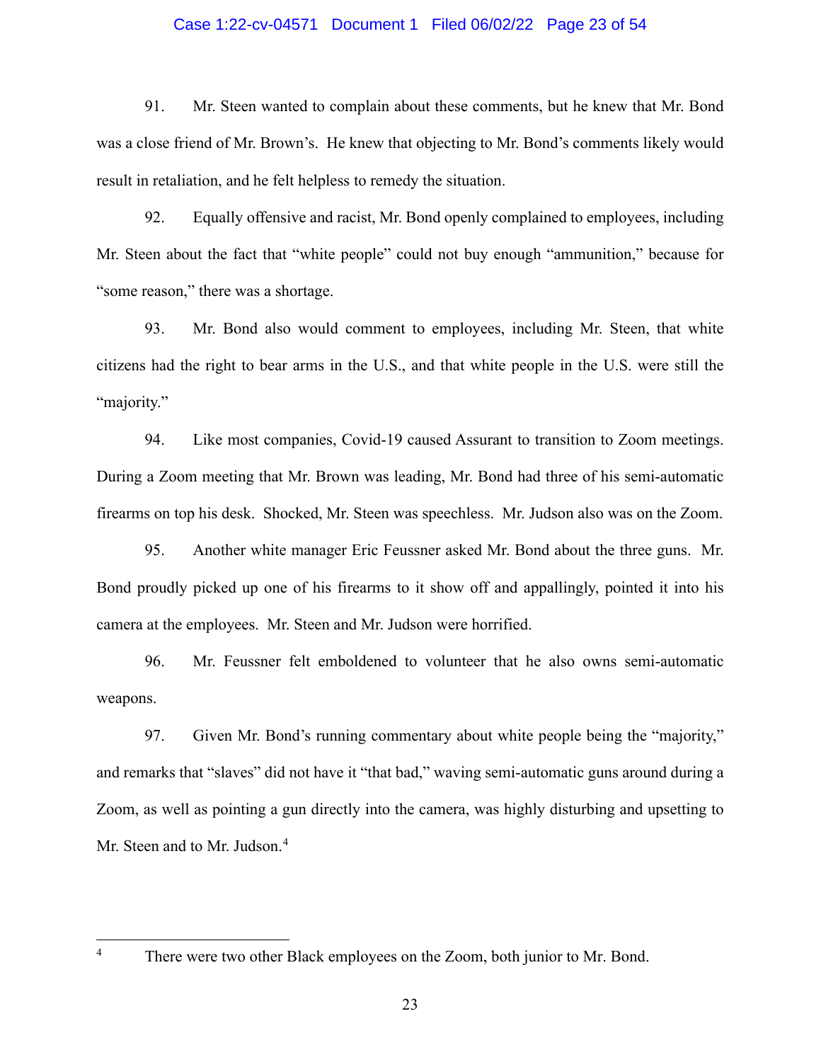91. Mr. Steen wanted to complain about these comments, but he knew that Mr. Bond was a close friend of Mr. Brown's. He knew that objecting to Mr. Bond's comments likely would result in retaliation, and he felt helpless to remedy the situation.

92. Equally offensive and racist, Mr. Bond openly complained to employees, including Mr. Steen about the fact that "white people" could not buy enough "ammunition," because for "some reason," there was a shortage.

93. Mr. Bond also would comment to employees, including Mr. Steen, that white citizens had the right to bear arms in the U.S., and that white people in the U.S. were still the "majority."

94. Like most companies, Covid-19 caused Assurant to transition to Zoom meetings. During a Zoom meeting that Mr. Brown was leading, Mr. Bond had three of his semi-automatic firearms on top his desk. Shocked, Mr. Steen was speechless. Mr. Judson also was on the Zoom.

95. Another white manager Eric Feussner asked Mr. Bond about the three guns. Mr. Bond proudly picked up one of his firearms to it show off and appallingly, pointed it into his camera at the employees. Mr. Steen and Mr. Judson were horrified.

96. Mr. Feussner felt emboldened to volunteer that he also owns semi-automatic weapons.

97. Given Mr. Bond's running commentary about white people being the "majority," and remarks that "slaves" did not have it "that bad," waving semi-automatic guns around during a Zoom, as well as pointing a gun directly into the camera, was highly disturbing and upsetting to Mr. Steen and to Mr. Judson.[4]

---

[4] There were two other Black employees on the Zoom, both junior to Mr. Bond.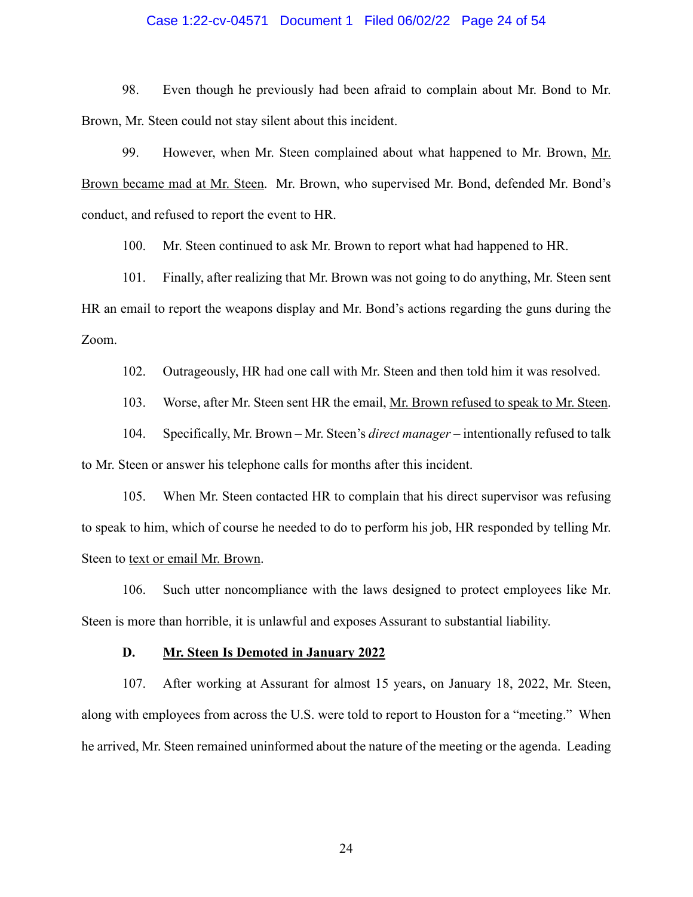98. Even though he previously had been afraid to complain about Mr. Bond to Mr. Brown, Mr. Steen could not stay silent about this incident.

99. However, when Mr. Steen complained about what happened to Mr. Brown, <u>Mr. Brown became mad at Mr. Steen</u>. Mr. Brown, who supervised Mr. Bond, defended Mr. Bond's conduct, and refused to report the event to HR.

100. Mr. Steen continued to ask Mr. Brown to report what had happened to HR.

101. Finally, after realizing that Mr. Brown was not going to do anything, Mr. Steen sent HR an email to report the weapons display and Mr. Bond's actions regarding the guns during the Zoom.

102. Outrageously, HR had one call with Mr. Steen and then told him it was resolved.

103. Worse, after Mr. Steen sent HR the email, <u>Mr. Brown refused to speak to Mr. Steen</u>.

104. Specifically, Mr. Brown – Mr. Steen's *direct manager* – intentionally refused to talk to Mr. Steen or answer his telephone calls for months after this incident.

105. When Mr. Steen contacted HR to complain that his direct supervisor was refusing to speak to him, which of course he needed to do to perform his job, HR responded by telling Mr. Steen to <u>text or email Mr. Brown</u>.

106. Such utter noncompliance with the laws designed to protect employees like Mr. Steen is more than horrible, it is unlawful and exposes Assurant to substantial liability.

### D. <u>Mr. Steen Is Demoted in January 2022</u>

107. After working at Assurant for almost 15 years, on January 18, 2022, Mr. Steen, along with employees from across the U.S. were told to report to Houston for a "meeting." When he arrived, Mr. Steen remained uninformed about the nature of the meeting or the agenda. Leading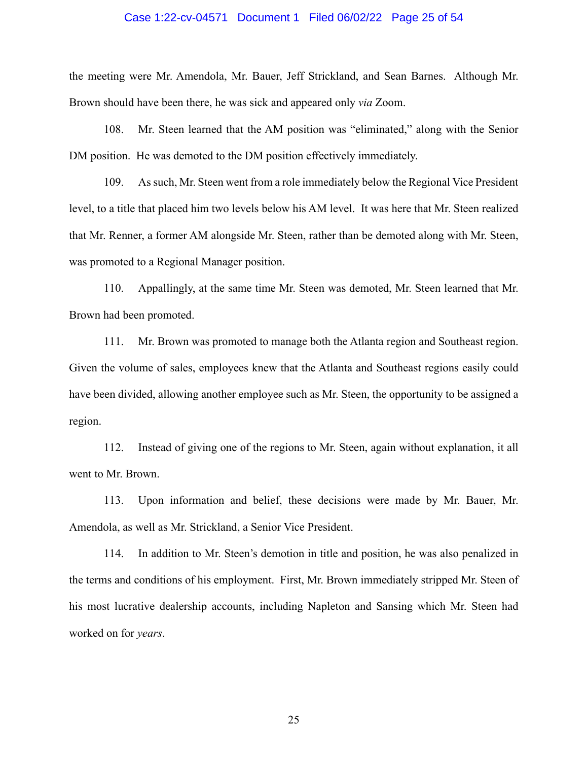the meeting were Mr. Amendola, Mr. Bauer, Jeff Strickland, and Sean Barnes. Although Mr. Brown should have been there, he was sick and appeared only *via* Zoom.

108. Mr. Steen learned that the AM position was "eliminated," along with the Senior DM position. He was demoted to the DM position effectively immediately.

109. As such, Mr. Steen went from a role immediately below the Regional Vice President level, to a title that placed him two levels below his AM level. It was here that Mr. Steen realized that Mr. Renner, a former AM alongside Mr. Steen, rather than be demoted along with Mr. Steen, was promoted to a Regional Manager position.

110. Appallingly, at the same time Mr. Steen was demoted, Mr. Steen learned that Mr. Brown had been promoted.

111. Mr. Brown was promoted to manage both the Atlanta region and Southeast region. Given the volume of sales, employees knew that the Atlanta and Southeast regions easily could have been divided, allowing another employee such as Mr. Steen, the opportunity to be assigned a region.

112. Instead of giving one of the regions to Mr. Steen, again without explanation, it all went to Mr. Brown.

113. Upon information and belief, these decisions were made by Mr. Bauer, Mr. Amendola, as well as Mr. Strickland, a Senior Vice President.

114. In addition to Mr. Steen's demotion in title and position, he was also penalized in the terms and conditions of his employment. First, Mr. Brown immediately stripped Mr. Steen of his most lucrative dealership accounts, including Napleton and Sansing which Mr. Steen had worked on for *years*.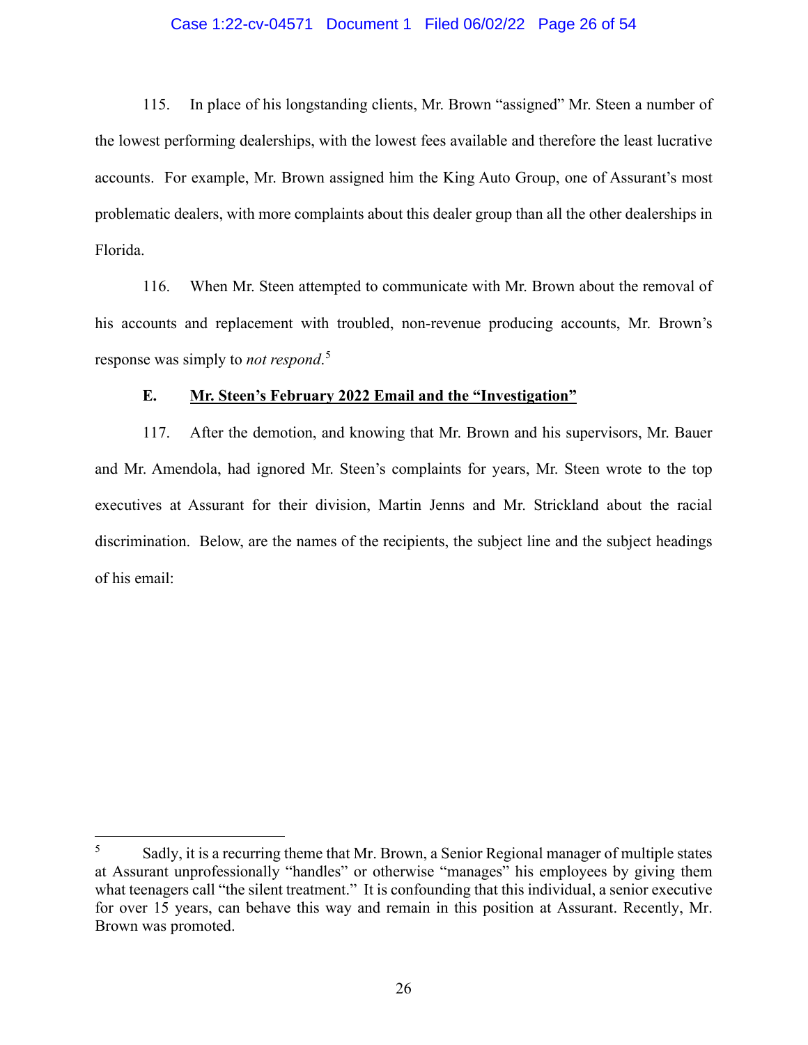115. In place of his longstanding clients, Mr. Brown "assigned" Mr. Steen a number of the lowest performing dealerships, with the lowest fees available and therefore the least lucrative accounts. For example, Mr. Brown assigned him the King Auto Group, one of Assurant's most problematic dealers, with more complaints about this dealer group than all the other dealerships in Florida.

116. When Mr. Steen attempted to communicate with Mr. Brown about the removal of his accounts and replacement with troubled, non-revenue producing accounts, Mr. Brown's response was simply to *not respond*.[5]

### E. Mr. Steen's February 2022 Email and the "Investigation"

117. After the demotion, and knowing that Mr. Brown and his supervisors, Mr. Bauer and Mr. Amendola, had ignored Mr. Steen's complaints for years, Mr. Steen wrote to the top executives at Assurant for their division, Martin Jenns and Mr. Strickland about the racial discrimination. Below, are the names of the recipients, the subject line and the subject headings of his email:

---

[5] Sadly, it is a recurring theme that Mr. Brown, a Senior Regional manager of multiple states at Assurant unprofessionally "handles" or otherwise "manages" his employees by giving them what teenagers call "the silent treatment." It is confounding that this individual, a senior executive for over 15 years, can behave this way and remain in this position at Assurant. Recently, Mr. Brown was promoted.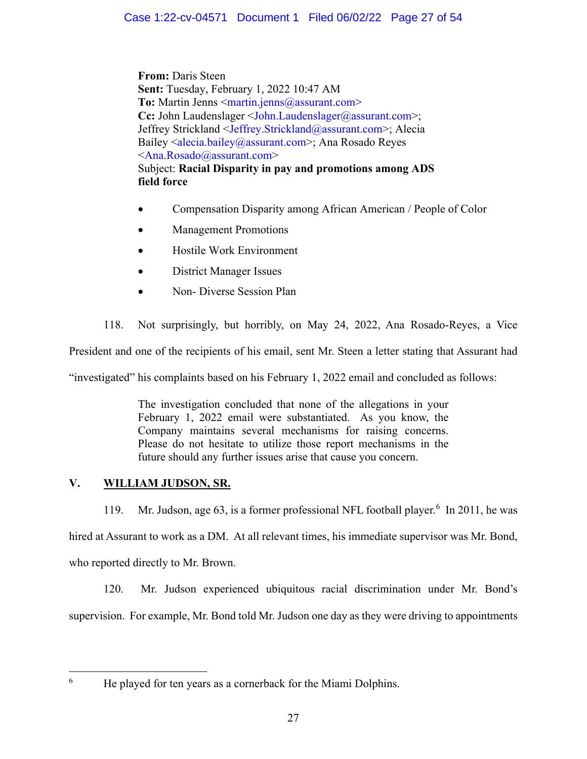**From:** Daris Steen
**Sent:** Tuesday, February 1, 2022 10:47 AM
**To:** Martin Jenns <martin.jenns@assurant.com>
**Cc:** John Laudenslager <John.Laudenslager@assurant.com>; Jeffrey Strickland <Jeffrey.Strickland@assurant.com>; Alecia Bailey <alecia.bailey@assurant.com>; Ana Rosado Reyes <Ana.Rosado@assurant.com>
Subject: **Racial Disparity in pay and promotions among ADS field force**

- Compensation Disparity among African American / People of Color
- Management Promotions
- Hostile Work Environment
- District Manager Issues
- Non- Diverse Session Plan

118. Not surprisingly, but horribly, on May 24, 2022, Ana Rosado-Reyes, a Vice President and one of the recipients of his email, sent Mr. Steen a letter stating that Assurant had "investigated" his complaints based on his February 1, 2022 email and concluded as follows:

> The investigation concluded that none of the allegations in your February 1, 2022 email were substantiated. As you know, the Company maintains several mechanisms for raising concerns. Please do not hesitate to utilize those report mechanisms in the future should any further issues arise that cause you concern.

## V. WILLIAM JUDSON, SR.

119. Mr. Judson, age 63, is a former professional NFL football player.[6] In 2011, he was hired at Assurant to work as a DM. At all relevant times, his immediate supervisor was Mr. Bond, who reported directly to Mr. Brown.

120. Mr. Judson experienced ubiquitous racial discrimination under Mr. Bond's supervision. For example, Mr. Bond told Mr. Judson one day as they were driving to appointments

[6] He played for ten years as a cornerback for the Miami Dolphins.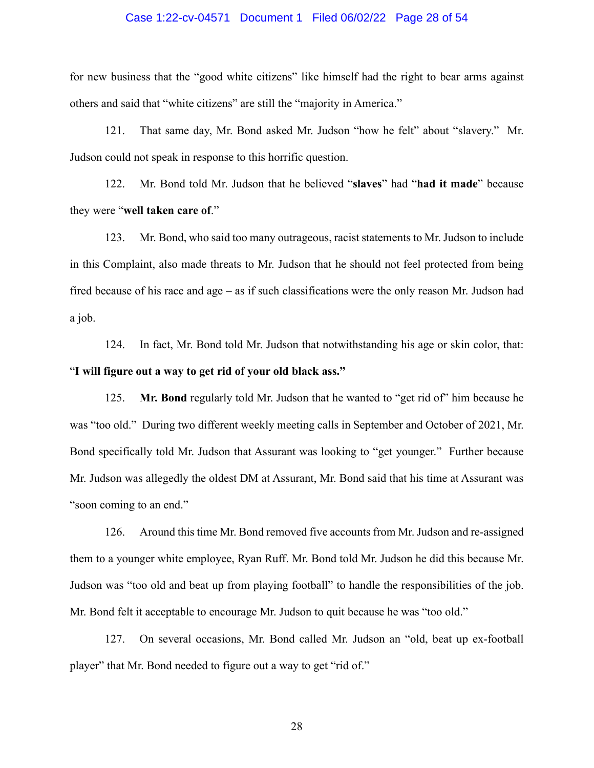for new business that the "good white citizens" like himself had the right to bear arms against others and said that "white citizens" are still the "majority in America."

121. That same day, Mr. Bond asked Mr. Judson "how he felt" about "slavery." Mr. Judson could not speak in response to this horrific question.

122. Mr. Bond told Mr. Judson that he believed "**slaves**" had "**had it made**" because they were "**well taken care of**."

123. Mr. Bond, who said too many outrageous, racist statements to Mr. Judson to include in this Complaint, also made threats to Mr. Judson that he should not feel protected from being fired because of his race and age – as if such classifications were the only reason Mr. Judson had a job.

124. In fact, Mr. Bond told Mr. Judson that notwithstanding his age or skin color, that: "**I will figure out a way to get rid of your old black ass.**"

125. **Mr. Bond** regularly told Mr. Judson that he wanted to "get rid of" him because he was "too old." During two different weekly meeting calls in September and October of 2021, Mr. Bond specifically told Mr. Judson that Assurant was looking to "get younger." Further because Mr. Judson was allegedly the oldest DM at Assurant, Mr. Bond said that his time at Assurant was "soon coming to an end."

126. Around this time Mr. Bond removed five accounts from Mr. Judson and re-assigned them to a younger white employee, Ryan Ruff. Mr. Bond told Mr. Judson he did this because Mr. Judson was "too old and beat up from playing football" to handle the responsibilities of the job. Mr. Bond felt it acceptable to encourage Mr. Judson to quit because he was "too old."

127. On several occasions, Mr. Bond called Mr. Judson an "old, beat up ex-football player" that Mr. Bond needed to figure out a way to get "rid of."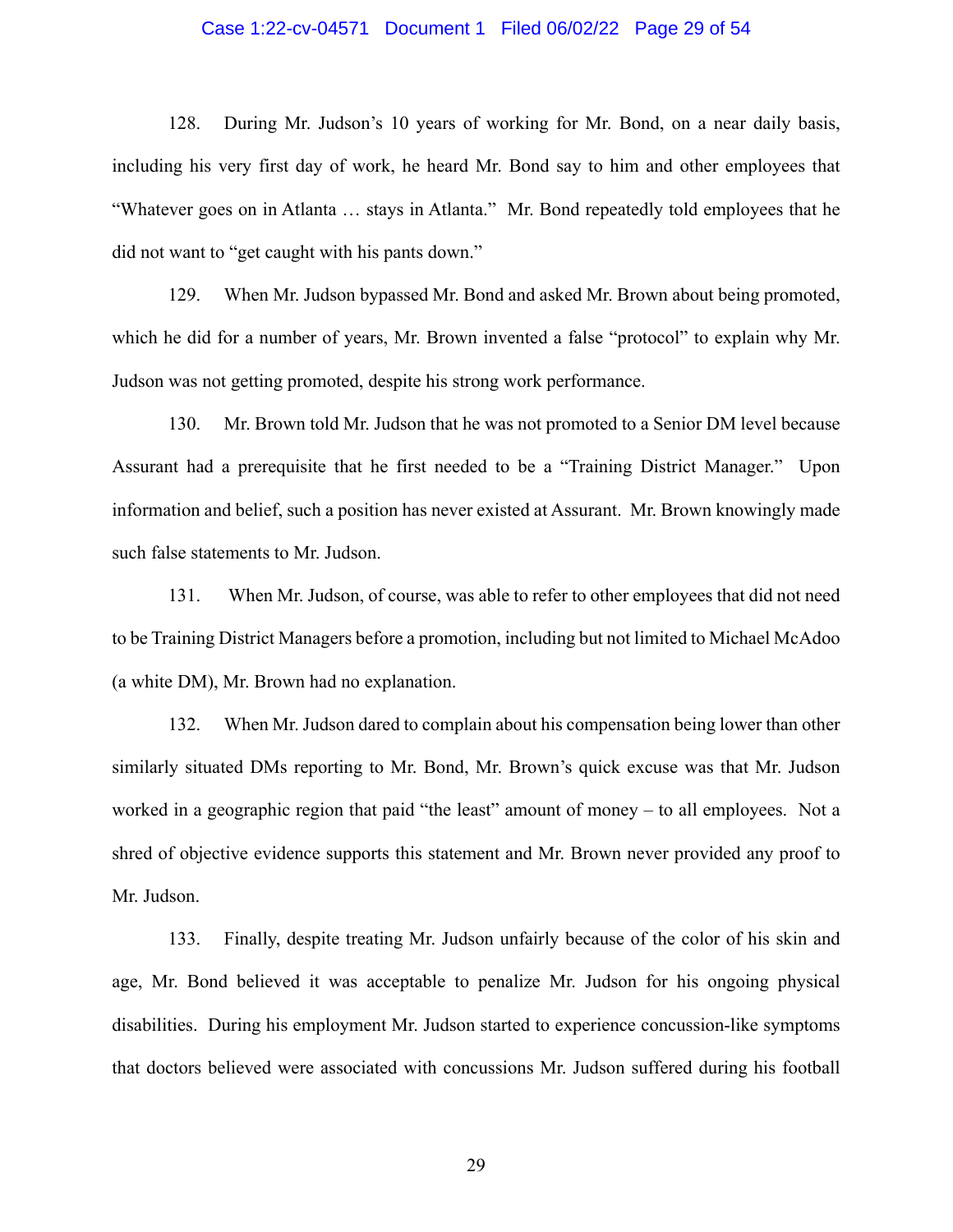128. During Mr. Judson's 10 years of working for Mr. Bond, on a near daily basis, including his very first day of work, he heard Mr. Bond say to him and other employees that "Whatever goes on in Atlanta … stays in Atlanta." Mr. Bond repeatedly told employees that he did not want to "get caught with his pants down."

129. When Mr. Judson bypassed Mr. Bond and asked Mr. Brown about being promoted, which he did for a number of years, Mr. Brown invented a false "protocol" to explain why Mr. Judson was not getting promoted, despite his strong work performance.

130. Mr. Brown told Mr. Judson that he was not promoted to a Senior DM level because Assurant had a prerequisite that he first needed to be a "Training District Manager." Upon information and belief, such a position has never existed at Assurant. Mr. Brown knowingly made such false statements to Mr. Judson.

131. When Mr. Judson, of course, was able to refer to other employees that did not need to be Training District Managers before a promotion, including but not limited to Michael McAdoo (a white DM), Mr. Brown had no explanation.

132. When Mr. Judson dared to complain about his compensation being lower than other similarly situated DMs reporting to Mr. Bond, Mr. Brown's quick excuse was that Mr. Judson worked in a geographic region that paid "the least" amount of money – to all employees. Not a shred of objective evidence supports this statement and Mr. Brown never provided any proof to Mr. Judson.

133. Finally, despite treating Mr. Judson unfairly because of the color of his skin and age, Mr. Bond believed it was acceptable to penalize Mr. Judson for his ongoing physical disabilities. During his employment Mr. Judson started to experience concussion-like symptoms that doctors believed were associated with concussions Mr. Judson suffered during his football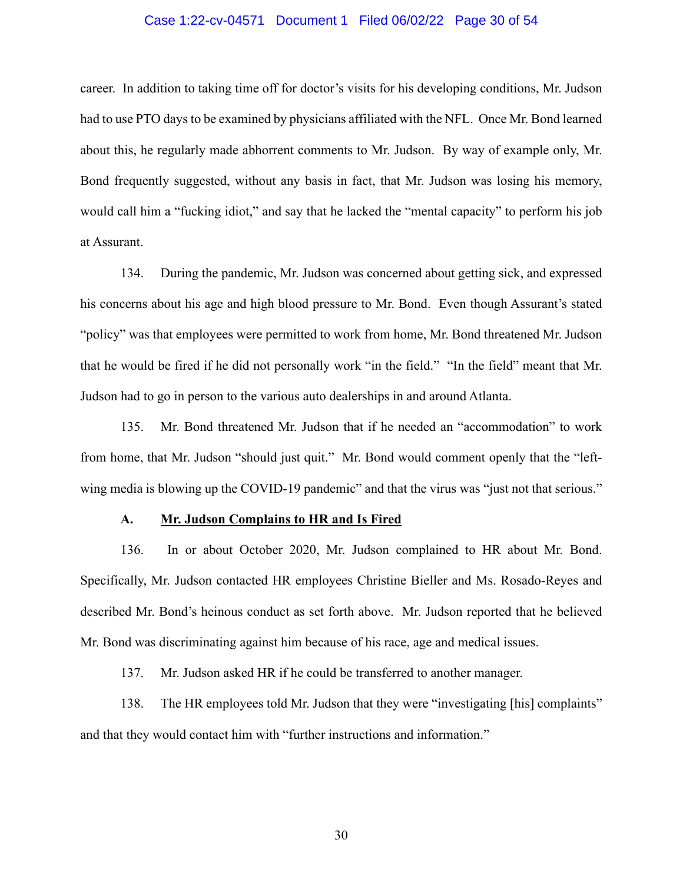career. In addition to taking time off for doctor's visits for his developing conditions, Mr. Judson had to use PTO days to be examined by physicians affiliated with the NFL. Once Mr. Bond learned about this, he regularly made abhorrent comments to Mr. Judson. By way of example only, Mr. Bond frequently suggested, without any basis in fact, that Mr. Judson was losing his memory, would call him a "fucking idiot," and say that he lacked the "mental capacity" to perform his job at Assurant.

134. During the pandemic, Mr. Judson was concerned about getting sick, and expressed his concerns about his age and high blood pressure to Mr. Bond. Even though Assurant's stated "policy" was that employees were permitted to work from home, Mr. Bond threatened Mr. Judson that he would be fired if he did not personally work "in the field." "In the field" meant that Mr. Judson had to go in person to the various auto dealerships in and around Atlanta.

135. Mr. Bond threatened Mr. Judson that if he needed an "accommodation" to work from home, that Mr. Judson "should just quit." Mr. Bond would comment openly that the "left-wing media is blowing up the COVID-19 pandemic" and that the virus was "just not that serious."

### A. Mr. Judson Complains to HR and Is Fired

136. In or about October 2020, Mr. Judson complained to HR about Mr. Bond. Specifically, Mr. Judson contacted HR employees Christine Bieller and Ms. Rosado-Reyes and described Mr. Bond's heinous conduct as set forth above. Mr. Judson reported that he believed Mr. Bond was discriminating against him because of his race, age and medical issues.

137. Mr. Judson asked HR if he could be transferred to another manager.

138. The HR employees told Mr. Judson that they were "investigating [his] complaints" and that they would contact him with "further instructions and information."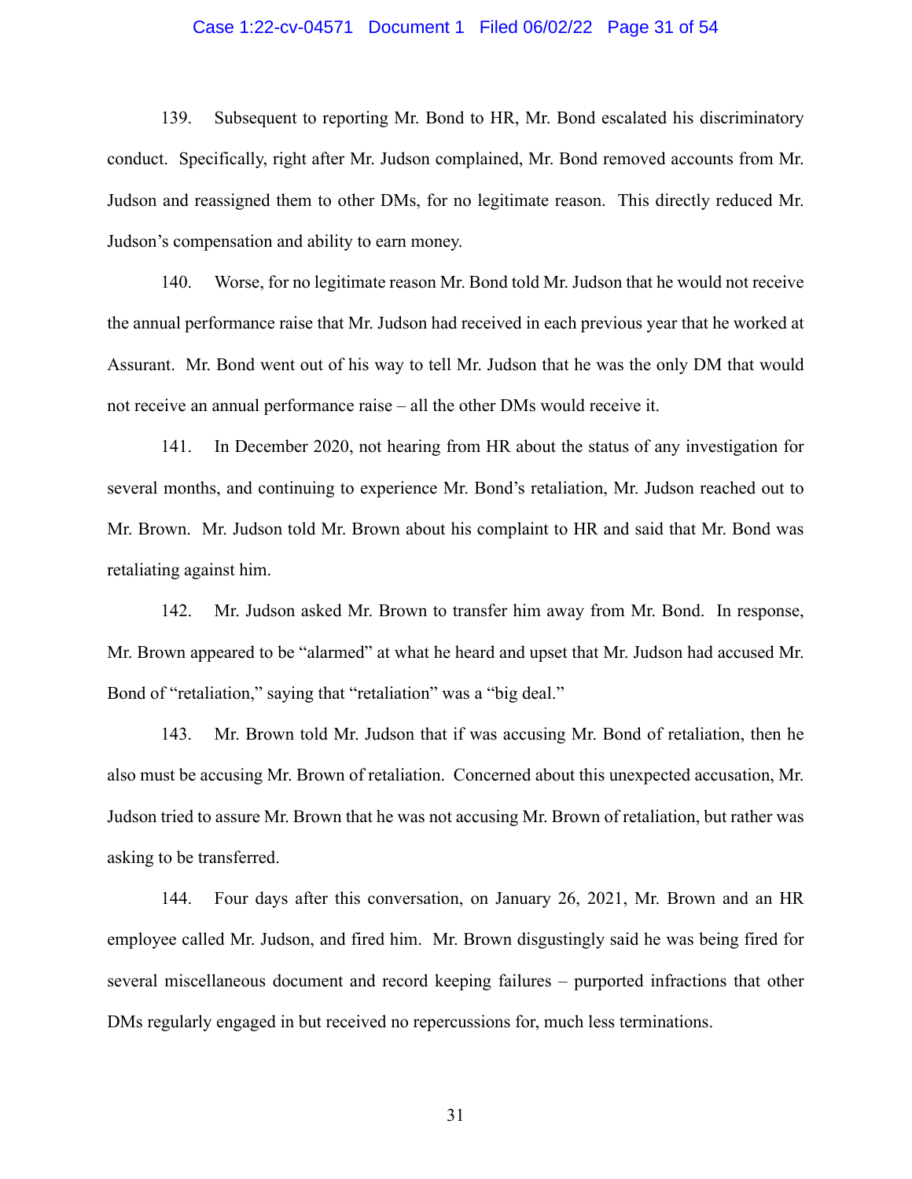139. Subsequent to reporting Mr. Bond to HR, Mr. Bond escalated his discriminatory conduct. Specifically, right after Mr. Judson complained, Mr. Bond removed accounts from Mr. Judson and reassigned them to other DMs, for no legitimate reason. This directly reduced Mr. Judson's compensation and ability to earn money.

140. Worse, for no legitimate reason Mr. Bond told Mr. Judson that he would not receive the annual performance raise that Mr. Judson had received in each previous year that he worked at Assurant. Mr. Bond went out of his way to tell Mr. Judson that he was the only DM that would not receive an annual performance raise – all the other DMs would receive it.

141. In December 2020, not hearing from HR about the status of any investigation for several months, and continuing to experience Mr. Bond's retaliation, Mr. Judson reached out to Mr. Brown. Mr. Judson told Mr. Brown about his complaint to HR and said that Mr. Bond was retaliating against him.

142. Mr. Judson asked Mr. Brown to transfer him away from Mr. Bond. In response, Mr. Brown appeared to be "alarmed" at what he heard and upset that Mr. Judson had accused Mr. Bond of "retaliation," saying that "retaliation" was a "big deal."

143. Mr. Brown told Mr. Judson that if was accusing Mr. Bond of retaliation, then he also must be accusing Mr. Brown of retaliation. Concerned about this unexpected accusation, Mr. Judson tried to assure Mr. Brown that he was not accusing Mr. Brown of retaliation, but rather was asking to be transferred.

144. Four days after this conversation, on January 26, 2021, Mr. Brown and an HR employee called Mr. Judson, and fired him. Mr. Brown disgustingly said he was being fired for several miscellaneous document and record keeping failures – purported infractions that other DMs regularly engaged in but received no repercussions for, much less terminations.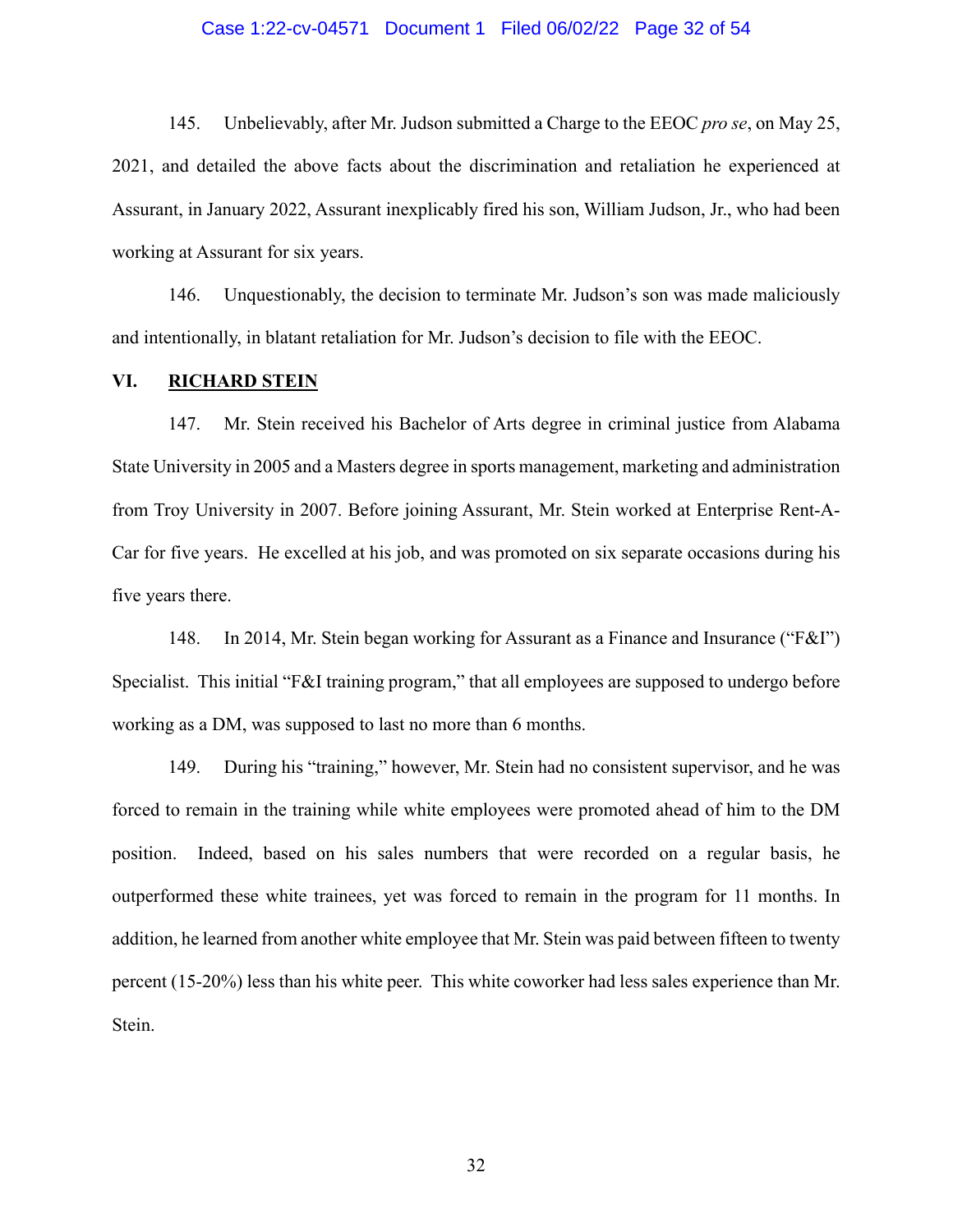145. Unbelievably, after Mr. Judson submitted a Charge to the EEOC *pro se*, on May 25, 2021, and detailed the above facts about the discrimination and retaliation he experienced at Assurant, in January 2022, Assurant inexplicably fired his son, William Judson, Jr., who had been working at Assurant for six years.

146. Unquestionably, the decision to terminate Mr. Judson's son was made maliciously and intentionally, in blatant retaliation for Mr. Judson's decision to file with the EEOC.

## VI. RICHARD STEIN

147. Mr. Stein received his Bachelor of Arts degree in criminal justice from Alabama State University in 2005 and a Masters degree in sports management, marketing and administration from Troy University in 2007. Before joining Assurant, Mr. Stein worked at Enterprise Rent-A-Car for five years. He excelled at his job, and was promoted on six separate occasions during his five years there.

148. In 2014, Mr. Stein began working for Assurant as a Finance and Insurance ("F&I") Specialist. This initial "F&I training program," that all employees are supposed to undergo before working as a DM, was supposed to last no more than 6 months.

149. During his "training," however, Mr. Stein had no consistent supervisor, and he was forced to remain in the training while white employees were promoted ahead of him to the DM position. Indeed, based on his sales numbers that were recorded on a regular basis, he outperformed these white trainees, yet was forced to remain in the program for 11 months. In addition, he learned from another white employee that Mr. Stein was paid between fifteen to twenty percent (15-20%) less than his white peer. This white coworker had less sales experience than Mr. Stein.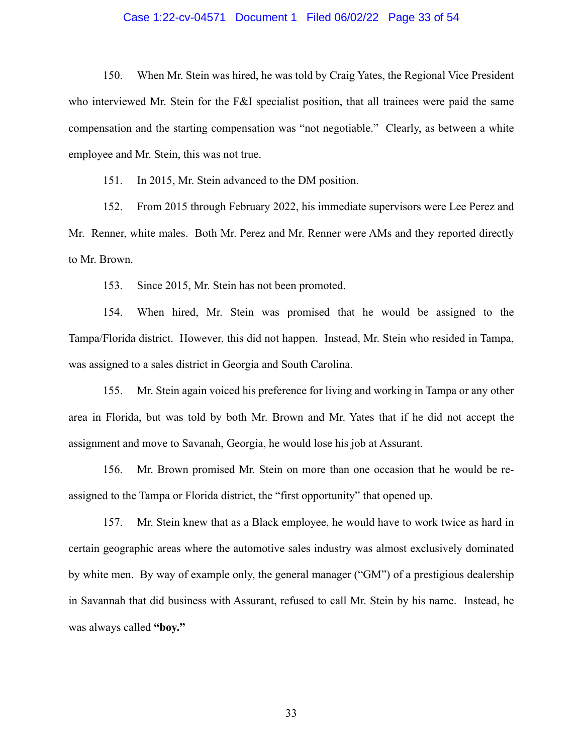150. When Mr. Stein was hired, he was told by Craig Yates, the Regional Vice President who interviewed Mr. Stein for the F&I specialist position, that all trainees were paid the same compensation and the starting compensation was "not negotiable." Clearly, as between a white employee and Mr. Stein, this was not true.

151. In 2015, Mr. Stein advanced to the DM position.

152. From 2015 through February 2022, his immediate supervisors were Lee Perez and Mr. Renner, white males. Both Mr. Perez and Mr. Renner were AMs and they reported directly to Mr. Brown.

153. Since 2015, Mr. Stein has not been promoted.

154. When hired, Mr. Stein was promised that he would be assigned to the Tampa/Florida district. However, this did not happen. Instead, Mr. Stein who resided in Tampa, was assigned to a sales district in Georgia and South Carolina.

155. Mr. Stein again voiced his preference for living and working in Tampa or any other area in Florida, but was told by both Mr. Brown and Mr. Yates that if he did not accept the assignment and move to Savanah, Georgia, he would lose his job at Assurant.

156. Mr. Brown promised Mr. Stein on more than one occasion that he would be re-assigned to the Tampa or Florida district, the "first opportunity" that opened up.

157. Mr. Stein knew that as a Black employee, he would have to work twice as hard in certain geographic areas where the automotive sales industry was almost exclusively dominated by white men. By way of example only, the general manager ("GM") of a prestigious dealership in Savannah that did business with Assurant, refused to call Mr. Stein by his name. Instead, he was always called **"boy."**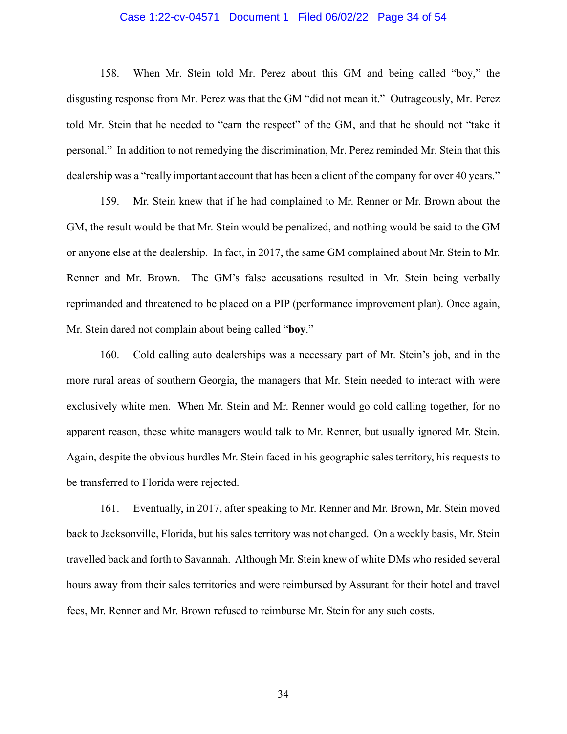158. When Mr. Stein told Mr. Perez about this GM and being called "boy," the disgusting response from Mr. Perez was that the GM "did not mean it." Outrageously, Mr. Perez told Mr. Stein that he needed to "earn the respect" of the GM, and that he should not "take it personal." In addition to not remedying the discrimination, Mr. Perez reminded Mr. Stein that this dealership was a "really important account that has been a client of the company for over 40 years."

159. Mr. Stein knew that if he had complained to Mr. Renner or Mr. Brown about the GM, the result would be that Mr. Stein would be penalized, and nothing would be said to the GM or anyone else at the dealership. In fact, in 2017, the same GM complained about Mr. Stein to Mr. Renner and Mr. Brown. The GM's false accusations resulted in Mr. Stein being verbally reprimanded and threatened to be placed on a PIP (performance improvement plan). Once again, Mr. Stein dared not complain about being called "**boy**."

160. Cold calling auto dealerships was a necessary part of Mr. Stein's job, and in the more rural areas of southern Georgia, the managers that Mr. Stein needed to interact with were exclusively white men. When Mr. Stein and Mr. Renner would go cold calling together, for no apparent reason, these white managers would talk to Mr. Renner, but usually ignored Mr. Stein. Again, despite the obvious hurdles Mr. Stein faced in his geographic sales territory, his requests to be transferred to Florida were rejected.

161. Eventually, in 2017, after speaking to Mr. Renner and Mr. Brown, Mr. Stein moved back to Jacksonville, Florida, but his sales territory was not changed. On a weekly basis, Mr. Stein travelled back and forth to Savannah. Although Mr. Stein knew of white DMs who resided several hours away from their sales territories and were reimbursed by Assurant for their hotel and travel fees, Mr. Renner and Mr. Brown refused to reimburse Mr. Stein for any such costs.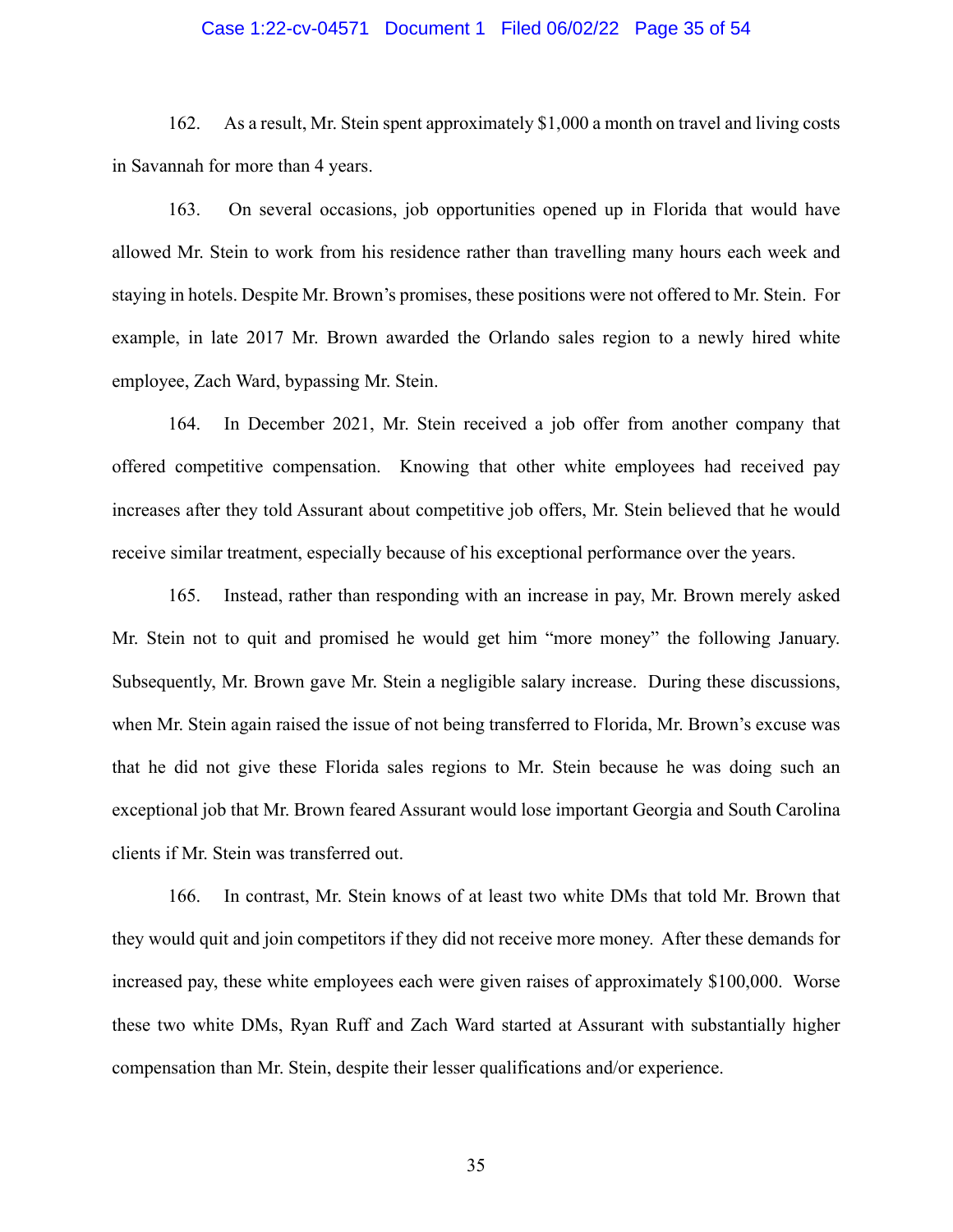162. As a result, Mr. Stein spent approximately $1,000 a month on travel and living costs in Savannah for more than 4 years.

163. On several occasions, job opportunities opened up in Florida that would have allowed Mr. Stein to work from his residence rather than travelling many hours each week and staying in hotels. Despite Mr. Brown's promises, these positions were not offered to Mr. Stein. For example, in late 2017 Mr. Brown awarded the Orlando sales region to a newly hired white employee, Zach Ward, bypassing Mr. Stein.

164. In December 2021, Mr. Stein received a job offer from another company that offered competitive compensation. Knowing that other white employees had received pay increases after they told Assurant about competitive job offers, Mr. Stein believed that he would receive similar treatment, especially because of his exceptional performance over the years.

165. Instead, rather than responding with an increase in pay, Mr. Brown merely asked Mr. Stein not to quit and promised he would get him "more money" the following January. Subsequently, Mr. Brown gave Mr. Stein a negligible salary increase. During these discussions, when Mr. Stein again raised the issue of not being transferred to Florida, Mr. Brown's excuse was that he did not give these Florida sales regions to Mr. Stein because he was doing such an exceptional job that Mr. Brown feared Assurant would lose important Georgia and South Carolina clients if Mr. Stein was transferred out.

166. In contrast, Mr. Stein knows of at least two white DMs that told Mr. Brown that they would quit and join competitors if they did not receive more money. After these demands for increased pay, these white employees each were given raises of approximately $100,000. Worse these two white DMs, Ryan Ruff and Zach Ward started at Assurant with substantially higher compensation than Mr. Stein, despite their lesser qualifications and/or experience.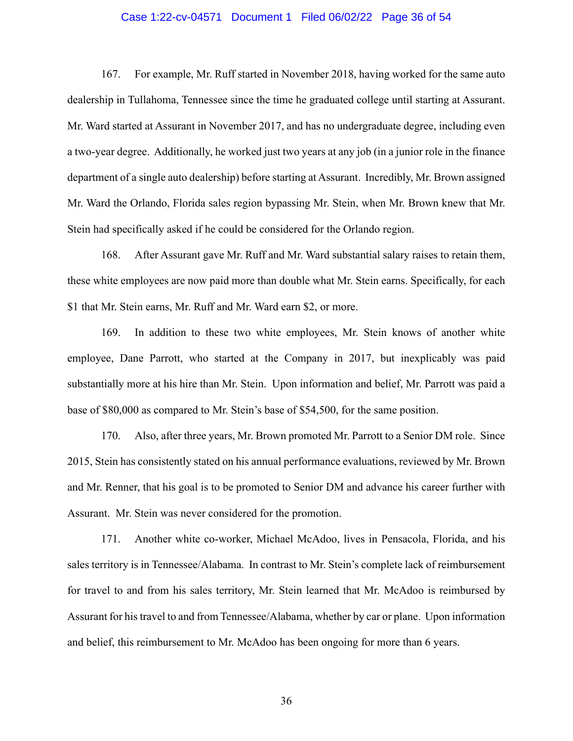167. For example, Mr. Ruff started in November 2018, having worked for the same auto dealership in Tullahoma, Tennessee since the time he graduated college until starting at Assurant. Mr. Ward started at Assurant in November 2017, and has no undergraduate degree, including even a two-year degree. Additionally, he worked just two years at any job (in a junior role in the finance department of a single auto dealership) before starting at Assurant. Incredibly, Mr. Brown assigned Mr. Ward the Orlando, Florida sales region bypassing Mr. Stein, when Mr. Brown knew that Mr. Stein had specifically asked if he could be considered for the Orlando region.

168. After Assurant gave Mr. Ruff and Mr. Ward substantial salary raises to retain them, these white employees are now paid more than double what Mr. Stein earns. Specifically, for each $1 that Mr. Stein earns, Mr. Ruff and Mr. Ward earn $2, or more.

169. In addition to these two white employees, Mr. Stein knows of another white employee, Dane Parrott, who started at the Company in 2017, but inexplicably was paid substantially more at his hire than Mr. Stein. Upon information and belief, Mr. Parrott was paid a base of $80,000 as compared to Mr. Stein's base of $54,500, for the same position.

170. Also, after three years, Mr. Brown promoted Mr. Parrott to a Senior DM role. Since 2015, Stein has consistently stated on his annual performance evaluations, reviewed by Mr. Brown and Mr. Renner, that his goal is to be promoted to Senior DM and advance his career further with Assurant. Mr. Stein was never considered for the promotion.

171. Another white co-worker, Michael McAdoo, lives in Pensacola, Florida, and his sales territory is in Tennessee/Alabama. In contrast to Mr. Stein's complete lack of reimbursement for travel to and from his sales territory, Mr. Stein learned that Mr. McAdoo is reimbursed by Assurant for his travel to and from Tennessee/Alabama, whether by car or plane. Upon information and belief, this reimbursement to Mr. McAdoo has been ongoing for more than 6 years.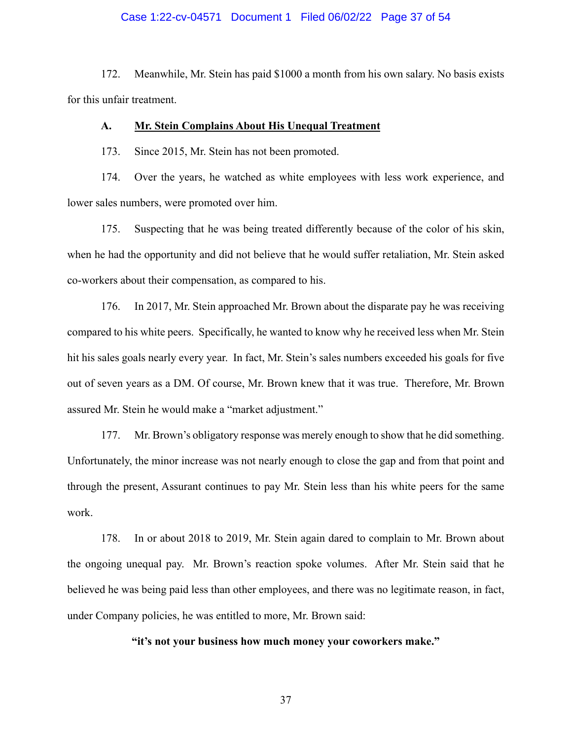172. Meanwhile, Mr. Stein has paid $1000 a month from his own salary. No basis exists for this unfair treatment.

### A. <u>Mr. Stein Complains About His Unequal Treatment</u>

173. Since 2015, Mr. Stein has not been promoted.

174. Over the years, he watched as white employees with less work experience, and lower sales numbers, were promoted over him.

175. Suspecting that he was being treated differently because of the color of his skin, when he had the opportunity and did not believe that he would suffer retaliation, Mr. Stein asked co-workers about their compensation, as compared to his.

176. In 2017, Mr. Stein approached Mr. Brown about the disparate pay he was receiving compared to his white peers. Specifically, he wanted to know why he received less when Mr. Stein hit his sales goals nearly every year. In fact, Mr. Stein's sales numbers exceeded his goals for five out of seven years as a DM. Of course, Mr. Brown knew that it was true. Therefore, Mr. Brown assured Mr. Stein he would make a "market adjustment."

177. Mr. Brown's obligatory response was merely enough to show that he did something. Unfortunately, the minor increase was not nearly enough to close the gap and from that point and through the present, Assurant continues to pay Mr. Stein less than his white peers for the same work.

178. In or about 2018 to 2019, Mr. Stein again dared to complain to Mr. Brown about the ongoing unequal pay. Mr. Brown's reaction spoke volumes. After Mr. Stein said that he believed he was being paid less than other employees, and there was no legitimate reason, in fact, under Company policies, he was entitled to more, Mr. Brown said:

**"it's not your business how much money your coworkers make."**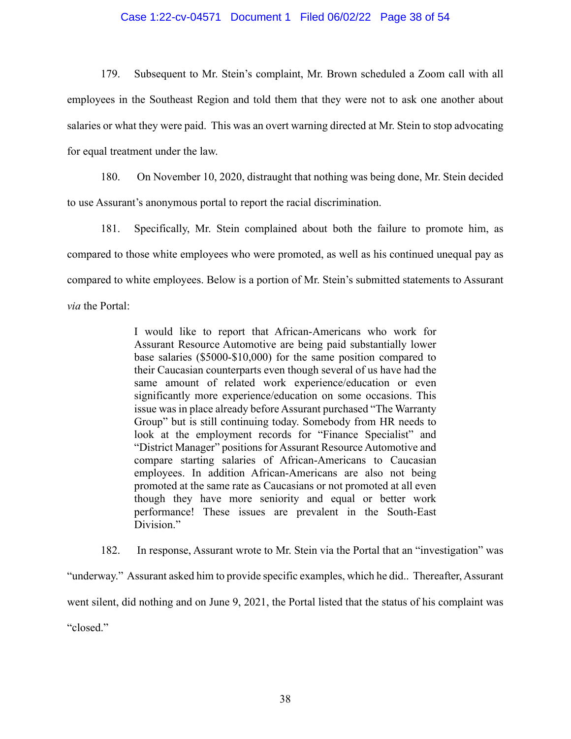179. Subsequent to Mr. Stein's complaint, Mr. Brown scheduled a Zoom call with all employees in the Southeast Region and told them that they were not to ask one another about salaries or what they were paid. This was an overt warning directed at Mr. Stein to stop advocating for equal treatment under the law.

180. On November 10, 2020, distraught that nothing was being done, Mr. Stein decided to use Assurant's anonymous portal to report the racial discrimination.

181. Specifically, Mr. Stein complained about both the failure to promote him, as compared to those white employees who were promoted, as well as his continued unequal pay as compared to white employees. Below is a portion of Mr. Stein's submitted statements to Assurant *via* the Portal:

> I would like to report that African-Americans who work for Assurant Resource Automotive are being paid substantially lower base salaries ($5000-$10,000) for the same position compared to their Caucasian counterparts even though several of us have had the same amount of related work experience/education or even significantly more experience/education on some occasions. This issue was in place already before Assurant purchased "The Warranty Group" but is still continuing today. Somebody from HR needs to look at the employment records for "Finance Specialist" and "District Manager" positions for Assurant Resource Automotive and compare starting salaries of African-Americans to Caucasian employees. In addition African-Americans are also not being promoted at the same rate as Caucasians or not promoted at all even though they have more seniority and equal or better work performance! These issues are prevalent in the South-East Division."

182. In response, Assurant wrote to Mr. Stein via the Portal that an "investigation" was "underway." Assurant asked him to provide specific examples, which he did.. Thereafter, Assurant went silent, did nothing and on June 9, 2021, the Portal listed that the status of his complaint was "closed."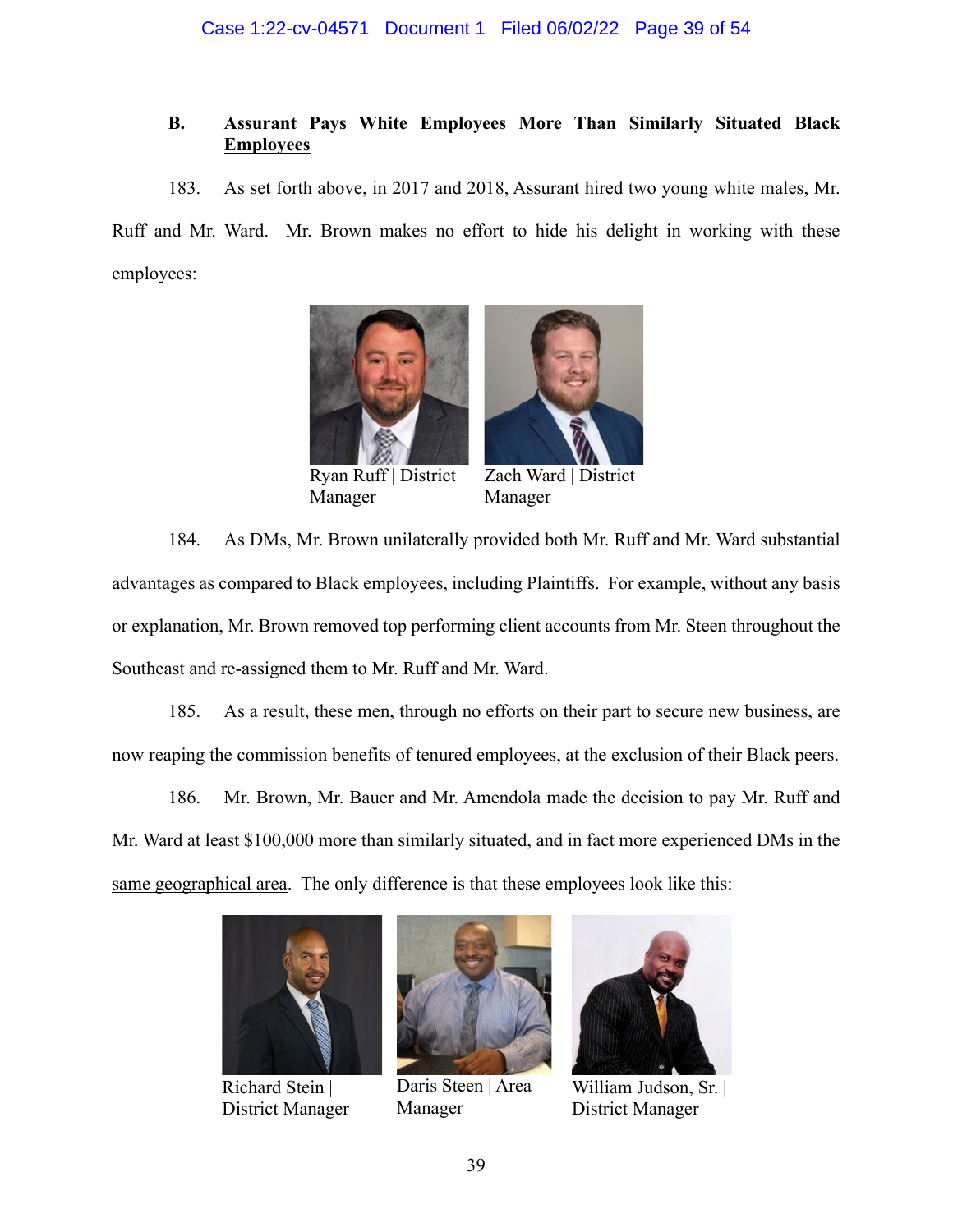### B. Assurant Pays White Employees More Than Similarly Situated Black Employees

183. As set forth above, in 2017 and 2018, Assurant hired two young white males, Mr. Ruff and Mr. Ward. Mr. Brown makes no effort to hide his delight in working with these employees:

Ryan Ruff | District Manager

Zach Ward | District Manager

184. As DMs, Mr. Brown unilaterally provided both Mr. Ruff and Mr. Ward substantial advantages as compared to Black employees, including Plaintiffs. For example, without any basis or explanation, Mr. Brown removed top performing client accounts from Mr. Steen throughout the Southeast and re-assigned them to Mr. Ruff and Mr. Ward.

185. As a result, these men, through no efforts on their part to secure new business, are now reaping the commission benefits of tenured employees, at the exclusion of their Black peers.

186. Mr. Brown, Mr. Bauer and Mr. Amendola made the decision to pay Mr. Ruff and Mr. Ward at least $100,000 more than similarly situated, and in fact more experienced DMs in the <u>same geographical area</u>. The only difference is that these employees look like this:

Richard Stein | District Manager

Daris Steen | Area Manager

William Judson, Sr. | District Manager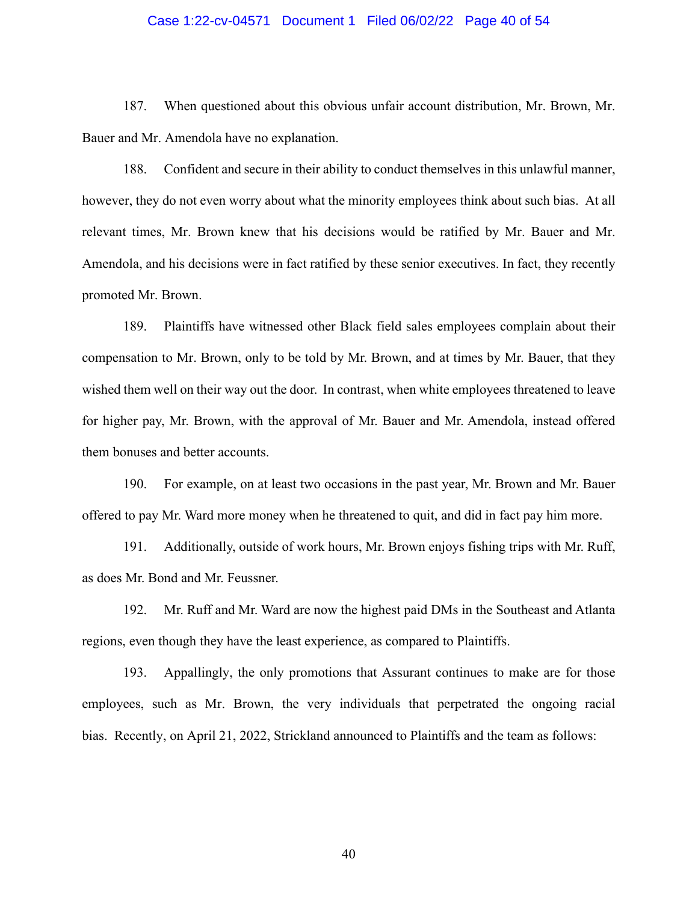187. When questioned about this obvious unfair account distribution, Mr. Brown, Mr. Bauer and Mr. Amendola have no explanation.

188. Confident and secure in their ability to conduct themselves in this unlawful manner, however, they do not even worry about what the minority employees think about such bias. At all relevant times, Mr. Brown knew that his decisions would be ratified by Mr. Bauer and Mr. Amendola, and his decisions were in fact ratified by these senior executives. In fact, they recently promoted Mr. Brown.

189. Plaintiffs have witnessed other Black field sales employees complain about their compensation to Mr. Brown, only to be told by Mr. Brown, and at times by Mr. Bauer, that they wished them well on their way out the door. In contrast, when white employees threatened to leave for higher pay, Mr. Brown, with the approval of Mr. Bauer and Mr. Amendola, instead offered them bonuses and better accounts.

190. For example, on at least two occasions in the past year, Mr. Brown and Mr. Bauer offered to pay Mr. Ward more money when he threatened to quit, and did in fact pay him more.

191. Additionally, outside of work hours, Mr. Brown enjoys fishing trips with Mr. Ruff, as does Mr. Bond and Mr. Feussner.

192. Mr. Ruff and Mr. Ward are now the highest paid DMs in the Southeast and Atlanta regions, even though they have the least experience, as compared to Plaintiffs.

193. Appallingly, the only promotions that Assurant continues to make are for those employees, such as Mr. Brown, the very individuals that perpetrated the ongoing racial bias. Recently, on April 21, 2022, Strickland announced to Plaintiffs and the team as follows: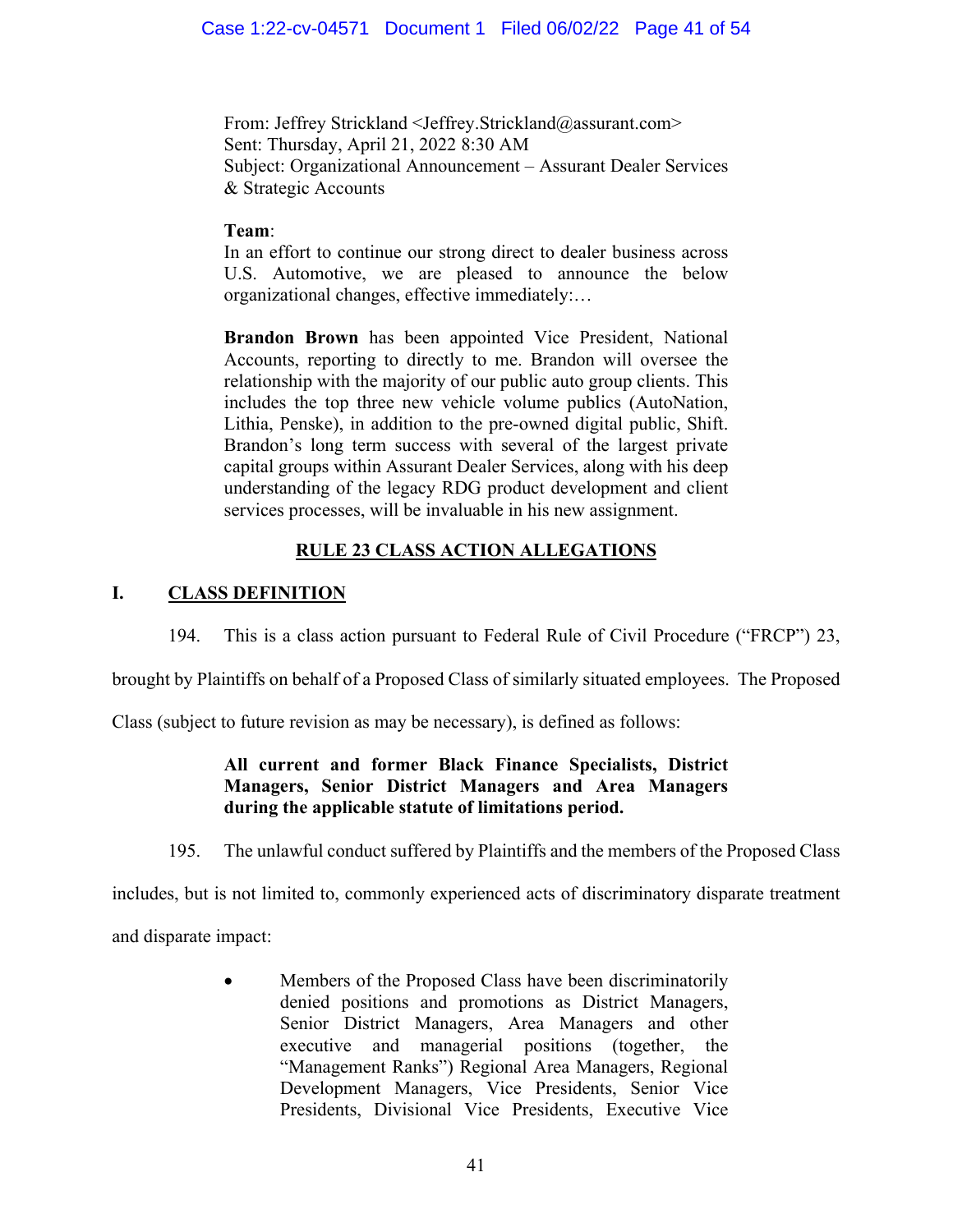> From: Jeffrey Strickland <Jeffrey.Strickland@assurant.com>
> Sent: Thursday, April 21, 2022 8:30 AM
> Subject: Organizational Announcement – Assurant Dealer Services & Strategic Accounts
>
> **Team**:
> In an effort to continue our strong direct to dealer business across U.S. Automotive, we are pleased to announce the below organizational changes, effective immediately:…
>
> **Brandon Brown** has been appointed Vice President, National Accounts, reporting to directly to me. Brandon will oversee the relationship with the majority of our public auto group clients. This includes the top three new vehicle volume publics (AutoNation, Lithia, Penske), in addition to the pre-owned digital public, Shift. Brandon's long term success with several of the largest private capital groups within Assurant Dealer Services, along with his deep understanding of the legacy RDG product development and client services processes, will be invaluable in his new assignment.

## RULE 23 CLASS ACTION ALLEGATIONS

### I. CLASS DEFINITION

194. This is a class action pursuant to Federal Rule of Civil Procedure ("FRCP") 23, brought by Plaintiffs on behalf of a Proposed Class of similarly situated employees. The Proposed Class (subject to future revision as may be necessary), is defined as follows:

> **All current and former Black Finance Specialists, District Managers, Senior District Managers and Area Managers during the applicable statute of limitations period.**

195. The unlawful conduct suffered by Plaintiffs and the members of the Proposed Class includes, but is not limited to, commonly experienced acts of discriminatory disparate treatment and disparate impact:

- Members of the Proposed Class have been discriminatorily denied positions and promotions as District Managers, Senior District Managers, Area Managers and other executive and managerial positions (together, the "Management Ranks") Regional Area Managers, Regional Development Managers, Vice Presidents, Senior Vice Presidents, Divisional Vice Presidents, Executive Vice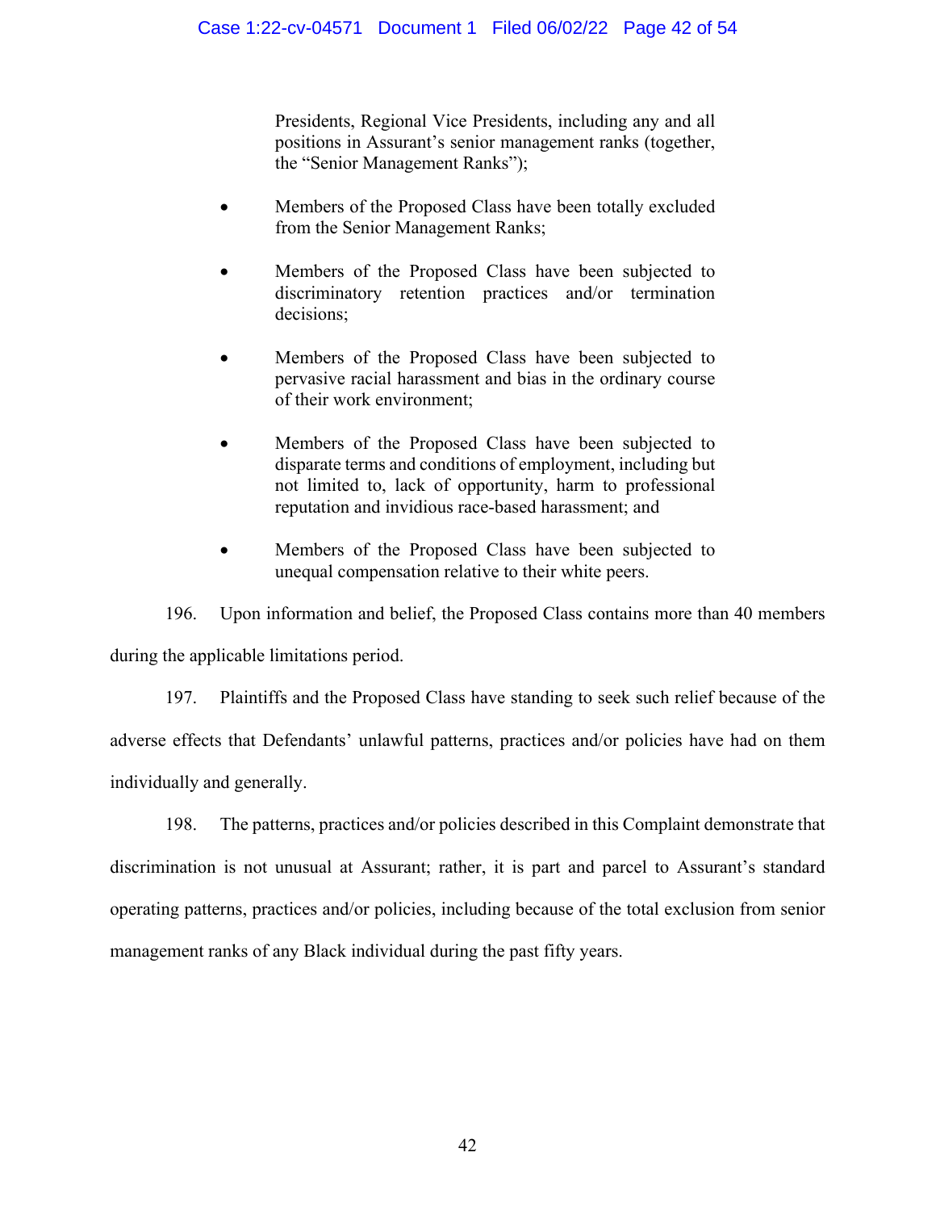Presidents, Regional Vice Presidents, including any and all positions in Assurant's senior management ranks (together, the "Senior Management Ranks");

- Members of the Proposed Class have been totally excluded from the Senior Management Ranks;
- Members of the Proposed Class have been subjected to discriminatory retention practices and/or termination decisions;
- Members of the Proposed Class have been subjected to pervasive racial harassment and bias in the ordinary course of their work environment;
- Members of the Proposed Class have been subjected to disparate terms and conditions of employment, including but not limited to, lack of opportunity, harm to professional reputation and invidious race-based harassment; and
- Members of the Proposed Class have been subjected to unequal compensation relative to their white peers.

196. Upon information and belief, the Proposed Class contains more than 40 members during the applicable limitations period.

197. Plaintiffs and the Proposed Class have standing to seek such relief because of the adverse effects that Defendants' unlawful patterns, practices and/or policies have had on them individually and generally.

198. The patterns, practices and/or policies described in this Complaint demonstrate that discrimination is not unusual at Assurant; rather, it is part and parcel to Assurant's standard operating patterns, practices and/or policies, including because of the total exclusion from senior management ranks of any Black individual during the past fifty years.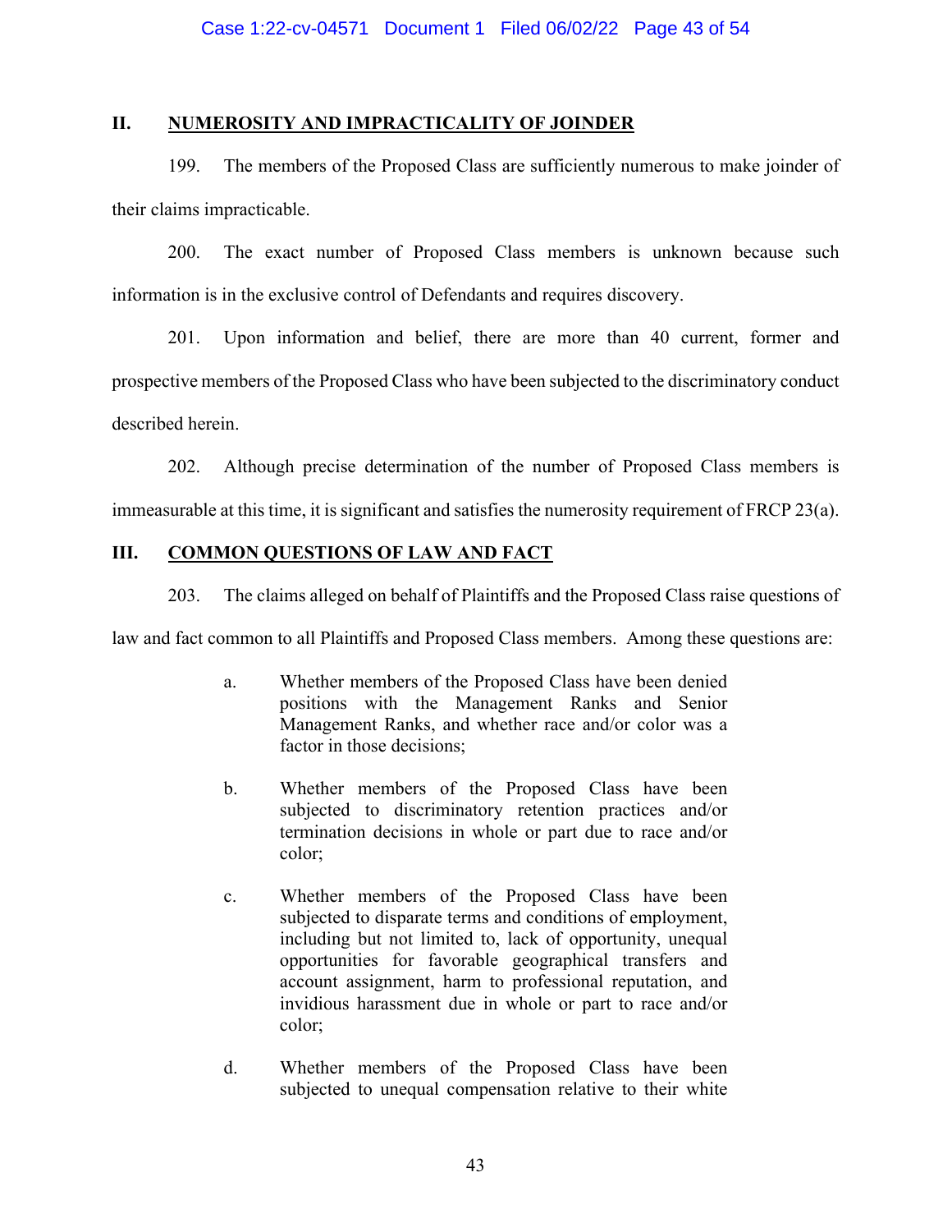## II. NUMEROSITY AND IMPRACTICALITY OF JOINDER

199. The members of the Proposed Class are sufficiently numerous to make joinder of their claims impracticable.

200. The exact number of Proposed Class members is unknown because such information is in the exclusive control of Defendants and requires discovery.

201. Upon information and belief, there are more than 40 current, former and prospective members of the Proposed Class who have been subjected to the discriminatory conduct described herein.

202. Although precise determination of the number of Proposed Class members is immeasurable at this time, it is significant and satisfies the numerosity requirement of FRCP 23(a).

## III. COMMON QUESTIONS OF LAW AND FACT

203. The claims alleged on behalf of Plaintiffs and the Proposed Class raise questions of law and fact common to all Plaintiffs and Proposed Class members. Among these questions are:

> a. Whether members of the Proposed Class have been denied positions with the Management Ranks and Senior Management Ranks, and whether race and/or color was a factor in those decisions;
>
> b. Whether members of the Proposed Class have been subjected to discriminatory retention practices and/or termination decisions in whole or part due to race and/or color;
>
> c. Whether members of the Proposed Class have been subjected to disparate terms and conditions of employment, including but not limited to, lack of opportunity, unequal opportunities for favorable geographical transfers and account assignment, harm to professional reputation, and invidious harassment due in whole or part to race and/or color;
>
> d. Whether members of the Proposed Class have been subjected to unequal compensation relative to their white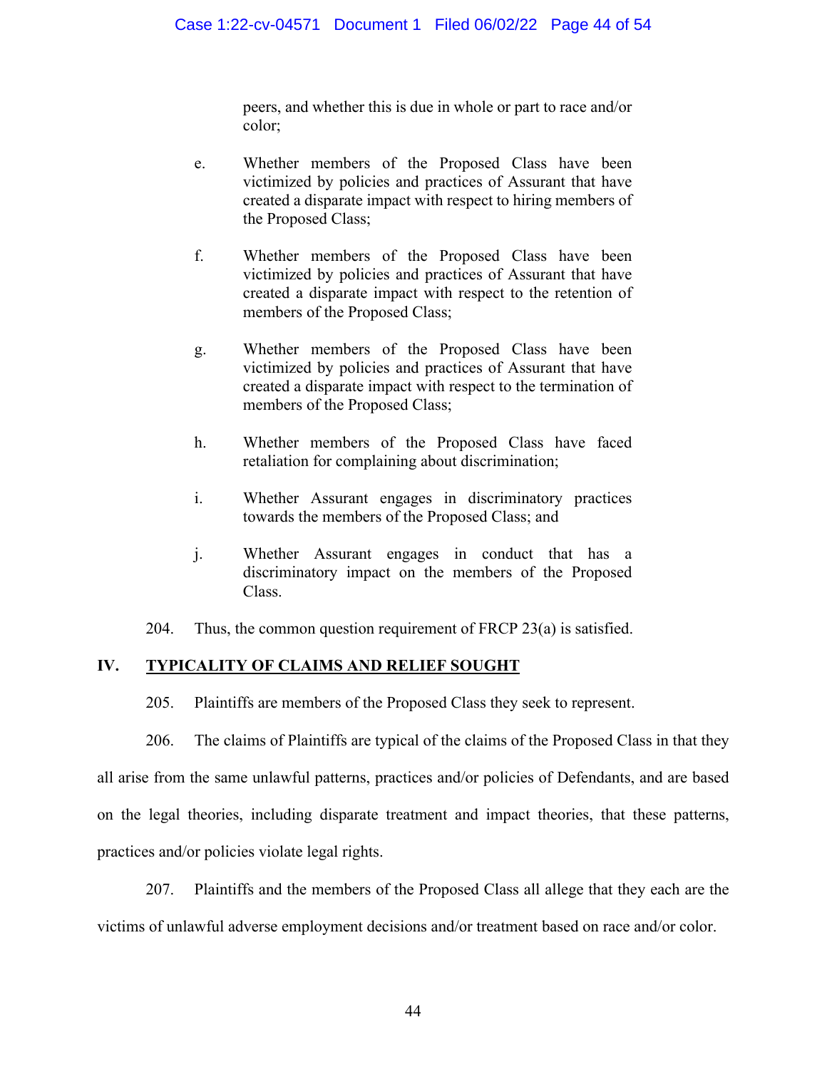peers, and whether this is due in whole or part to race and/or color;

e. Whether members of the Proposed Class have been victimized by policies and practices of Assurant that have created a disparate impact with respect to hiring members of the Proposed Class;

f. Whether members of the Proposed Class have been victimized by policies and practices of Assurant that have created a disparate impact with respect to the retention of members of the Proposed Class;

g. Whether members of the Proposed Class have been victimized by policies and practices of Assurant that have created a disparate impact with respect to the termination of members of the Proposed Class;

h. Whether members of the Proposed Class have faced retaliation for complaining about discrimination;

i. Whether Assurant engages in discriminatory practices towards the members of the Proposed Class; and

j. Whether Assurant engages in conduct that has a discriminatory impact on the members of the Proposed Class.

204. Thus, the common question requirement of FRCP 23(a) is satisfied.

## IV. TYPICALITY OF CLAIMS AND RELIEF SOUGHT

205. Plaintiffs are members of the Proposed Class they seek to represent.

206. The claims of Plaintiffs are typical of the claims of the Proposed Class in that they all arise from the same unlawful patterns, practices and/or policies of Defendants, and are based on the legal theories, including disparate treatment and impact theories, that these patterns, practices and/or policies violate legal rights.

207. Plaintiffs and the members of the Proposed Class all allege that they each are the victims of unlawful adverse employment decisions and/or treatment based on race and/or color.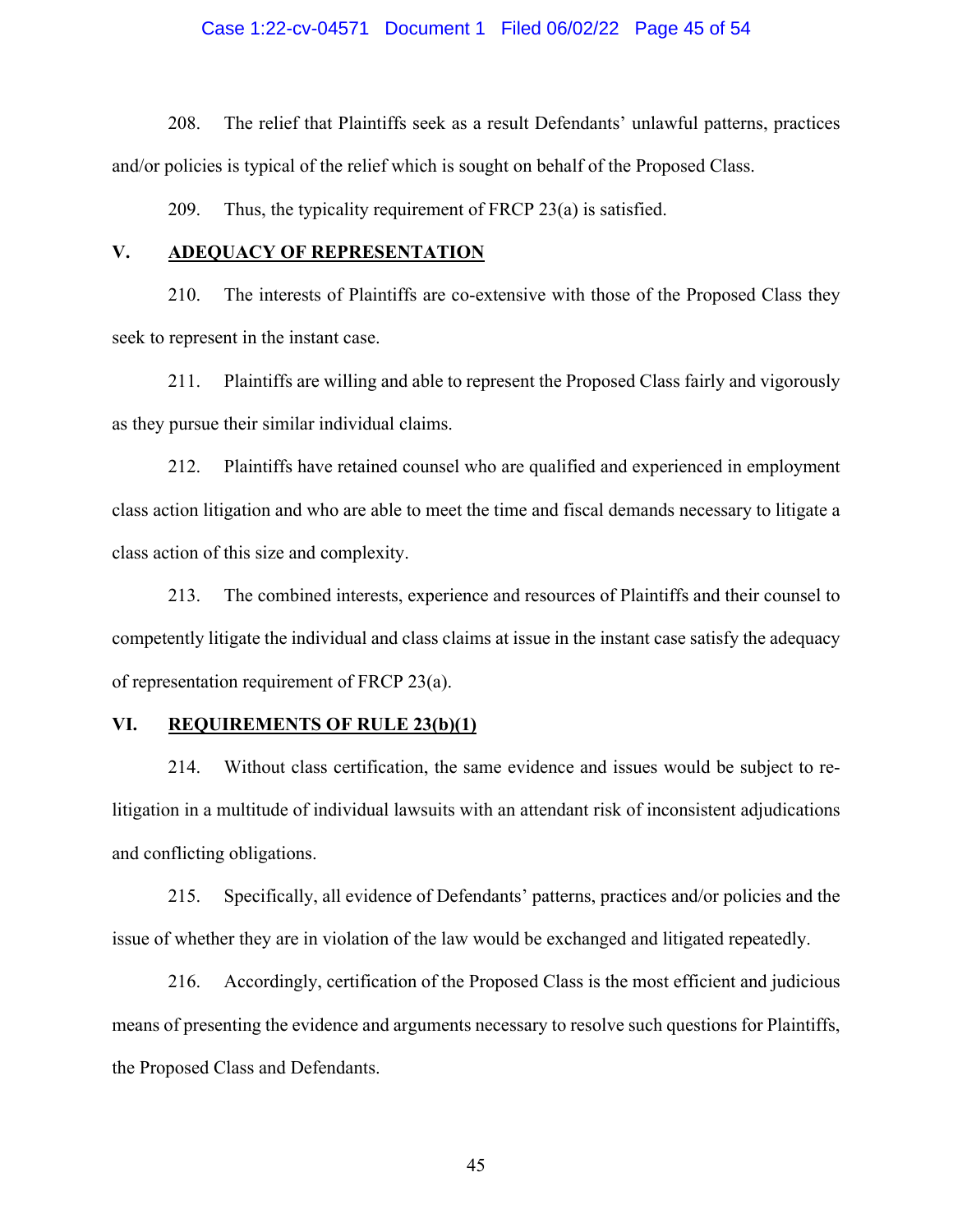208. The relief that Plaintiffs seek as a result Defendants' unlawful patterns, practices and/or policies is typical of the relief which is sought on behalf of the Proposed Class.

209. Thus, the typicality requirement of FRCP 23(a) is satisfied.

## V. ADEQUACY OF REPRESENTATION

210. The interests of Plaintiffs are co-extensive with those of the Proposed Class they seek to represent in the instant case.

211. Plaintiffs are willing and able to represent the Proposed Class fairly and vigorously as they pursue their similar individual claims.

212. Plaintiffs have retained counsel who are qualified and experienced in employment class action litigation and who are able to meet the time and fiscal demands necessary to litigate a class action of this size and complexity.

213. The combined interests, experience and resources of Plaintiffs and their counsel to competently litigate the individual and class claims at issue in the instant case satisfy the adequacy of representation requirement of FRCP 23(a).

## VI. REQUIREMENTS OF RULE 23(b)(1)

214. Without class certification, the same evidence and issues would be subject to re-litigation in a multitude of individual lawsuits with an attendant risk of inconsistent adjudications and conflicting obligations.

215. Specifically, all evidence of Defendants' patterns, practices and/or policies and the issue of whether they are in violation of the law would be exchanged and litigated repeatedly.

216. Accordingly, certification of the Proposed Class is the most efficient and judicious means of presenting the evidence and arguments necessary to resolve such questions for Plaintiffs, the Proposed Class and Defendants.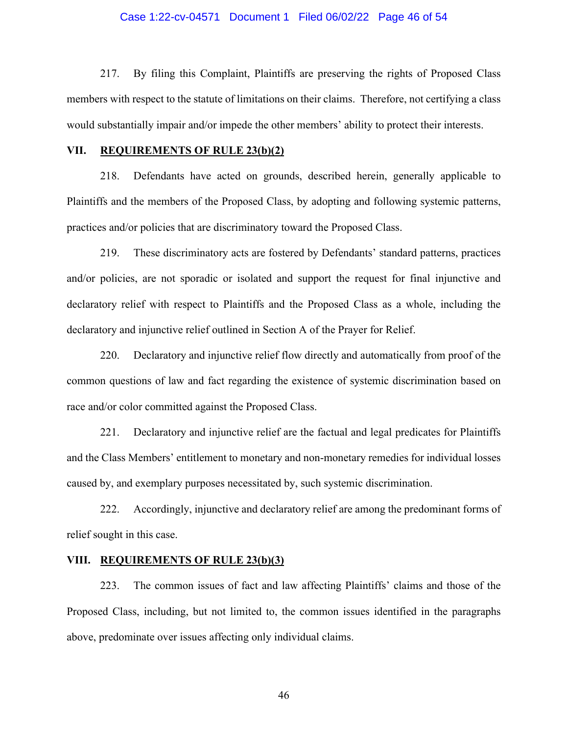217. By filing this Complaint, Plaintiffs are preserving the rights of Proposed Class members with respect to the statute of limitations on their claims. Therefore, not certifying a class would substantially impair and/or impede the other members' ability to protect their interests.

## VII. REQUIREMENTS OF RULE 23(b)(2)

218. Defendants have acted on grounds, described herein, generally applicable to Plaintiffs and the members of the Proposed Class, by adopting and following systemic patterns, practices and/or policies that are discriminatory toward the Proposed Class.

219. These discriminatory acts are fostered by Defendants' standard patterns, practices and/or policies, are not sporadic or isolated and support the request for final injunctive and declaratory relief with respect to Plaintiffs and the Proposed Class as a whole, including the declaratory and injunctive relief outlined in Section A of the Prayer for Relief.

220. Declaratory and injunctive relief flow directly and automatically from proof of the common questions of law and fact regarding the existence of systemic discrimination based on race and/or color committed against the Proposed Class.

221. Declaratory and injunctive relief are the factual and legal predicates for Plaintiffs and the Class Members' entitlement to monetary and non-monetary remedies for individual losses caused by, and exemplary purposes necessitated by, such systemic discrimination.

222. Accordingly, injunctive and declaratory relief are among the predominant forms of relief sought in this case.

## VIII. REQUIREMENTS OF RULE 23(b)(3)

223. The common issues of fact and law affecting Plaintiffs' claims and those of the Proposed Class, including, but not limited to, the common issues identified in the paragraphs above, predominate over issues affecting only individual claims.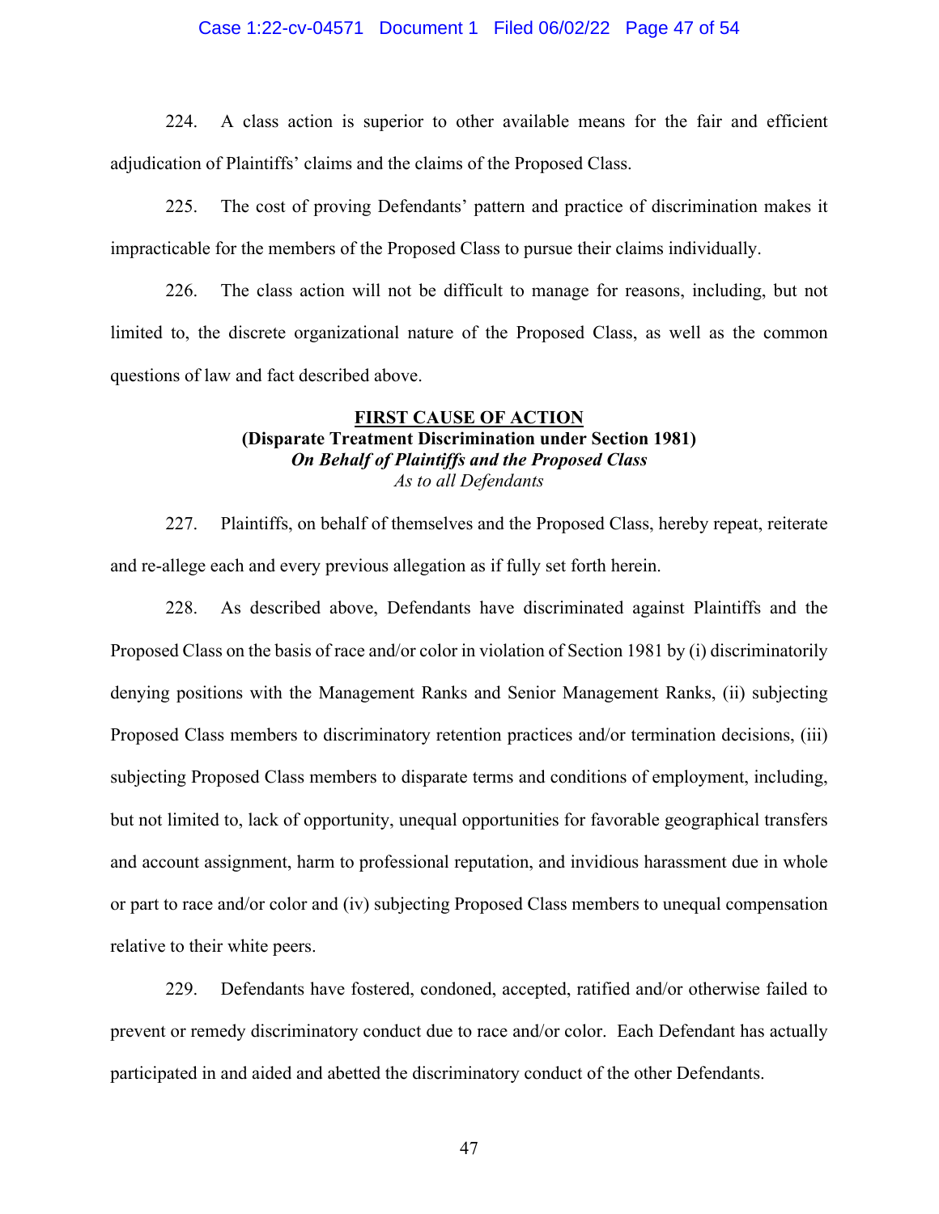224. A class action is superior to other available means for the fair and efficient adjudication of Plaintiffs' claims and the claims of the Proposed Class.

225. The cost of proving Defendants' pattern and practice of discrimination makes it impracticable for the members of the Proposed Class to pursue their claims individually.

226. The class action will not be difficult to manage for reasons, including, but not limited to, the discrete organizational nature of the Proposed Class, as well as the common questions of law and fact described above.

## FIRST CAUSE OF ACTION
**(Disparate Treatment Discrimination under Section 1981)**
***On Behalf of Plaintiffs and the Proposed Class***
*As to all Defendants*

227. Plaintiffs, on behalf of themselves and the Proposed Class, hereby repeat, reiterate and re-allege each and every previous allegation as if fully set forth herein.

228. As described above, Defendants have discriminated against Plaintiffs and the Proposed Class on the basis of race and/or color in violation of Section 1981 by (i) discriminatorily denying positions with the Management Ranks and Senior Management Ranks, (ii) subjecting Proposed Class members to discriminatory retention practices and/or termination decisions, (iii) subjecting Proposed Class members to disparate terms and conditions of employment, including, but not limited to, lack of opportunity, unequal opportunities for favorable geographical transfers and account assignment, harm to professional reputation, and invidious harassment due in whole or part to race and/or color and (iv) subjecting Proposed Class members to unequal compensation relative to their white peers.

229. Defendants have fostered, condoned, accepted, ratified and/or otherwise failed to prevent or remedy discriminatory conduct due to race and/or color. Each Defendant has actually participated in and aided and abetted the discriminatory conduct of the other Defendants.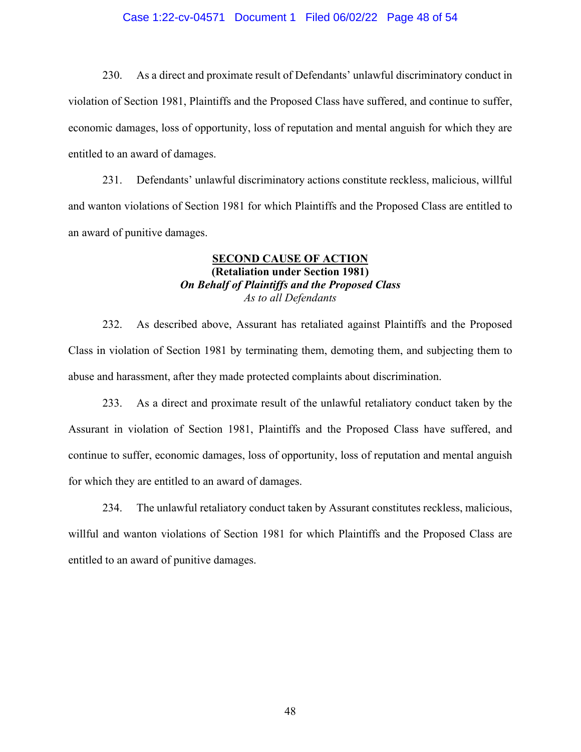230. As a direct and proximate result of Defendants' unlawful discriminatory conduct in violation of Section 1981, Plaintiffs and the Proposed Class have suffered, and continue to suffer, economic damages, loss of opportunity, loss of reputation and mental anguish for which they are entitled to an award of damages.

231. Defendants' unlawful discriminatory actions constitute reckless, malicious, willful and wanton violations of Section 1981 for which Plaintiffs and the Proposed Class are entitled to an award of punitive damages.

## SECOND CAUSE OF ACTION
**(Retaliation under Section 1981)**
***On Behalf of Plaintiffs and the Proposed Class***
*As to all Defendants*

232. As described above, Assurant has retaliated against Plaintiffs and the Proposed Class in violation of Section 1981 by terminating them, demoting them, and subjecting them to abuse and harassment, after they made protected complaints about discrimination.

233. As a direct and proximate result of the unlawful retaliatory conduct taken by the Assurant in violation of Section 1981, Plaintiffs and the Proposed Class have suffered, and continue to suffer, economic damages, loss of opportunity, loss of reputation and mental anguish for which they are entitled to an award of damages.

234. The unlawful retaliatory conduct taken by Assurant constitutes reckless, malicious, willful and wanton violations of Section 1981 for which Plaintiffs and the Proposed Class are entitled to an award of punitive damages.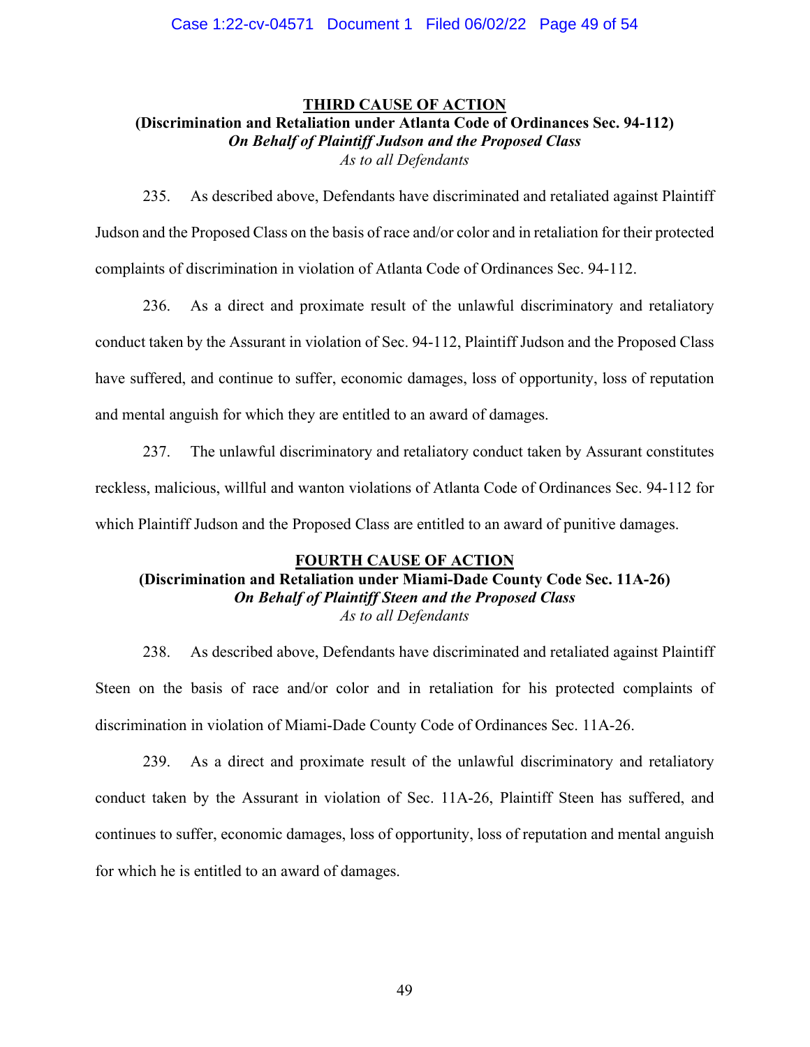**THIRD CAUSE OF ACTION**
**(Discrimination and Retaliation under Atlanta Code of Ordinances Sec. 94-112)**
***On Behalf of Plaintiff Judson and the Proposed Class***
*As to all Defendants*

235. As described above, Defendants have discriminated and retaliated against Plaintiff Judson and the Proposed Class on the basis of race and/or color and in retaliation for their protected complaints of discrimination in violation of Atlanta Code of Ordinances Sec. 94-112.

236. As a direct and proximate result of the unlawful discriminatory and retaliatory conduct taken by the Assurant in violation of Sec. 94-112, Plaintiff Judson and the Proposed Class have suffered, and continue to suffer, economic damages, loss of opportunity, loss of reputation and mental anguish for which they are entitled to an award of damages.

237. The unlawful discriminatory and retaliatory conduct taken by Assurant constitutes reckless, malicious, willful and wanton violations of Atlanta Code of Ordinances Sec. 94-112 for which Plaintiff Judson and the Proposed Class are entitled to an award of punitive damages.

**FOURTH CAUSE OF ACTION**
**(Discrimination and Retaliation under Miami-Dade County Code Sec. 11A-26)**
***On Behalf of Plaintiff Steen and the Proposed Class***
*As to all Defendants*

238. As described above, Defendants have discriminated and retaliated against Plaintiff Steen on the basis of race and/or color and in retaliation for his protected complaints of discrimination in violation of Miami-Dade County Code of Ordinances Sec. 11A-26.

239. As a direct and proximate result of the unlawful discriminatory and retaliatory conduct taken by the Assurant in violation of Sec. 11A-26, Plaintiff Steen has suffered, and continues to suffer, economic damages, loss of opportunity, loss of reputation and mental anguish for which he is entitled to an award of damages.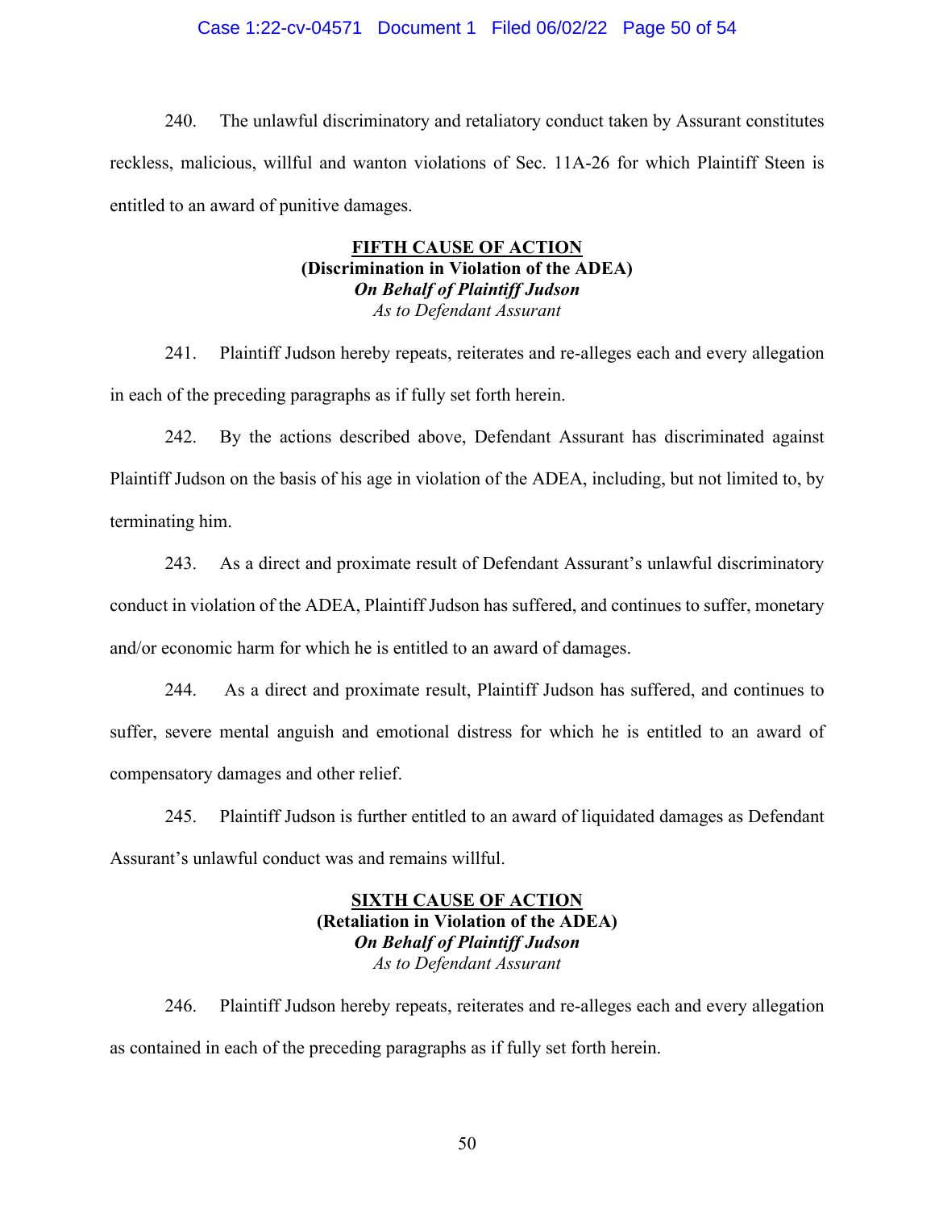240. The unlawful discriminatory and retaliatory conduct taken by Assurant constitutes reckless, malicious, willful and wanton violations of Sec. 11A-26 for which Plaintiff Steen is entitled to an award of punitive damages.

**<u>FIFTH CAUSE OF ACTION</u>**
**(Discrimination in Violation of the ADEA)**
***On Behalf of Plaintiff Judson***
*As to Defendant Assurant*

241. Plaintiff Judson hereby repeats, reiterates and re-alleges each and every allegation in each of the preceding paragraphs as if fully set forth herein.

242. By the actions described above, Defendant Assurant has discriminated against Plaintiff Judson on the basis of his age in violation of the ADEA, including, but not limited to, by terminating him.

243. As a direct and proximate result of Defendant Assurant's unlawful discriminatory conduct in violation of the ADEA, Plaintiff Judson has suffered, and continues to suffer, monetary and/or economic harm for which he is entitled to an award of damages.

244. As a direct and proximate result, Plaintiff Judson has suffered, and continues to suffer, severe mental anguish and emotional distress for which he is entitled to an award of compensatory damages and other relief.

245. Plaintiff Judson is further entitled to an award of liquidated damages as Defendant Assurant's unlawful conduct was and remains willful.

**<u>SIXTH CAUSE OF ACTION</u>**
**(Retaliation in Violation of the ADEA)**
***On Behalf of Plaintiff Judson***
*As to Defendant Assurant*

246. Plaintiff Judson hereby repeats, reiterates and re-alleges each and every allegation as contained in each of the preceding paragraphs as if fully set forth herein.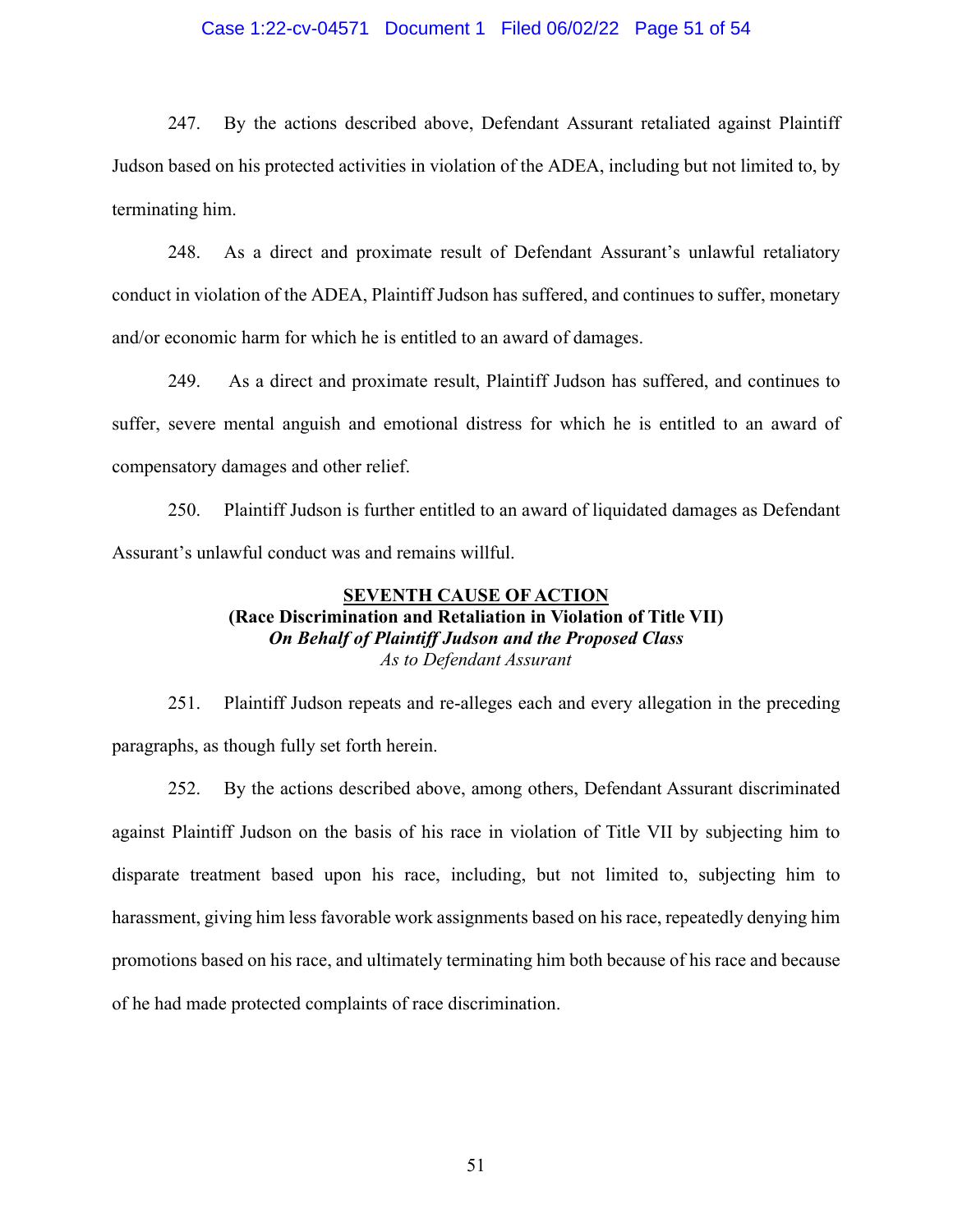247. By the actions described above, Defendant Assurant retaliated against Plaintiff Judson based on his protected activities in violation of the ADEA, including but not limited to, by terminating him.

248. As a direct and proximate result of Defendant Assurant's unlawful retaliatory conduct in violation of the ADEA, Plaintiff Judson has suffered, and continues to suffer, monetary and/or economic harm for which he is entitled to an award of damages.

249. As a direct and proximate result, Plaintiff Judson has suffered, and continues to suffer, severe mental anguish and emotional distress for which he is entitled to an award of compensatory damages and other relief.

250. Plaintiff Judson is further entitled to an award of liquidated damages as Defendant Assurant's unlawful conduct was and remains willful.

<u>**SEVENTH CAUSE OF ACTION**</u>
**(Race Discrimination and Retaliation in Violation of Title VII)**
***On Behalf of Plaintiff Judson and the Proposed Class***
*As to Defendant Assurant*

251. Plaintiff Judson repeats and re-alleges each and every allegation in the preceding paragraphs, as though fully set forth herein.

252. By the actions described above, among others, Defendant Assurant discriminated against Plaintiff Judson on the basis of his race in violation of Title VII by subjecting him to disparate treatment based upon his race, including, but not limited to, subjecting him to harassment, giving him less favorable work assignments based on his race, repeatedly denying him promotions based on his race, and ultimately terminating him both because of his race and because of he had made protected complaints of race discrimination.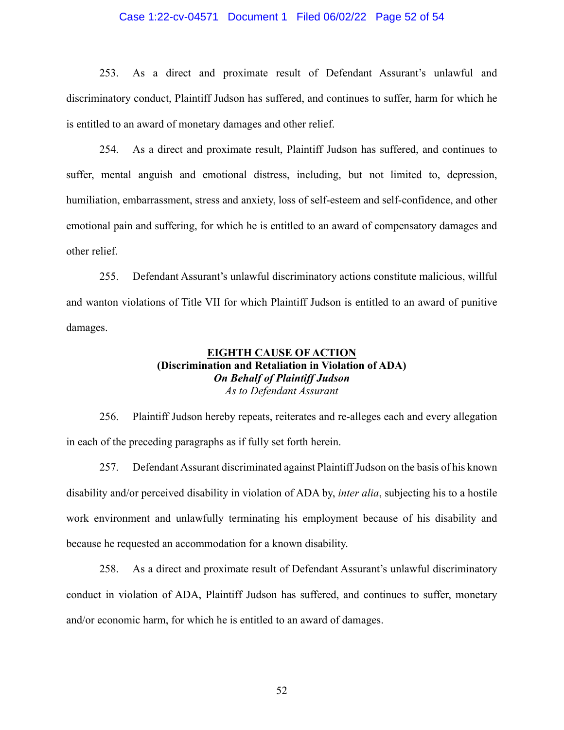253. As a direct and proximate result of Defendant Assurant's unlawful and discriminatory conduct, Plaintiff Judson has suffered, and continues to suffer, harm for which he is entitled to an award of monetary damages and other relief.

254. As a direct and proximate result, Plaintiff Judson has suffered, and continues to suffer, mental anguish and emotional distress, including, but not limited to, depression, humiliation, embarrassment, stress and anxiety, loss of self-esteem and self-confidence, and other emotional pain and suffering, for which he is entitled to an award of compensatory damages and other relief.

255. Defendant Assurant's unlawful discriminatory actions constitute malicious, willful and wanton violations of Title VII for which Plaintiff Judson is entitled to an award of punitive damages.

**EIGHTH CAUSE OF ACTION**
**(Discrimination and Retaliation in Violation of ADA)**
***On Behalf of Plaintiff Judson***
*As to Defendant Assurant*

256. Plaintiff Judson hereby repeats, reiterates and re-alleges each and every allegation in each of the preceding paragraphs as if fully set forth herein.

257. Defendant Assurant discriminated against Plaintiff Judson on the basis of his known disability and/or perceived disability in violation of ADA by, *inter alia*, subjecting his to a hostile work environment and unlawfully terminating his employment because of his disability and because he requested an accommodation for a known disability.

258. As a direct and proximate result of Defendant Assurant's unlawful discriminatory conduct in violation of ADA, Plaintiff Judson has suffered, and continues to suffer, monetary and/or economic harm, for which he is entitled to an award of damages.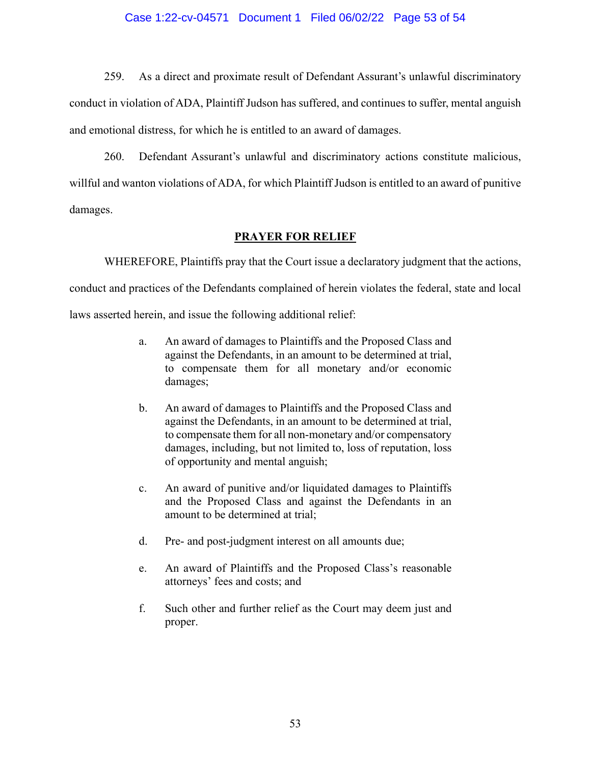259. As a direct and proximate result of Defendant Assurant's unlawful discriminatory conduct in violation of ADA, Plaintiff Judson has suffered, and continues to suffer, mental anguish and emotional distress, for which he is entitled to an award of damages.

260. Defendant Assurant's unlawful and discriminatory actions constitute malicious, willful and wanton violations of ADA, for which Plaintiff Judson is entitled to an award of punitive damages.

## PRAYER FOR RELIEF

WHEREFORE, Plaintiffs pray that the Court issue a declaratory judgment that the actions, conduct and practices of the Defendants complained of herein violates the federal, state and local laws asserted herein, and issue the following additional relief:

a. An award of damages to Plaintiffs and the Proposed Class and against the Defendants, in an amount to be determined at trial, to compensate them for all monetary and/or economic damages;

b. An award of damages to Plaintiffs and the Proposed Class and against the Defendants, in an amount to be determined at trial, to compensate them for all non-monetary and/or compensatory damages, including, but not limited to, loss of reputation, loss of opportunity and mental anguish;

c. An award of punitive and/or liquidated damages to Plaintiffs and the Proposed Class and against the Defendants in an amount to be determined at trial;

d. Pre- and post-judgment interest on all amounts due;

e. An award of Plaintiffs and the Proposed Class's reasonable attorneys' fees and costs; and

f. Such other and further relief as the Court may deem just and proper.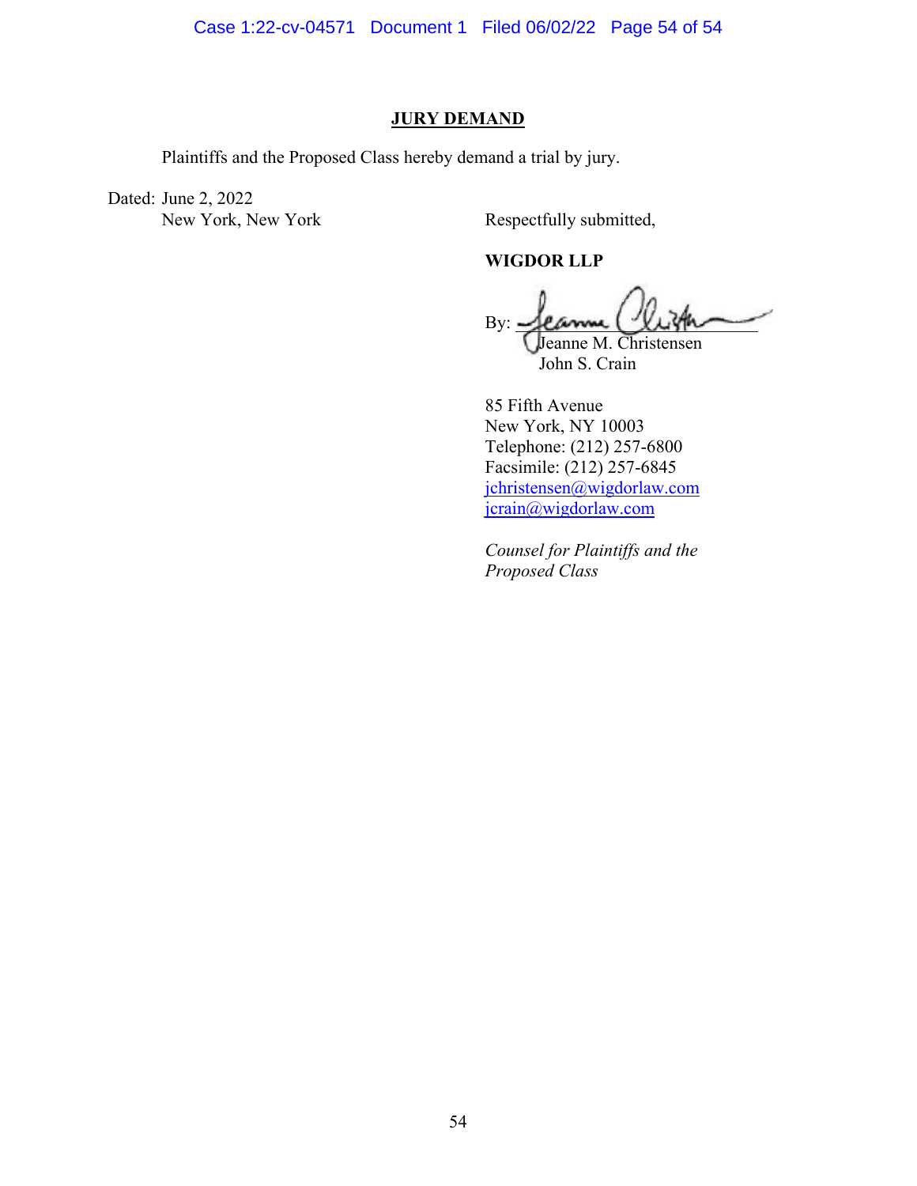## JURY DEMAND

Plaintiffs and the Proposed Class hereby demand a trial by jury.

Dated: June 2, 2022
New York, New York

Respectfully submitted,

**WIGDOR LLP**

By: ______________________
Jeanne M. Christensen
John S. Crain

85 Fifth Avenue
New York, NY 10003
Telephone: (212) 257-6800
Facsimile: (212) 257-6845
jchristensen@wigdorlaw.com
jcrain@wigdorlaw.com

*Counsel for Plaintiffs and the Proposed Class*